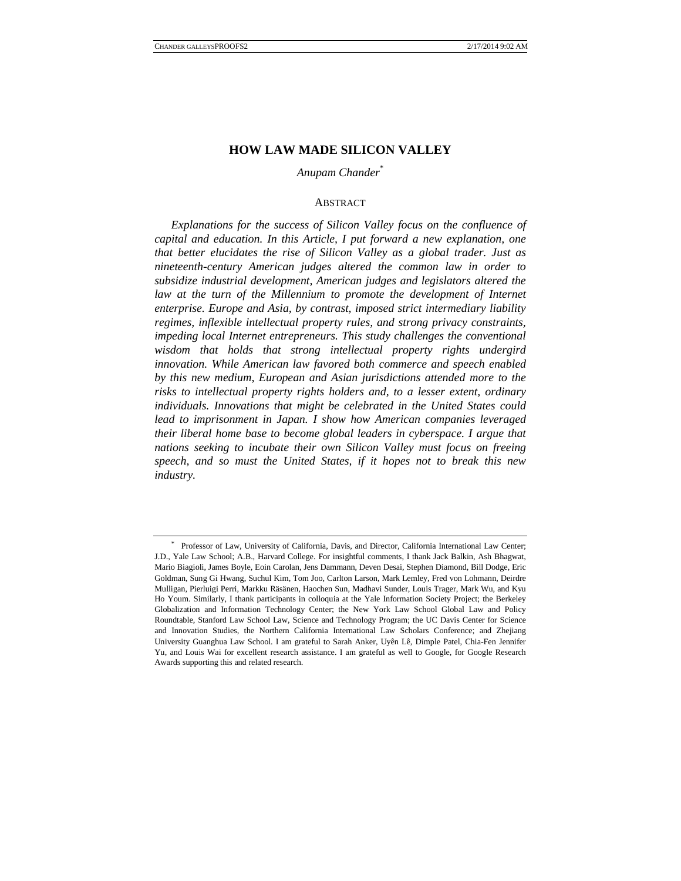# HOW LAW MADE SILICON VALLEY

*Anupam Chander*[*]

## ABSTRACT

*Explanations for the success of Silicon Valley focus on the confluence of capital and education. In this Article, I put forward a new explanation, one that better elucidates the rise of Silicon Valley as a global trader. Just as nineteenth-century American judges altered the common law in order to subsidize industrial development, American judges and legislators altered the law at the turn of the Millennium to promote the development of Internet enterprise. Europe and Asia, by contrast, imposed strict intermediary liability regimes, inflexible intellectual property rules, and strong privacy constraints, impeding local Internet entrepreneurs. This study challenges the conventional wisdom that holds that strong intellectual property rights undergird innovation. While American law favored both commerce and speech enabled by this new medium, European and Asian jurisdictions attended more to the risks to intellectual property rights holders and, to a lesser extent, ordinary individuals. Innovations that might be celebrated in the United States could lead to imprisonment in Japan. I show how American companies leveraged their liberal home base to become global leaders in cyberspace. I argue that nations seeking to incubate their own Silicon Valley must focus on freeing speech, and so must the United States, if it hopes not to break this new industry.*

---

[*] Professor of Law, University of California, Davis, and Director, California International Law Center; J.D., Yale Law School; A.B., Harvard College. For insightful comments, I thank Jack Balkin, Ash Bhagwat, Mario Biagioli, James Boyle, Eoin Carolan, Jens Dammann, Deven Desai, Stephen Diamond, Bill Dodge, Eric Goldman, Sung Gi Hwang, Suchul Kim, Tom Joo, Carlton Larson, Mark Lemley, Fred von Lohmann, Deirdre Mulligan, Pierluigi Perri, Markku Räsänen, Haochen Sun, Madhavi Sunder, Louis Trager, Mark Wu, and Kyu Ho Youm. Similarly, I thank participants in colloquia at the Yale Information Society Project; the Berkeley Globalization and Information Technology Center; the New York Law School Global Law and Policy Roundtable, Stanford Law School Law, Science and Technology Program; the UC Davis Center for Science and Innovation Studies, the Northern California International Law Scholars Conference; and Zhejiang University Guanghua Law School. I am grateful to Sarah Anker, Uyên Lê, Dimple Patel, Chia-Fen Jennifer Yu, and Louis Wai for excellent research assistance. I am grateful as well to Google, for Google Research Awards supporting this and related research.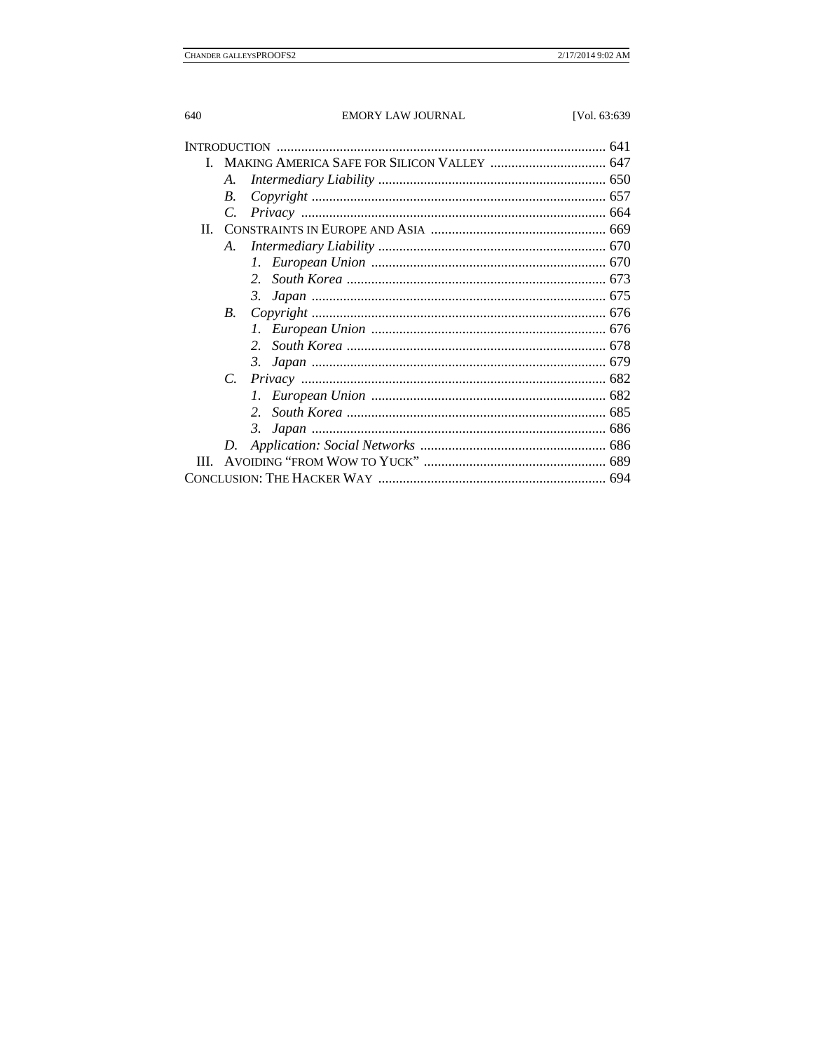INTRODUCTION ............................................................................................. 641

I. MAKING AMERICA SAFE FOR SILICON VALLEY ................................. 647
   - A. *Intermediary Liability* ................................................................. 650
   - B. *Copyright* .................................................................................... 657
   - C. *Privacy* ....................................................................................... 664

II. CONSTRAINTS IN EUROPE AND ASIA .................................................. 669
   - A. *Intermediary Liability* ................................................................. 670
     1. *European Union* ................................................................... 670
     2. *South Korea* .......................................................................... 673
     3. *Japan* .................................................................................... 675
   - B. *Copyright* .................................................................................... 676
     1. *European Union* ................................................................... 676
     2. *South Korea* .......................................................................... 678
     3. *Japan* .................................................................................... 679
   - C. *Privacy* ....................................................................................... 682
     1. *European Union* ................................................................... 682
     2. *South Korea* .......................................................................... 685
     3. *Japan* .................................................................................... 686
   - D. *Application: Social Networks* ...................................................... 686

III. AVOIDING "FROM WOW TO YUCK" .................................................... 689

CONCLUSION: THE HACKER WAY ................................................................. 694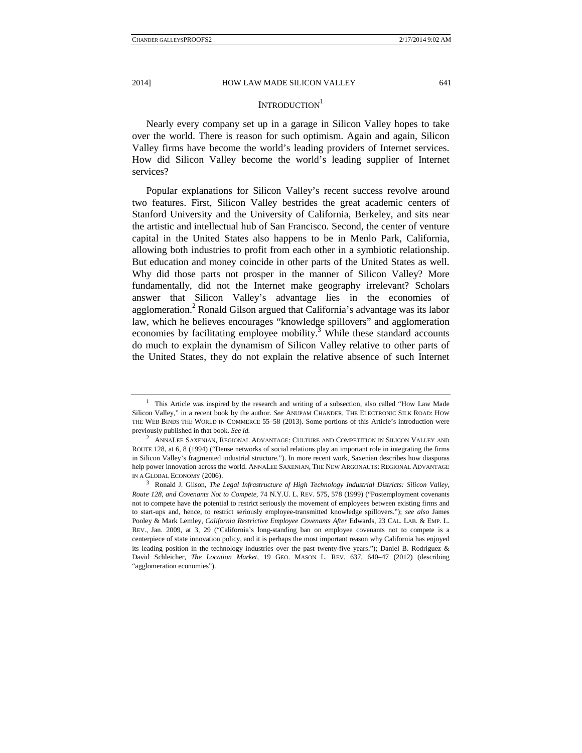## INTRODUCTION[1]

Nearly every company set up in a garage in Silicon Valley hopes to take over the world. There is reason for such optimism. Again and again, Silicon Valley firms have become the world's leading providers of Internet services. How did Silicon Valley become the world's leading supplier of Internet services?

Popular explanations for Silicon Valley's recent success revolve around two features. First, Silicon Valley bestrides the great academic centers of Stanford University and the University of California, Berkeley, and sits near the artistic and intellectual hub of San Francisco. Second, the center of venture capital in the United States also happens to be in Menlo Park, California, allowing both industries to profit from each other in a symbiotic relationship. But education and money coincide in other parts of the United States as well. Why did those parts not prosper in the manner of Silicon Valley? More fundamentally, did not the Internet make geography irrelevant? Scholars answer that Silicon Valley's advantage lies in the economies of agglomeration.[2] Ronald Gilson argued that California's advantage was its labor law, which he believes encourages "knowledge spillovers" and agglomeration economies by facilitating employee mobility.[3] While these standard accounts do much to explain the dynamism of Silicon Valley relative to other parts of the United States, they do not explain the relative absence of such Internet

---

[1] This Article was inspired by the research and writing of a subsection, also called "How Law Made Silicon Valley," in a recent book by the author. *See* ANUPAM CHANDER, THE ELECTRONIC SILK ROAD: HOW THE WEB BINDS THE WORLD IN COMMERCE 55–58 (2013). Some portions of this Article's introduction were previously published in that book. *See id.*

[2] ANNALEE SAXENIAN, REGIONAL ADVANTAGE: CULTURE AND COMPETITION IN SILICON VALLEY AND ROUTE 128, at 6, 8 (1994) ("Dense networks of social relations play an important role in integrating the firms in Silicon Valley's fragmented industrial structure."). In more recent work, Saxenian describes how diasporas help power innovation across the world. ANNALEE SAXENIAN, THE NEW ARGONAUTS: REGIONAL ADVANTAGE IN A GLOBAL ECONOMY (2006).

[3] Ronald J. Gilson, *The Legal Infrastructure of High Technology Industrial Districts: Silicon Valley, Route 128, and Covenants Not to Compete*, 74 N.Y.U. L. REV. 575, 578 (1999) ("Postemployment covenants not to compete have the potential to restrict seriously the movement of employees between existing firms and to start-ups and, hence, to restrict seriously employee-transmitted knowledge spillovers."); *see also* James Pooley & Mark Lemley, *California Restrictive Employee Covenants After* Edwards, 23 CAL. LAB. & EMP. L. REV., Jan. 2009, at 3, 29 ("California's long-standing ban on employee covenants not to compete is a centerpiece of state innovation policy, and it is perhaps the most important reason why California has enjoyed its leading position in the technology industries over the past twenty-five years."); Daniel B. Rodriguez & David Schleicher, *The Location Market*, 19 GEO. MASON L. REV. 637, 640–47 (2012) (describing "agglomeration economies").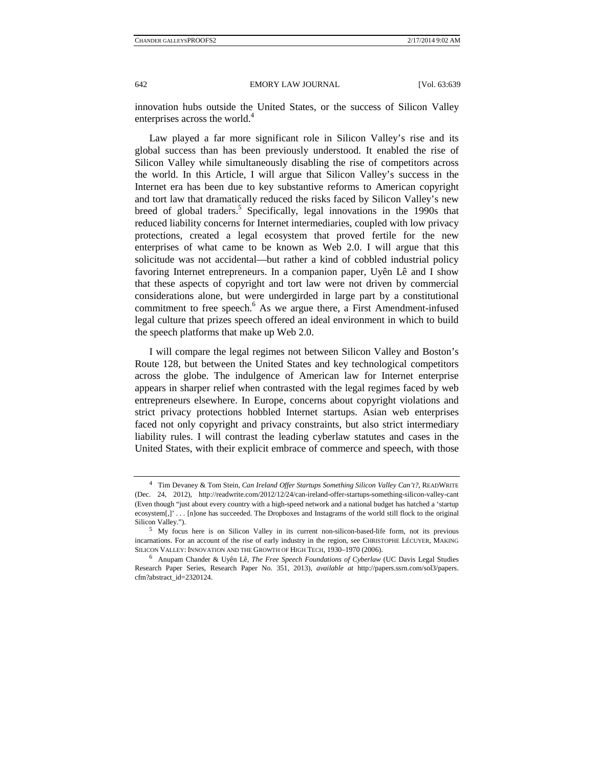innovation hubs outside the United States, or the success of Silicon Valley enterprises across the world.[4]

Law played a far more significant role in Silicon Valley's rise and its global success than has been previously understood. It enabled the rise of Silicon Valley while simultaneously disabling the rise of competitors across the world. In this Article, I will argue that Silicon Valley's success in the Internet era has been due to key substantive reforms to American copyright and tort law that dramatically reduced the risks faced by Silicon Valley's new breed of global traders.[5] Specifically, legal innovations in the 1990s that reduced liability concerns for Internet intermediaries, coupled with low privacy protections, created a legal ecosystem that proved fertile for the new enterprises of what came to be known as Web 2.0. I will argue that this solicitude was not accidental—but rather a kind of cobbled industrial policy favoring Internet entrepreneurs. In a companion paper, Uyên Lê and I show that these aspects of copyright and tort law were not driven by commercial considerations alone, but were undergirded in large part by a constitutional commitment to free speech.[6] As we argue there, a First Amendment-infused legal culture that prizes speech offered an ideal environment in which to build the speech platforms that make up Web 2.0.

I will compare the legal regimes not between Silicon Valley and Boston's Route 128, but between the United States and key technological competitors across the globe. The indulgence of American law for Internet enterprise appears in sharper relief when contrasted with the legal regimes faced by web entrepreneurs elsewhere. In Europe, concerns about copyright violations and strict privacy protections hobbled Internet startups. Asian web enterprises faced not only copyright and privacy constraints, but also strict intermediary liability rules. I will contrast the leading cyberlaw statutes and cases in the United States, with their explicit embrace of commerce and speech, with those

---

[4] Tim Devaney & Tom Stein, *Can Ireland Offer Startups Something Silicon Valley Can't?*, READWRITE (Dec. 24, 2012), http://readwrite.com/2012/12/24/can-ireland-offer-startups-something-silicon-valley-cant (Even though "just about every country with a high-speed network and a national budget has hatched a 'startup ecosystem[,]' . . . [n]one has succeeded. The Dropboxes and Instagrams of the world still flock to the original Silicon Valley.").

[5] My focus here is on Silicon Valley in its current non-silicon-based-life form, not its previous incarnations. For an account of the rise of early industry in the region, see CHRISTOPHE LÉCUYER, MAKING SILICON VALLEY: INNOVATION AND THE GROWTH OF HIGH TECH, 1930–1970 (2006).

[6] Anupam Chander & Uyên Lê, *The Free Speech Foundations of Cyberlaw* (UC Davis Legal Studies Research Paper Series, Research Paper No. 351, 2013), *available at* http://papers.ssrn.com/sol3/papers.cfm?abstract_id=2320124.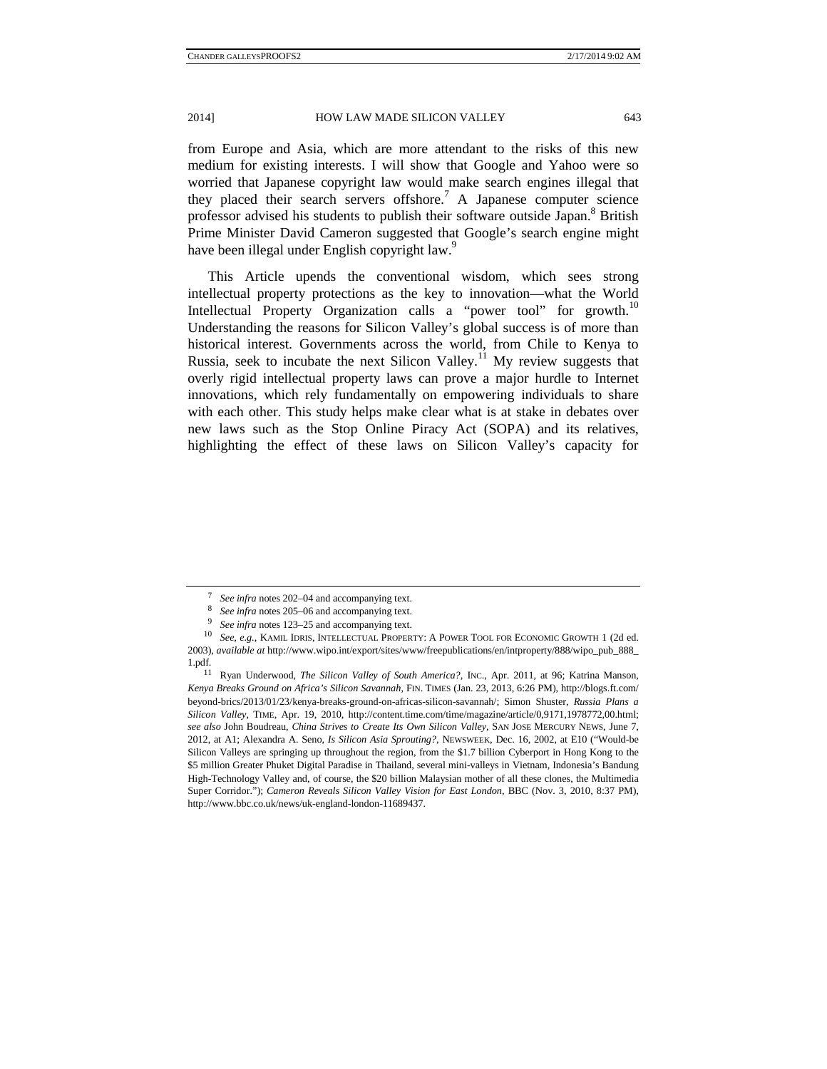from Europe and Asia, which are more attendant to the risks of this new medium for existing interests. I will show that Google and Yahoo were so worried that Japanese copyright law would make search engines illegal that they placed their search servers offshore.[7] A Japanese computer science professor advised his students to publish their software outside Japan.[8] British Prime Minister David Cameron suggested that Google's search engine might have been illegal under English copyright law.[9]

This Article upends the conventional wisdom, which sees strong intellectual property protections as the key to innovation—what the World Intellectual Property Organization calls a "power tool" for growth.[10] Understanding the reasons for Silicon Valley's global success is of more than historical interest. Governments across the world, from Chile to Kenya to Russia, seek to incubate the next Silicon Valley.[11] My review suggests that overly rigid intellectual property laws can prove a major hurdle to Internet innovations, which rely fundamentally on empowering individuals to share with each other. This study helps make clear what is at stake in debates over new laws such as the Stop Online Piracy Act (SOPA) and its relatives, highlighting the effect of these laws on Silicon Valley's capacity for

---

[7] *See infra* notes 202–04 and accompanying text.

[8] *See infra* notes 205–06 and accompanying text.

[9] *See infra* notes 123–25 and accompanying text.

[10] *See, e.g.*, KAMIL IDRIS, INTELLECTUAL PROPERTY: A POWER TOOL FOR ECONOMIC GROWTH 1 (2d ed. 2003), *available at* http://www.wipo.int/export/sites/www/freepublications/en/intproperty/888/wipo_pub_888_1.pdf.

[11] Ryan Underwood, *The Silicon Valley of South America?*, INC., Apr. 2011, at 96; Katrina Manson, *Kenya Breaks Ground on Africa's Silicon Savannah*, FIN. TIMES (Jan. 23, 2013, 6:26 PM), http://blogs.ft.com/beyond-brics/2013/01/23/kenya-breaks-ground-on-africas-silicon-savannah/; Simon Shuster, *Russia Plans a Silicon Valley*, TIME, Apr. 19, 2010, http://content.time.com/time/magazine/article/0,9171,1978772,00.html; *see also* John Boudreau, *China Strives to Create Its Own Silicon Valley*, SAN JOSE MERCURY NEWS, June 7, 2012, at A1; Alexandra A. Seno, *Is Silicon Asia Sprouting?*, NEWSWEEK, Dec. 16, 2002, at E10 ("Would-be Silicon Valleys are springing up throughout the region, from the $1.7 billion Cyberport in Hong Kong to the $5 million Greater Phuket Digital Paradise in Thailand, several mini-valleys in Vietnam, Indonesia's Bandung High-Technology Valley and, of course, the $20 billion Malaysian mother of all these clones, the Multimedia Super Corridor."); *Cameron Reveals Silicon Valley Vision for East London*, BBC (Nov. 3, 2010, 8:37 PM), http://www.bbc.co.uk/news/uk-england-london-11689437.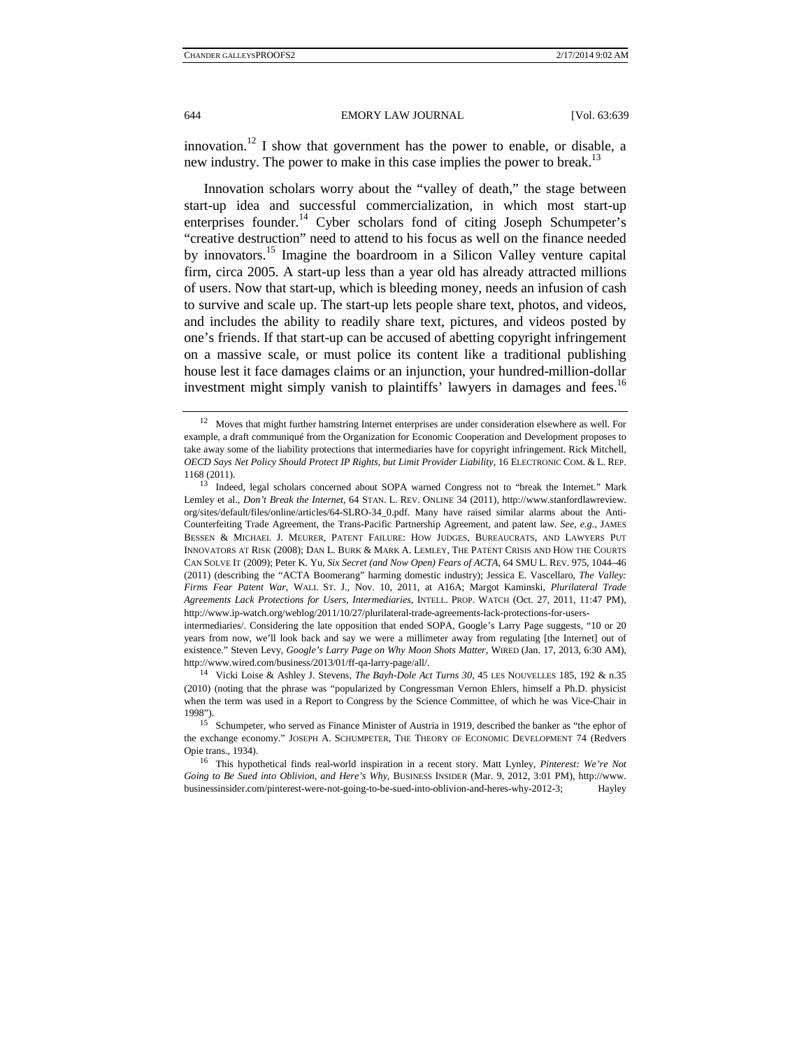innovation.[12] I show that government has the power to enable, or disable, a new industry. The power to make in this case implies the power to break.[13]

Innovation scholars worry about the "valley of death," the stage between start-up idea and successful commercialization, in which most start-up enterprises founder.[14] Cyber scholars fond of citing Joseph Schumpeter's "creative destruction" need to attend to his focus as well on the finance needed by innovators.[15] Imagine the boardroom in a Silicon Valley venture capital firm, circa 2005. A start-up less than a year old has already attracted millions of users. Now that start-up, which is bleeding money, needs an infusion of cash to survive and scale up. The start-up lets people share text, photos, and videos, and includes the ability to readily share text, pictures, and videos posted by one's friends. If that start-up can be accused of abetting copyright infringement on a massive scale, or must police its content like a traditional publishing house lest it face damages claims or an injunction, your hundred-million-dollar investment might simply vanish to plaintiffs' lawyers in damages and fees.[16]

---

[12] Moves that might further hamstring Internet enterprises are under consideration elsewhere as well. For example, a draft communiqué from the Organization for Economic Cooperation and Development proposes to take away some of the liability protections that intermediaries have for copyright infringement. Rick Mitchell, *OECD Says Net Policy Should Protect IP Rights, but Limit Provider Liability*, 16 ELECTRONIC COM. & L. REP. 1168 (2011).

[13] Indeed, legal scholars concerned about SOPA warned Congress not to "break the Internet." Mark Lemley et al., *Don't Break the Internet*, 64 STAN. L. REV. ONLINE 34 (2011), http://www.stanfordlawreview.org/sites/default/files/online/articles/64-SLRO-34_0.pdf. Many have raised similar alarms about the Anti-Counterfeiting Trade Agreement, the Trans-Pacific Partnership Agreement, and patent law. *See, e.g.*, JAMES BESSEN & MICHAEL J. MEURER, PATENT FAILURE: HOW JUDGES, BUREAUCRATS, AND LAWYERS PUT INNOVATORS AT RISK (2008); DAN L. BURK & MARK A. LEMLEY, THE PATENT CRISIS AND HOW THE COURTS CAN SOLVE IT (2009); Peter K. Yu, *Six Secret (and Now Open) Fears of ACTA*, 64 SMU L. REV. 975, 1044–46 (2011) (describing the "ACTA Boomerang" harming domestic industry); Jessica E. Vascellaro, *The Valley: Firms Fear Patent War*, WALL ST. J., Nov. 10, 2011, at A16A; Margot Kaminski, *Plurilateral Trade Agreements Lack Protections for Users, Intermediaries*, INTELL. PROP. WATCH (Oct. 27, 2011, 11:47 PM), http://www.ip-watch.org/weblog/2011/10/27/plurilateral-trade-agreements-lack-protections-for-users-intermediaries/. Considering the late opposition that ended SOPA, Google's Larry Page suggests, "10 or 20 years from now, we'll look back and say we were a millimeter away from regulating [the Internet] out of existence." Steven Levy, *Google's Larry Page on Why Moon Shots Matter*, WIRED (Jan. 17, 2013, 6:30 AM), http://www.wired.com/business/2013/01/ff-qa-larry-page/all/.

[14] Vicki Loise & Ashley J. Stevens, *The Bayh-Dole Act Turns 30*, 45 LES NOUVELLES 185, 192 & n.35 (2010) (noting that the phrase was "popularized by Congressman Vernon Ehlers, himself a Ph.D. physicist when the term was used in a Report to Congress by the Science Committee, of which he was Vice-Chair in 1998").

[15] Schumpeter, who served as Finance Minister of Austria in 1919, described the banker as "the ephor of the exchange economy." JOSEPH A. SCHUMPETER, THE THEORY OF ECONOMIC DEVELOPMENT 74 (Redvers Opie trans., 1934).

[16] This hypothetical finds real-world inspiration in a recent story. Matt Lynley, *Pinterest: We're Not Going to Be Sued into Oblivion, and Here's Why*, BUSINESS INSIDER (Mar. 9, 2012, 3:01 PM), http://www.businessinsider.com/pinterest-were-not-going-to-be-sued-into-oblivion-and-heres-why-2012-3; Hayley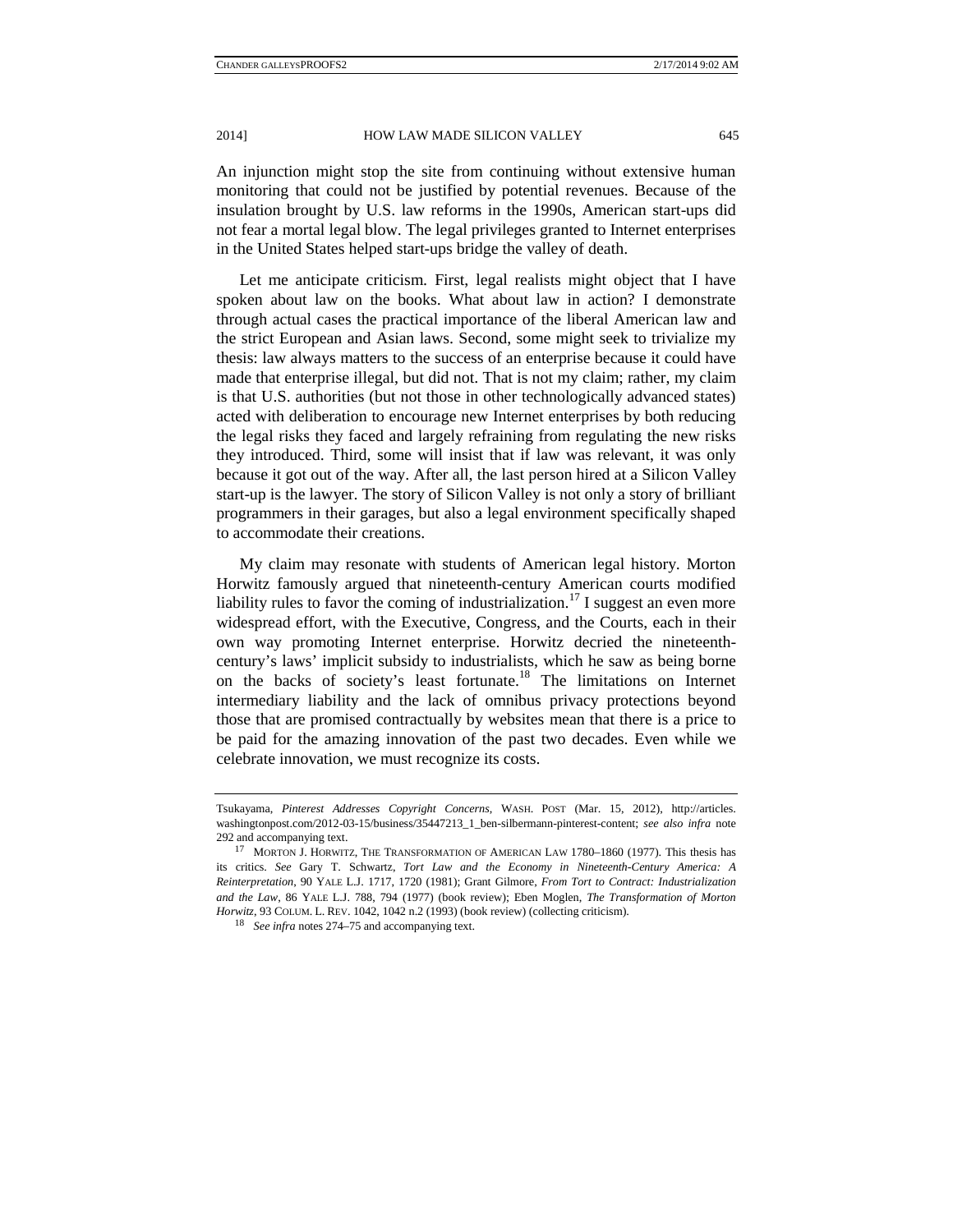An injunction might stop the site from continuing without extensive human monitoring that could not be justified by potential revenues. Because of the insulation brought by U.S. law reforms in the 1990s, American start-ups did not fear a mortal legal blow. The legal privileges granted to Internet enterprises in the United States helped start-ups bridge the valley of death.

Let me anticipate criticism. First, legal realists might object that I have spoken about law on the books. What about law in action? I demonstrate through actual cases the practical importance of the liberal American law and the strict European and Asian laws. Second, some might seek to trivialize my thesis: law always matters to the success of an enterprise because it could have made that enterprise illegal, but did not. That is not my claim; rather, my claim is that U.S. authorities (but not those in other technologically advanced states) acted with deliberation to encourage new Internet enterprises by both reducing the legal risks they faced and largely refraining from regulating the new risks they introduced. Third, some will insist that if law was relevant, it was only because it got out of the way. After all, the last person hired at a Silicon Valley start-up is the lawyer. The story of Silicon Valley is not only a story of brilliant programmers in their garages, but also a legal environment specifically shaped to accommodate their creations.

My claim may resonate with students of American legal history. Morton Horwitz famously argued that nineteenth-century American courts modified liability rules to favor the coming of industrialization.[17] I suggest an even more widespread effort, with the Executive, Congress, and the Courts, each in their own way promoting Internet enterprise. Horwitz decried the nineteenth-century's laws' implicit subsidy to industrialists, which he saw as being borne on the backs of society's least fortunate.[18] The limitations on Internet intermediary liability and the lack of omnibus privacy protections beyond those that are promised contractually by websites mean that there is a price to be paid for the amazing innovation of the past two decades. Even while we celebrate innovation, we must recognize its costs.

---

Tsukayama, *Pinterest Addresses Copyright Concerns*, WASH. POST (Mar. 15, 2012), http://articles.washingtonpost.com/2012-03-15/business/35447213_1_ben-silbermann-pinterest-content; *see also infra* note 292 and accompanying text.

[17] MORTON J. HORWITZ, THE TRANSFORMATION OF AMERICAN LAW 1780–1860 (1977). This thesis has its critics. *See* Gary T. Schwartz, *Tort Law and the Economy in Nineteenth-Century America: A Reinterpretation*, 90 YALE L.J. 1717, 1720 (1981); Grant Gilmore, *From Tort to Contract: Industrialization and the Law*, 86 YALE L.J. 788, 794 (1977) (book review); Eben Moglen, *The Transformation of Morton Horwitz*, 93 COLUM. L. REV. 1042, 1042 n.2 (1993) (book review) (collecting criticism).

[18] *See infra* notes 274–75 and accompanying text.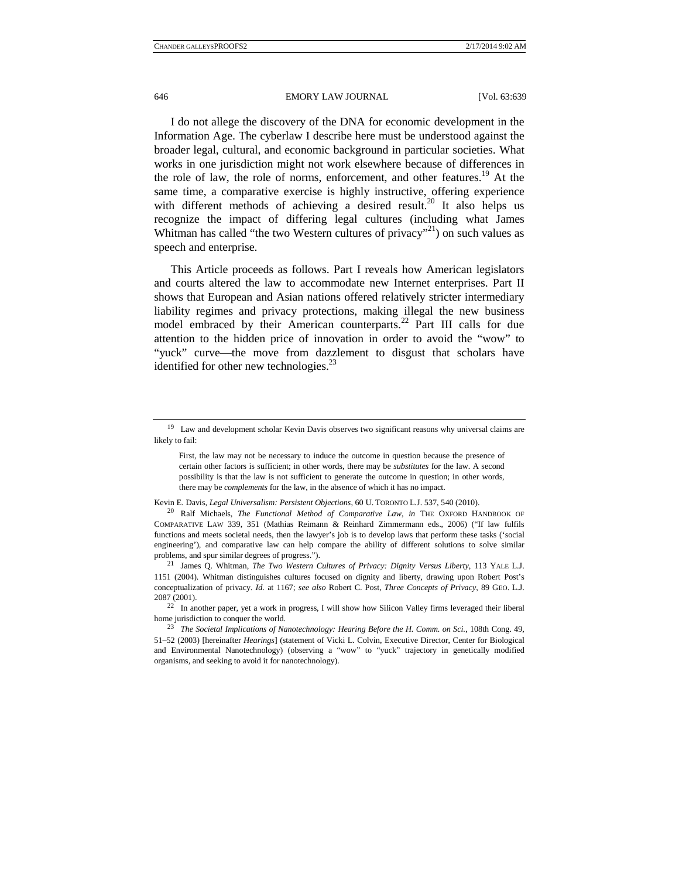I do not allege the discovery of the DNA for economic development in the Information Age. The cyberlaw I describe here must be understood against the broader legal, cultural, and economic background in particular societies. What works in one jurisdiction might not work elsewhere because of differences in the role of law, the role of norms, enforcement, and other features.[19] At the same time, a comparative exercise is highly instructive, offering experience with different methods of achieving a desired result.[20] It also helps us recognize the impact of differing legal cultures (including what James Whitman has called "the two Western cultures of privacy"[21]) on such values as speech and enterprise.

This Article proceeds as follows. Part I reveals how American legislators and courts altered the law to accommodate new Internet enterprises. Part II shows that European and Asian nations offered relatively stricter intermediary liability regimes and privacy protections, making illegal the new business model embraced by their American counterparts.[22] Part III calls for due attention to the hidden price of innovation in order to avoid the "wow" to "yuck" curve—the move from dazzlement to disgust that scholars have identified for other new technologies.[23]

---

[19] Law and development scholar Kevin Davis observes two significant reasons why universal claims are likely to fail:

> First, the law may not be necessary to induce the outcome in question because the presence of certain other factors is sufficient; in other words, there may be *substitutes* for the law. A second possibility is that the law is not sufficient to generate the outcome in question; in other words, there may be *complements* for the law, in the absence of which it has no impact.

Kevin E. Davis, *Legal Universalism: Persistent Objections*, 60 U. TORONTO L.J. 537, 540 (2010).

[20] Ralf Michaels, *The Functional Method of Comparative Law*, *in* THE OXFORD HANDBOOK OF COMPARATIVE LAW 339, 351 (Mathias Reimann & Reinhard Zimmermann eds., 2006) ("If law fulfils functions and meets societal needs, then the lawyer's job is to develop laws that perform these tasks ('social engineering'), and comparative law can help compare the ability of different solutions to solve similar problems, and spur similar degrees of progress.").

[21] James Q. Whitman, *The Two Western Cultures of Privacy: Dignity Versus Liberty*, 113 YALE L.J. 1151 (2004). Whitman distinguishes cultures focused on dignity and liberty, drawing upon Robert Post's conceptualization of privacy. *Id.* at 1167; *see also* Robert C. Post, *Three Concepts of Privacy*, 89 GEO. L.J. 2087 (2001).

[22] In another paper, yet a work in progress, I will show how Silicon Valley firms leveraged their liberal home jurisdiction to conquer the world.

[23] *The Societal Implications of Nanotechnology: Hearing Before the H. Comm. on Sci.*, 108th Cong. 49, 51–52 (2003) [hereinafter *Hearings*] (statement of Vicki L. Colvin, Executive Director, Center for Biological and Environmental Nanotechnology) (observing a "wow" to "yuck" trajectory in genetically modified organisms, and seeking to avoid it for nanotechnology).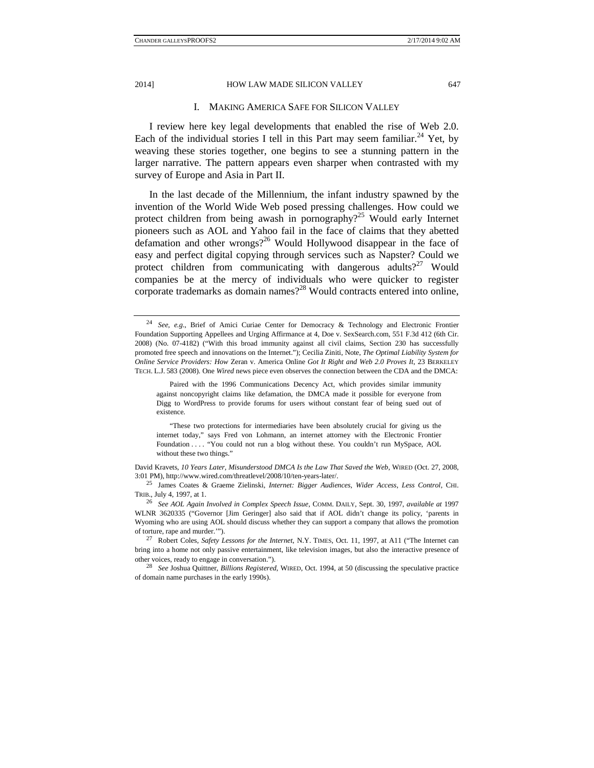## I. MAKING AMERICA SAFE FOR SILICON VALLEY

I review here key legal developments that enabled the rise of Web 2.0. Each of the individual stories I tell in this Part may seem familiar.[24] Yet, by weaving these stories together, one begins to see a stunning pattern in the larger narrative. The pattern appears even sharper when contrasted with my survey of Europe and Asia in Part II.

In the last decade of the Millennium, the infant industry spawned by the invention of the World Wide Web posed pressing challenges. How could we protect children from being awash in pornography?[25] Would early Internet pioneers such as AOL and Yahoo fail in the face of claims that they abetted defamation and other wrongs?[26] Would Hollywood disappear in the face of easy and perfect digital copying through services such as Napster? Could we protect children from communicating with dangerous adults?[27] Would companies be at the mercy of individuals who were quicker to register corporate trademarks as domain names?[28] Would contracts entered into online,

---

[24] *See, e.g.*, Brief of Amici Curiae Center for Democracy & Technology and Electronic Frontier Foundation Supporting Appellees and Urging Affirmance at 4, Doe v. SexSearch.com, 551 F.3d 412 (6th Cir. 2008) (No. 07-4182) ("With this broad immunity against all civil claims, Section 230 has successfully promoted free speech and innovations on the Internet."); Cecilia Ziniti, Note, *The Optimal Liability System for Online Service Providers: How* Zeran v. America Online *Got It Right and Web 2.0 Proves It*, 23 BERKELEY TECH. L.J. 583 (2008). One *Wired* news piece even observes the connection between the CDA and the DMCA:

> Paired with the 1996 Communications Decency Act, which provides similar immunity against noncopyright claims like defamation, the DMCA made it possible for everyone from Digg to WordPress to provide forums for users without constant fear of being sued out of existence.
>
> "These two protections for intermediaries have been absolutely crucial for giving us the internet today," says Fred von Lohmann, an internet attorney with the Electronic Frontier Foundation . . . . "You could not run a blog without these. You couldn't run MySpace, AOL without these two things."

David Kravets, *10 Years Later, Misunderstood DMCA Is the Law That Saved the Web*, WIRED (Oct. 27, 2008, 3:01 PM), http://www.wired.com/threatlevel/2008/10/ten-years-later/.

[25] James Coates & Graeme Zielinski, *Internet: Bigger Audiences, Wider Access, Less Control*, CHI. TRIB., July 4, 1997, at 1.

[26] *See AOL Again Involved in Complex Speech Issue*, COMM. DAILY, Sept. 30, 1997, *available at* 1997 WLNR 3620335 ("Governor [Jim Geringer] also said that if AOL didn't change its policy, 'parents in Wyoming who are using AOL should discuss whether they can support a company that allows the promotion of torture, rape and murder.'").

[27] Robert Coles, *Safety Lessons for the Internet*, N.Y. TIMES, Oct. 11, 1997, at A11 ("The Internet can bring into a home not only passive entertainment, like television images, but also the interactive presence of other voices, ready to engage in conversation.").

[28] *See* Joshua Quittner, *Billions Registered*, WIRED, Oct. 1994, at 50 (discussing the speculative practice of domain name purchases in the early 1990s).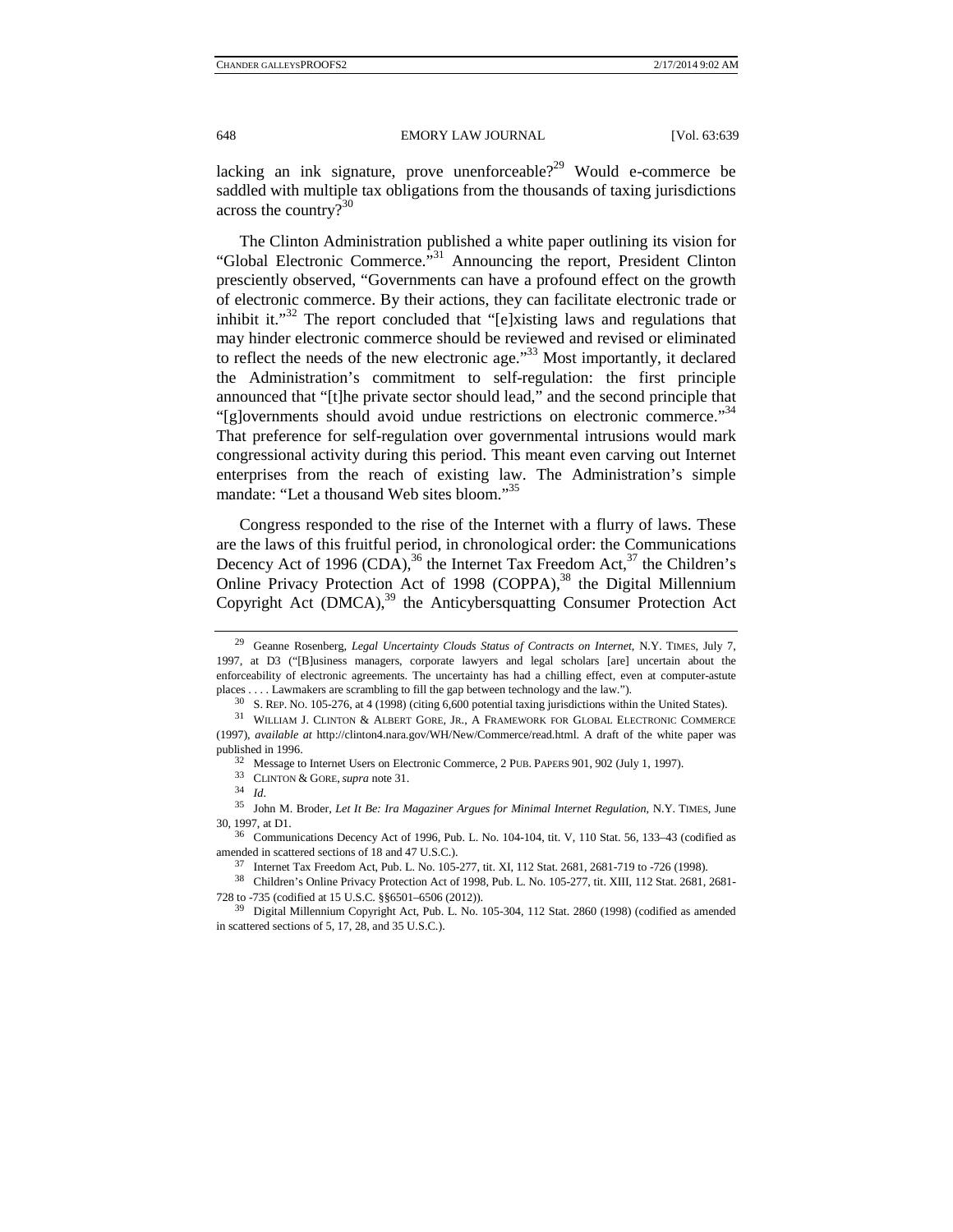lacking an ink signature, prove unenforceable?[29] Would e-commerce be saddled with multiple tax obligations from the thousands of taxing jurisdictions across the country?[30]

The Clinton Administration published a white paper outlining its vision for "Global Electronic Commerce."[31] Announcing the report, President Clinton presciently observed, "Governments can have a profound effect on the growth of electronic commerce. By their actions, they can facilitate electronic trade or inhibit it."[32] The report concluded that "[e]xisting laws and regulations that may hinder electronic commerce should be reviewed and revised or eliminated to reflect the needs of the new electronic age."[33] Most importantly, it declared the Administration's commitment to self-regulation: the first principle announced that "[t]he private sector should lead," and the second principle that "[g]overnments should avoid undue restrictions on electronic commerce."[34] That preference for self-regulation over governmental intrusions would mark congressional activity during this period. This meant even carving out Internet enterprises from the reach of existing law. The Administration's simple mandate: "Let a thousand Web sites bloom."[35]

Congress responded to the rise of the Internet with a flurry of laws. These are the laws of this fruitful period, in chronological order: the Communications Decency Act of 1996 (CDA),[36] the Internet Tax Freedom Act,[37] the Children's Online Privacy Protection Act of 1998 (COPPA),[38] the Digital Millennium Copyright Act (DMCA),[39] the Anticybersquatting Consumer Protection Act

---

[29] Geanne Rosenberg, *Legal Uncertainty Clouds Status of Contracts on Internet*, N.Y. TIMES, July 7, 1997, at D3 ("[B]usiness managers, corporate lawyers and legal scholars [are] uncertain about the enforceability of electronic agreements. The uncertainty has had a chilling effect, even at computer-astute places . . . . Lawmakers are scrambling to fill the gap between technology and the law.").

[30] S. REP. NO. 105-276, at 4 (1998) (citing 6,600 potential taxing jurisdictions within the United States).

[31] WILLIAM J. CLINTON & ALBERT GORE, JR., A FRAMEWORK FOR GLOBAL ELECTRONIC COMMERCE (1997), *available at* http://clinton4.nara.gov/WH/New/Commerce/read.html. A draft of the white paper was published in 1996.

[32] Message to Internet Users on Electronic Commerce, 2 PUB. PAPERS 901, 902 (July 1, 1997).

[33] CLINTON & GORE, *supra* note 31.

[34] *Id*.

[35] John M. Broder, *Let It Be: Ira Magaziner Argues for Minimal Internet Regulation*, N.Y. TIMES, June 30, 1997, at D1.

[36] Communications Decency Act of 1996, Pub. L. No. 104-104, tit. V, 110 Stat. 56, 133–43 (codified as amended in scattered sections of 18 and 47 U.S.C.).

[37] Internet Tax Freedom Act, Pub. L. No. 105-277, tit. XI, 112 Stat. 2681, 2681-719 to -726 (1998).

[38] Children's Online Privacy Protection Act of 1998, Pub. L. No. 105-277, tit. XIII, 112 Stat. 2681, 2681-728 to -735 (codified at 15 U.S.C. §§6501–6506 (2012)).

[39] Digital Millennium Copyright Act, Pub. L. No. 105-304, 112 Stat. 2860 (1998) (codified as amended in scattered sections of 5, 17, 28, and 35 U.S.C.).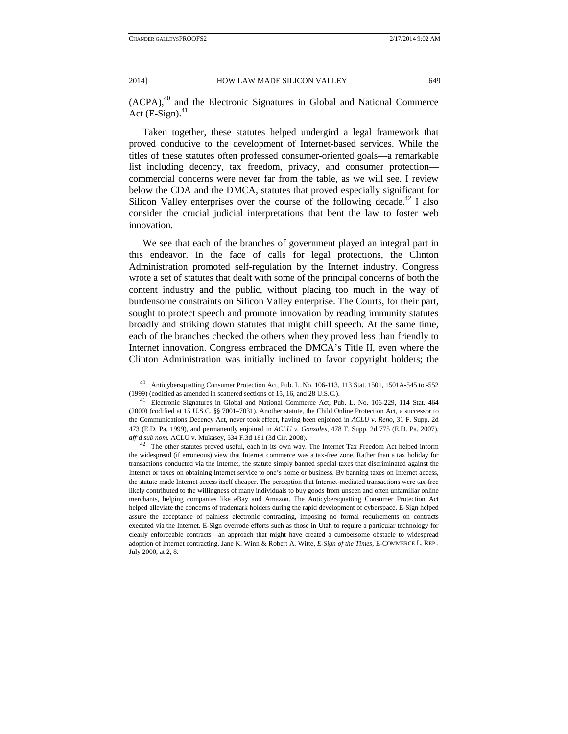(ACPA),[40] and the Electronic Signatures in Global and National Commerce Act (E-Sign).[41]

Taken together, these statutes helped undergird a legal framework that proved conducive to the development of Internet-based services. While the titles of these statutes often professed consumer-oriented goals—a remarkable list including decency, tax freedom, privacy, and consumer protection—commercial concerns were never far from the table, as we will see. I review below the CDA and the DMCA, statutes that proved especially significant for Silicon Valley enterprises over the course of the following decade.[42] I also consider the crucial judicial interpretations that bent the law to foster web innovation.

We see that each of the branches of government played an integral part in this endeavor. In the face of calls for legal protections, the Clinton Administration promoted self-regulation by the Internet industry. Congress wrote a set of statutes that dealt with some of the principal concerns of both the content industry and the public, without placing too much in the way of burdensome constraints on Silicon Valley enterprise. The Courts, for their part, sought to protect speech and promote innovation by reading immunity statutes broadly and striking down statutes that might chill speech. At the same time, each of the branches checked the others when they proved less than friendly to Internet innovation. Congress embraced the DMCA's Title II, even where the Clinton Administration was initially inclined to favor copyright holders; the

---

[40] Anticybersquatting Consumer Protection Act, Pub. L. No. 106-113, 113 Stat. 1501, 1501A-545 to -552 (1999) (codified as amended in scattered sections of 15, 16, and 28 U.S.C.).

[41] Electronic Signatures in Global and National Commerce Act, Pub. L. No. 106-229, 114 Stat. 464 (2000) (codified at 15 U.S.C. §§ 7001–7031). Another statute, the Child Online Protection Act, a successor to the Communications Decency Act, never took effect, having been enjoined in *ACLU v. Reno*, 31 F. Supp. 2d 473 (E.D. Pa. 1999), and permanently enjoined in *ACLU v. Gonzales*, 478 F. Supp. 2d 775 (E.D. Pa. 2007), *aff'd sub nom.* ACLU v. Mukasey, 534 F.3d 181 (3d Cir. 2008).

[42] The other statutes proved useful, each in its own way. The Internet Tax Freedom Act helped inform the widespread (if erroneous) view that Internet commerce was a tax-free zone. Rather than a tax holiday for transactions conducted via the Internet, the statute simply banned special taxes that discriminated against the Internet or taxes on obtaining Internet service to one's home or business. By banning taxes on Internet access, the statute made Internet access itself cheaper. The perception that Internet-mediated transactions were tax-free likely contributed to the willingness of many individuals to buy goods from unseen and often unfamiliar online merchants, helping companies like eBay and Amazon. The Anticybersquatting Consumer Protection Act helped alleviate the concerns of trademark holders during the rapid development of cyberspace. E-Sign helped assure the acceptance of painless electronic contracting, imposing no formal requirements on contracts executed via the Internet. E-Sign overrode efforts such as those in Utah to require a particular technology for clearly enforceable contracts—an approach that might have created a cumbersome obstacle to widespread adoption of Internet contracting. Jane K. Winn & Robert A. Witte, *E-Sign of the Times*, E-COMMERCE L. REP., July 2000, at 2, 8.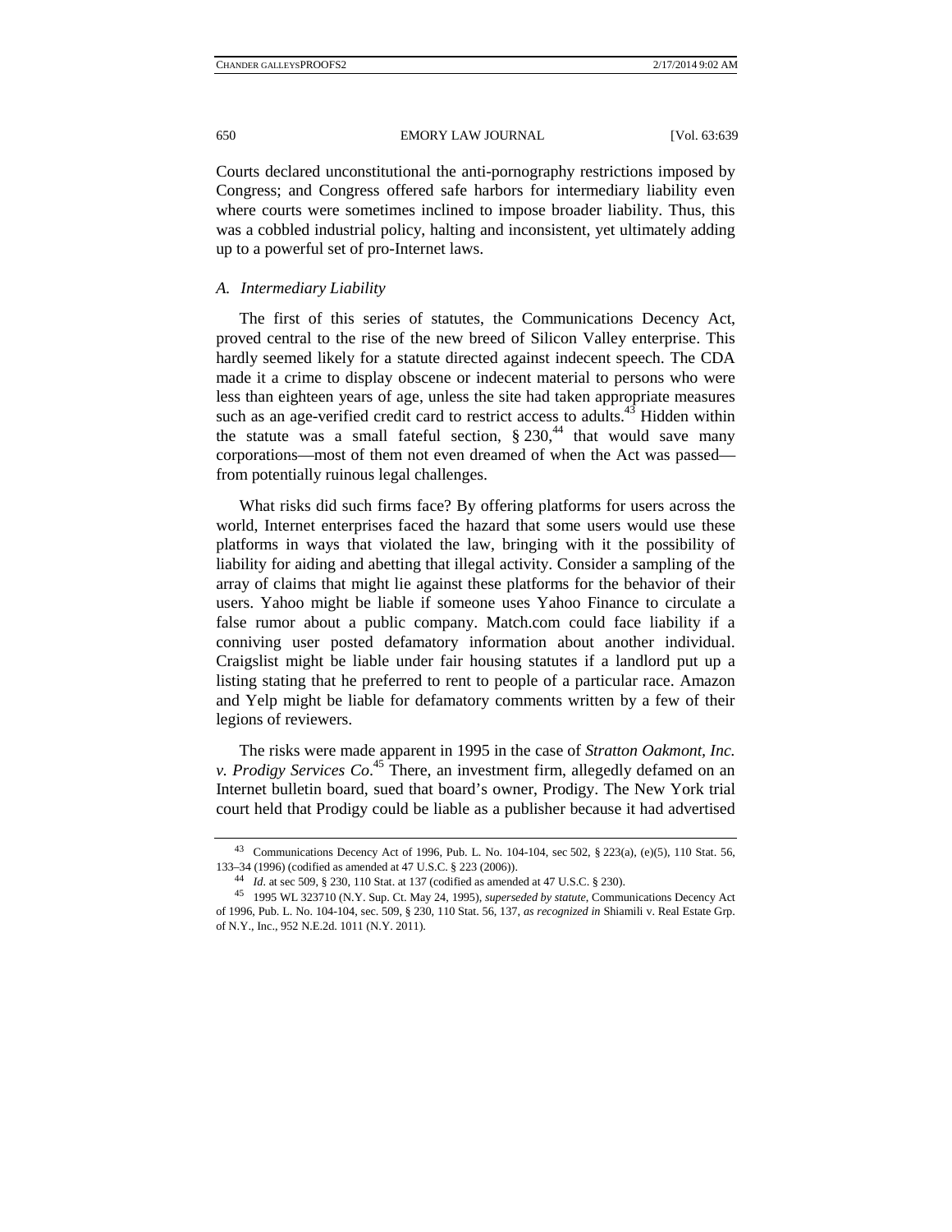Courts declared unconstitutional the anti-pornography restrictions imposed by Congress; and Congress offered safe harbors for intermediary liability even where courts were sometimes inclined to impose broader liability. Thus, this was a cobbled industrial policy, halting and inconsistent, yet ultimately adding up to a powerful set of pro-Internet laws.

### *A. Intermediary Liability*

The first of this series of statutes, the Communications Decency Act, proved central to the rise of the new breed of Silicon Valley enterprise. This hardly seemed likely for a statute directed against indecent speech. The CDA made it a crime to display obscene or indecent material to persons who were less than eighteen years of age, unless the site had taken appropriate measures such as an age-verified credit card to restrict access to adults.[43] Hidden within the statute was a small fateful section, § 230,[44] that would save many corporations—most of them not even dreamed of when the Act was passed—from potentially ruinous legal challenges.

What risks did such firms face? By offering platforms for users across the world, Internet enterprises faced the hazard that some users would use these platforms in ways that violated the law, bringing with it the possibility of liability for aiding and abetting that illegal activity. Consider a sampling of the array of claims that might lie against these platforms for the behavior of their users. Yahoo might be liable if someone uses Yahoo Finance to circulate a false rumor about a public company. Match.com could face liability if a conniving user posted defamatory information about another individual. Craigslist might be liable under fair housing statutes if a landlord put up a listing stating that he preferred to rent to people of a particular race. Amazon and Yelp might be liable for defamatory comments written by a few of their legions of reviewers.

The risks were made apparent in 1995 in the case of *Stratton Oakmont, Inc. v. Prodigy Services Co.*[45] There, an investment firm, allegedly defamed on an Internet bulletin board, sued that board's owner, Prodigy. The New York trial court held that Prodigy could be liable as a publisher because it had advertised

---

43 Communications Decency Act of 1996, Pub. L. No. 104-104, sec 502, § 223(a), (e)(5), 110 Stat. 56, 133–34 (1996) (codified as amended at 47 U.S.C. § 223 (2006)).

44 *Id.* at sec 509, § 230, 110 Stat. at 137 (codified as amended at 47 U.S.C. § 230).

45 1995 WL 323710 (N.Y. Sup. Ct. May 24, 1995), *superseded by statute*, Communications Decency Act of 1996, Pub. L. No. 104-104, sec. 509, § 230, 110 Stat. 56, 137, *as recognized in* Shiamili v. Real Estate Grp. of N.Y., Inc., 952 N.E.2d. 1011 (N.Y. 2011).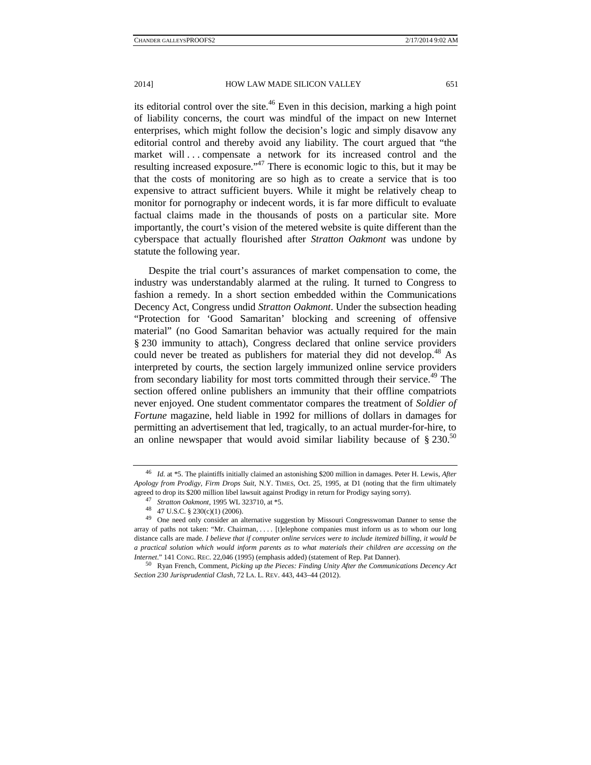its editorial control over the site.[46] Even in this decision, marking a high point of liability concerns, the court was mindful of the impact on new Internet enterprises, which might follow the decision's logic and simply disavow any editorial control and thereby avoid any liability. The court argued that "the market will . . . compensate a network for its increased control and the resulting increased exposure."[47] There is economic logic to this, but it may be that the costs of monitoring are so high as to create a service that is too expensive to attract sufficient buyers. While it might be relatively cheap to monitor for pornography or indecent words, it is far more difficult to evaluate factual claims made in the thousands of posts on a particular site. More importantly, the court's vision of the metered website is quite different than the cyberspace that actually flourished after *Stratton Oakmont* was undone by statute the following year.

Despite the trial court's assurances of market compensation to come, the industry was understandably alarmed at the ruling. It turned to Congress to fashion a remedy. In a short section embedded within the Communications Decency Act, Congress undid *Stratton Oakmont*. Under the subsection heading "Protection for 'Good Samaritan' blocking and screening of offensive material" (no Good Samaritan behavior was actually required for the main § 230 immunity to attach), Congress declared that online service providers could never be treated as publishers for material they did not develop.[48] As interpreted by courts, the section largely immunized online service providers from secondary liability for most torts committed through their service.[49] The section offered online publishers an immunity that their offline compatriots never enjoyed. One student commentator compares the treatment of *Soldier of Fortune* magazine, held liable in 1992 for millions of dollars in damages for permitting an advertisement that led, tragically, to an actual murder-for-hire, to an online newspaper that would avoid similar liability because of § 230.[50]

---

[46] *Id.* at *5. The plaintiffs initially claimed an astonishing $200 million in damages. Peter H. Lewis, *After Apology from Prodigy, Firm Drops Suit*, N.Y. TIMES, Oct. 25, 1995, at D1 (noting that the firm ultimately agreed to drop its $200 million libel lawsuit against Prodigy in return for Prodigy saying sorry).

[47] *Stratton Oakmont*, 1995 WL 323710, at *5.

[48] 47 U.S.C. § 230(c)(1) (2006).

[49] One need only consider an alternative suggestion by Missouri Congresswoman Danner to sense the array of paths not taken: "Mr. Chairman, . . . . [t]elephone companies must inform us as to whom our long distance calls are made. *I believe that if computer online services were to include itemized billing, it would be a practical solution which would inform parents as to what materials their children are accessing on the Internet*." 141 CONG. REC. 22,046 (1995) (emphasis added) (statement of Rep. Pat Danner).

[50] Ryan French, Comment, *Picking up the Pieces: Finding Unity After the Communications Decency Act Section 230 Jurisprudential Clash*, 72 LA. L. REV. 443, 443–44 (2012).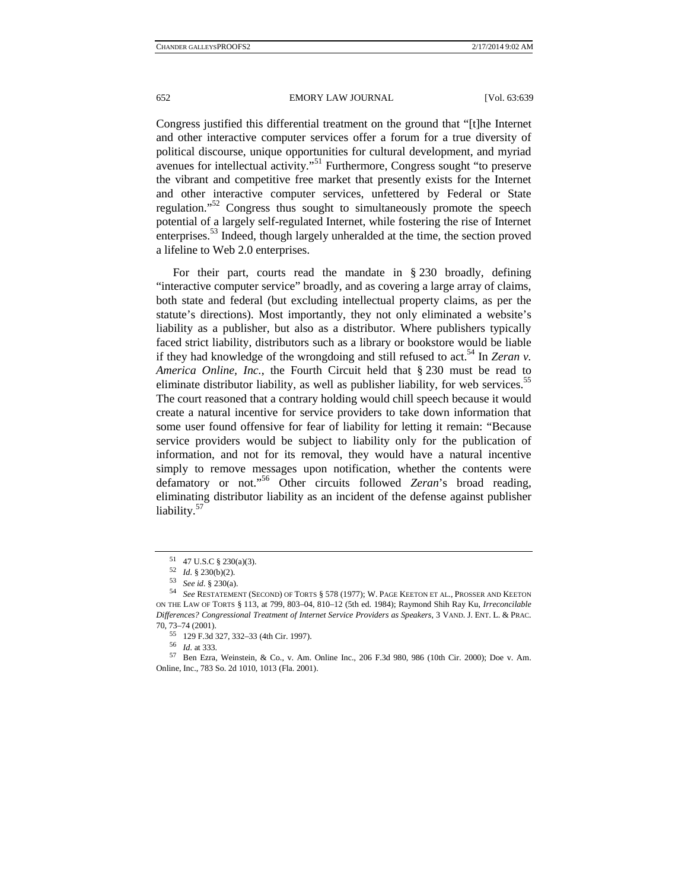Congress justified this differential treatment on the ground that "[t]he Internet and other interactive computer services offer a forum for a true diversity of political discourse, unique opportunities for cultural development, and myriad avenues for intellectual activity."[51] Furthermore, Congress sought "to preserve the vibrant and competitive free market that presently exists for the Internet and other interactive computer services, unfettered by Federal or State regulation."[52] Congress thus sought to simultaneously promote the speech potential of a largely self-regulated Internet, while fostering the rise of Internet enterprises.[53] Indeed, though largely unheralded at the time, the section proved a lifeline to Web 2.0 enterprises.

For their part, courts read the mandate in § 230 broadly, defining "interactive computer service" broadly, and as covering a large array of claims, both state and federal (but excluding intellectual property claims, as per the statute's directions). Most importantly, they not only eliminated a website's liability as a publisher, but also as a distributor. Where publishers typically faced strict liability, distributors such as a library or bookstore would be liable if they had knowledge of the wrongdoing and still refused to act.[54] In *Zeran v. America Online, Inc.*, the Fourth Circuit held that § 230 must be read to eliminate distributor liability, as well as publisher liability, for web services.[55] The court reasoned that a contrary holding would chill speech because it would create a natural incentive for service providers to take down information that some user found offensive for fear of liability for letting it remain: "Because service providers would be subject to liability only for the publication of information, and not for its removal, they would have a natural incentive simply to remove messages upon notification, whether the contents were defamatory or not."[56] Other circuits followed *Zeran*'s broad reading, eliminating distributor liability as an incident of the defense against publisher liability.[57]

---

[51] 47 U.S.C § 230(a)(3).

[52] *Id*. § 230(b)(2).

[53] *See id*. § 230(a).

[54] *See* RESTATEMENT (SECOND) OF TORTS § 578 (1977); W. PAGE KEETON ET AL., PROSSER AND KEETON ON THE LAW OF TORTS § 113, at 799, 803–04, 810–12 (5th ed. 1984); Raymond Shih Ray Ku, *Irreconcilable Differences? Congressional Treatment of Internet Service Providers as Speakers*, 3 VAND. J. ENT. L. & PRAC. 70, 73–74 (2001).

[55] 129 F.3d 327, 332–33 (4th Cir. 1997).

[56] *Id*. at 333.

[57] Ben Ezra, Weinstein, & Co., v. Am. Online Inc., 206 F.3d 980, 986 (10th Cir. 2000); Doe v. Am. Online, Inc., 783 So. 2d 1010, 1013 (Fla. 2001).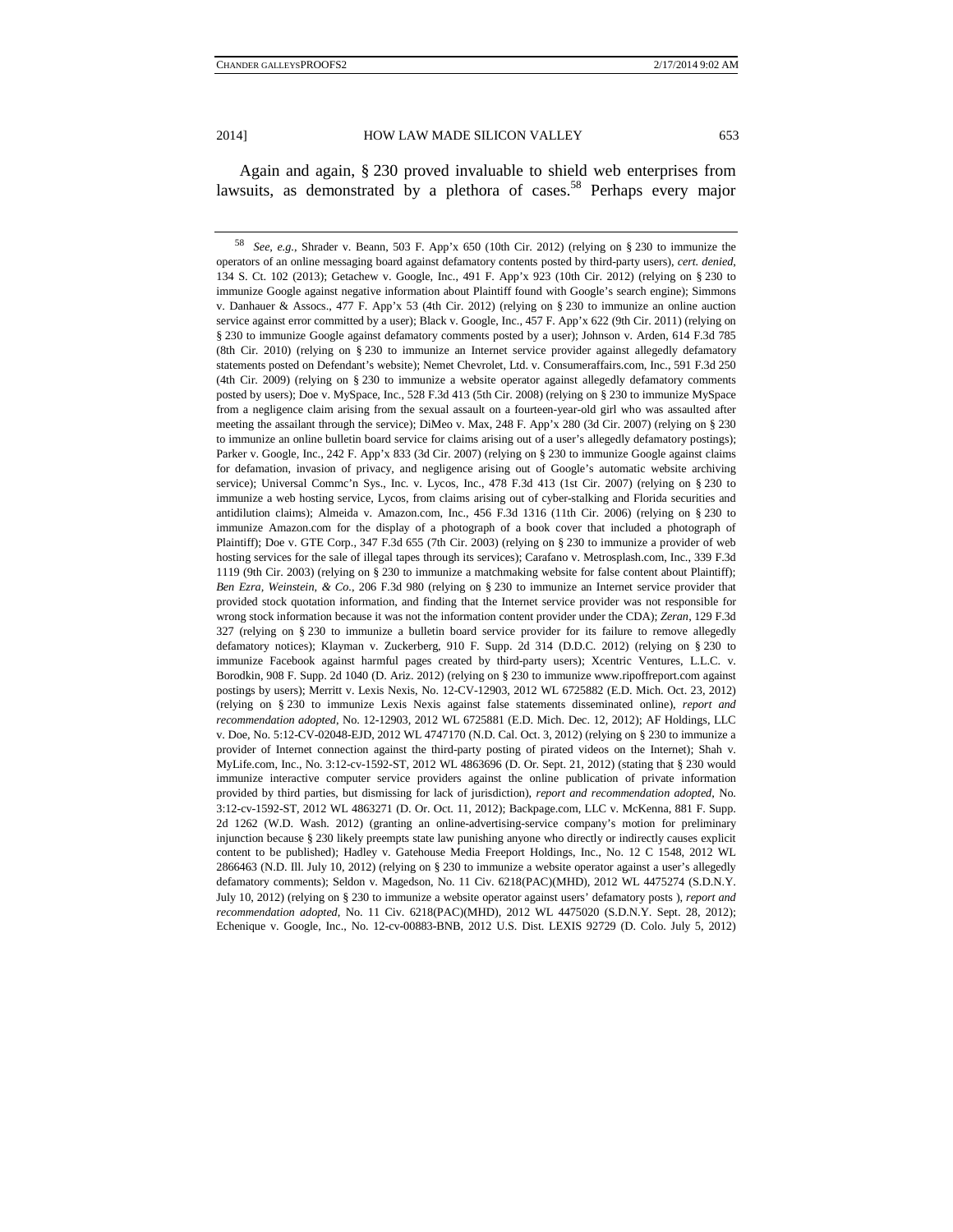Again and again, § 230 proved invaluable to shield web enterprises from lawsuits, as demonstrated by a plethora of cases.[58] Perhaps every major

---

[58] *See, e.g.*, Shrader v. Beann, 503 F. App'x 650 (10th Cir. 2012) (relying on § 230 to immunize the operators of an online messaging board against defamatory contents posted by third-party users), *cert. denied*, 134 S. Ct. 102 (2013); Getachew v. Google, Inc., 491 F. App'x 923 (10th Cir. 2012) (relying on § 230 to immunize Google against negative information about Plaintiff found with Google's search engine); Simmons v. Danhauer & Assocs., 477 F. App'x 53 (4th Cir. 2012) (relying on § 230 to immunize an online auction service against error committed by a user); Black v. Google, Inc., 457 F. App'x 622 (9th Cir. 2011) (relying on § 230 to immunize Google against defamatory comments posted by a user); Johnson v. Arden, 614 F.3d 785 (8th Cir. 2010) (relying on § 230 to immunize an Internet service provider against allegedly defamatory statements posted on Defendant's website); Nemet Chevrolet, Ltd. v. Consumeraffairs.com, Inc., 591 F.3d 250 (4th Cir. 2009) (relying on § 230 to immunize a website operator against allegedly defamatory comments posted by users); Doe v. MySpace, Inc., 528 F.3d 413 (5th Cir. 2008) (relying on § 230 to immunize MySpace from a negligence claim arising from the sexual assault on a fourteen-year-old girl who was assaulted after meeting the assailant through the service); DiMeo v. Max, 248 F. App'x 280 (3d Cir. 2007) (relying on § 230 to immunize an online bulletin board service for claims arising out of a user's allegedly defamatory postings); Parker v. Google, Inc., 242 F. App'x 833 (3d Cir. 2007) (relying on § 230 to immunize Google against claims for defamation, invasion of privacy, and negligence arising out of Google's automatic website archiving service); Universal Commc'n Sys., Inc. v. Lycos, Inc., 478 F.3d 413 (1st Cir. 2007) (relying on § 230 to immunize a web hosting service, Lycos, from claims arising out of cyber-stalking and Florida securities and antidilution claims); Almeida v. Amazon.com, Inc., 456 F.3d 1316 (11th Cir. 2006) (relying on § 230 to immunize Amazon.com for the display of a photograph of a book cover that included a photograph of Plaintiff); Doe v. GTE Corp., 347 F.3d 655 (7th Cir. 2003) (relying on § 230 to immunize a provider of web hosting services for the sale of illegal tapes through its services); Carafano v. Metrosplash.com, Inc., 339 F.3d 1119 (9th Cir. 2003) (relying on § 230 to immunize a matchmaking website for false content about Plaintiff); *Ben Ezra, Weinstein, & Co.*, 206 F.3d 980 (relying on § 230 to immunize an Internet service provider that provided stock quotation information, and finding that the Internet service provider was not responsible for wrong stock information because it was not the information content provider under the CDA); *Zeran*, 129 F.3d 327 (relying on § 230 to immunize a bulletin board service provider for its failure to remove allegedly defamatory notices); Klayman v. Zuckerberg, 910 F. Supp. 2d 314 (D.D.C. 2012) (relying on § 230 to immunize Facebook against harmful pages created by third-party users); Xcentric Ventures, L.L.C. v. Borodkin, 908 F. Supp. 2d 1040 (D. Ariz. 2012) (relying on § 230 to immunize www.ripoffreport.com against postings by users); Merritt v. Lexis Nexis, No. 12-CV-12903, 2012 WL 6725882 (E.D. Mich. Oct. 23, 2012) (relying on § 230 to immunize Lexis Nexis against false statements disseminated online), *report and recommendation adopted*, No. 12-12903, 2012 WL 6725881 (E.D. Mich. Dec. 12, 2012); AF Holdings, LLC v. Doe, No. 5:12-CV-02048-EJD, 2012 WL 4747170 (N.D. Cal. Oct. 3, 2012) (relying on § 230 to immunize a provider of Internet connection against the third-party posting of pirated videos on the Internet); Shah v. MyLife.com, Inc., No. 3:12-cv-1592-ST, 2012 WL 4863696 (D. Or. Sept. 21, 2012) (stating that § 230 would immunize interactive computer service providers against the online publication of private information provided by third parties, but dismissing for lack of jurisdiction), *report and recommendation adopted*, No. 3:12-cv-1592-ST, 2012 WL 4863271 (D. Or. Oct. 11, 2012); Backpage.com, LLC v. McKenna, 881 F. Supp. 2d 1262 (W.D. Wash. 2012) (granting an online-advertising-service company's motion for preliminary injunction because § 230 likely preempts state law punishing anyone who directly or indirectly causes explicit content to be published); Hadley v. Gatehouse Media Freeport Holdings, Inc., No. 12 C 1548, 2012 WL 2866463 (N.D. Ill. July 10, 2012) (relying on § 230 to immunize a website operator against a user's allegedly defamatory comments); Seldon v. Magedson, No. 11 Civ. 6218(PAC)(MHD), 2012 WL 4475274 (S.D.N.Y. July 10, 2012) (relying on § 230 to immunize a website operator against users' defamatory posts ), *report and recommendation adopted*, No. 11 Civ. 6218(PAC)(MHD), 2012 WL 4475020 (S.D.N.Y. Sept. 28, 2012); Echenique v. Google, Inc., No. 12-cv-00883-BNB, 2012 U.S. Dist. LEXIS 92729 (D. Colo. July 5, 2012)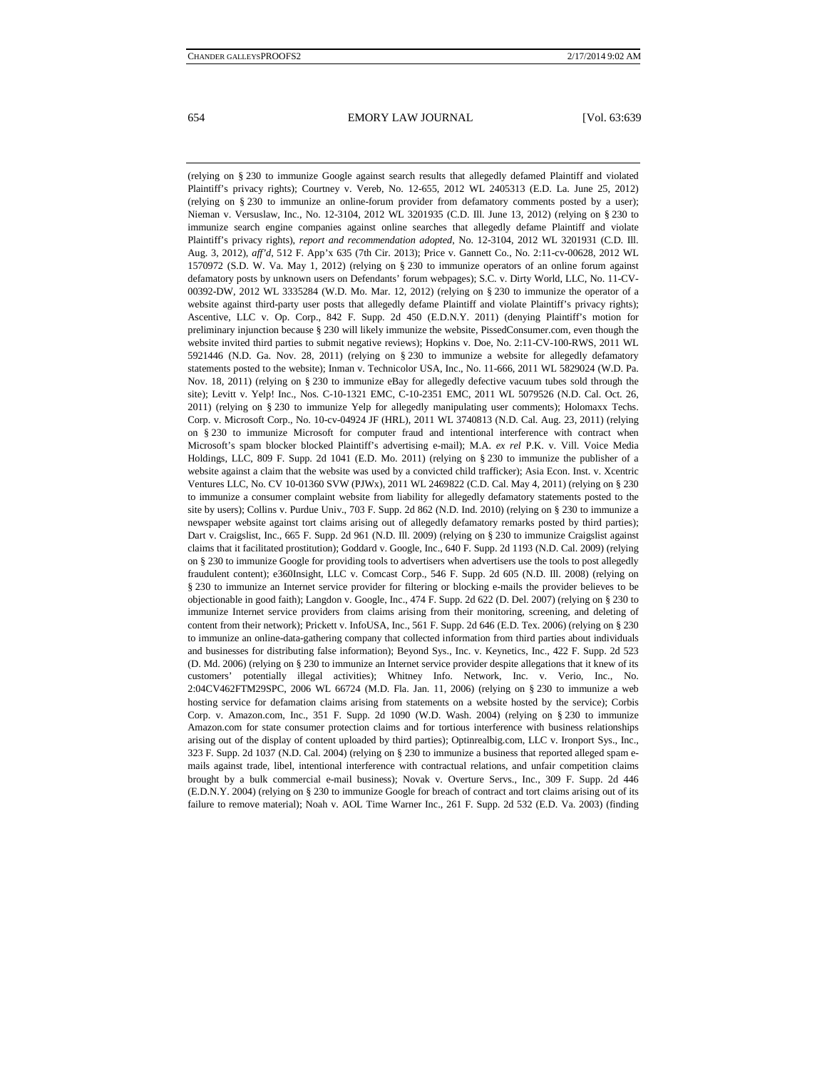(relying on § 230 to immunize Google against search results that allegedly defamed Plaintiff and violated Plaintiff's privacy rights); Courtney v. Vereb, No. 12-655, 2012 WL 2405313 (E.D. La. June 25, 2012) (relying on § 230 to immunize an online-forum provider from defamatory comments posted by a user); Nieman v. Versuslaw, Inc., No. 12-3104, 2012 WL 3201935 (C.D. Ill. June 13, 2012) (relying on § 230 to immunize search engine companies against online searches that allegedly defame Plaintiff and violate Plaintiff's privacy rights), *report and recommendation adopted*, No. 12-3104, 2012 WL 3201931 (C.D. Ill. Aug. 3, 2012), *aff'd*, 512 F. App'x 635 (7th Cir. 2013); Price v. Gannett Co., No. 2:11-cv-00628, 2012 WL 1570972 (S.D. W. Va. May 1, 2012) (relying on § 230 to immunize operators of an online forum against defamatory posts by unknown users on Defendants' forum webpages); S.C. v. Dirty World, LLC, No. 11-CV-00392-DW, 2012 WL 3335284 (W.D. Mo. Mar. 12, 2012) (relying on § 230 to immunize the operator of a website against third-party user posts that allegedly defame Plaintiff and violate Plaintiff's privacy rights); Ascentive, LLC v. Op. Corp., 842 F. Supp. 2d 450 (E.D.N.Y. 2011) (denying Plaintiff's motion for preliminary injunction because § 230 will likely immunize the website, PissedConsumer.com, even though the website invited third parties to submit negative reviews); Hopkins v. Doe, No. 2:11-CV-100-RWS, 2011 WL 5921446 (N.D. Ga. Nov. 28, 2011) (relying on § 230 to immunize a website for allegedly defamatory statements posted to the website); Inman v. Technicolor USA, Inc., No. 11-666, 2011 WL 5829024 (W.D. Pa. Nov. 18, 2011) (relying on § 230 to immunize eBay for allegedly defective vacuum tubes sold through the site); Levitt v. Yelp! Inc., Nos. C-10-1321 EMC, C-10-2351 EMC, 2011 WL 5079526 (N.D. Cal. Oct. 26, 2011) (relying on § 230 to immunize Yelp for allegedly manipulating user comments); Holomaxx Techs. Corp. v. Microsoft Corp., No. 10-cv-04924 JF (HRL), 2011 WL 3740813 (N.D. Cal. Aug. 23, 2011) (relying on § 230 to immunize Microsoft for computer fraud and intentional interference with contract when Microsoft's spam blocker blocked Plaintiff's advertising e-mail); M.A. *ex rel* P.K. v. Vill. Voice Media Holdings, LLC, 809 F. Supp. 2d 1041 (E.D. Mo. 2011) (relying on § 230 to immunize the publisher of a website against a claim that the website was used by a convicted child trafficker); Asia Econ. Inst. v. Xcentric Ventures LLC, No. CV 10-01360 SVW (PJWx), 2011 WL 2469822 (C.D. Cal. May 4, 2011) (relying on § 230 to immunize a consumer complaint website from liability for allegedly defamatory statements posted to the site by users); Collins v. Purdue Univ., 703 F. Supp. 2d 862 (N.D. Ind. 2010) (relying on § 230 to immunize a newspaper website against tort claims arising out of allegedly defamatory remarks posted by third parties); Dart v. Craigslist, Inc., 665 F. Supp. 2d 961 (N.D. Ill. 2009) (relying on § 230 to immunize Craigslist against claims that it facilitated prostitution); Goddard v. Google, Inc., 640 F. Supp. 2d 1193 (N.D. Cal. 2009) (relying on § 230 to immunize Google for providing tools to advertisers when advertisers use the tools to post allegedly fraudulent content); e360Insight, LLC v. Comcast Corp., 546 F. Supp. 2d 605 (N.D. Ill. 2008) (relying on § 230 to immunize an Internet service provider for filtering or blocking e-mails the provider believes to be objectionable in good faith); Langdon v. Google, Inc., 474 F. Supp. 2d 622 (D. Del. 2007) (relying on § 230 to immunize Internet service providers from claims arising from their monitoring, screening, and deleting of content from their network); Prickett v. InfoUSA, Inc., 561 F. Supp. 2d 646 (E.D. Tex. 2006) (relying on § 230 to immunize an online-data-gathering company that collected information from third parties about individuals and businesses for distributing false information); Beyond Sys., Inc. v. Keynetics, Inc., 422 F. Supp. 2d 523 (D. Md. 2006) (relying on § 230 to immunize an Internet service provider despite allegations that it knew of its customers' potentially illegal activities); Whitney Info. Network, Inc. v. Verio, Inc., No. 2:04CV462FTM29SPC, 2006 WL 66724 (M.D. Fla. Jan. 11, 2006) (relying on § 230 to immunize a web hosting service for defamation claims arising from statements on a website hosted by the service); Corbis Corp. v. Amazon.com, Inc., 351 F. Supp. 2d 1090 (W.D. Wash. 2004) (relying on § 230 to immunize Amazon.com for state consumer protection claims and for tortious interference with business relationships arising out of the display of content uploaded by third parties); Optinrealbig.com, LLC v. Ironport Sys., Inc., 323 F. Supp. 2d 1037 (N.D. Cal. 2004) (relying on § 230 to immunize a business that reported alleged spam e-mails against trade, libel, intentional interference with contractual relations, and unfair competition claims brought by a bulk commercial e-mail business); Novak v. Overture Servs., Inc., 309 F. Supp. 2d 446 (E.D.N.Y. 2004) (relying on § 230 to immunize Google for breach of contract and tort claims arising out of its failure to remove material); Noah v. AOL Time Warner Inc., 261 F. Supp. 2d 532 (E.D. Va. 2003) (finding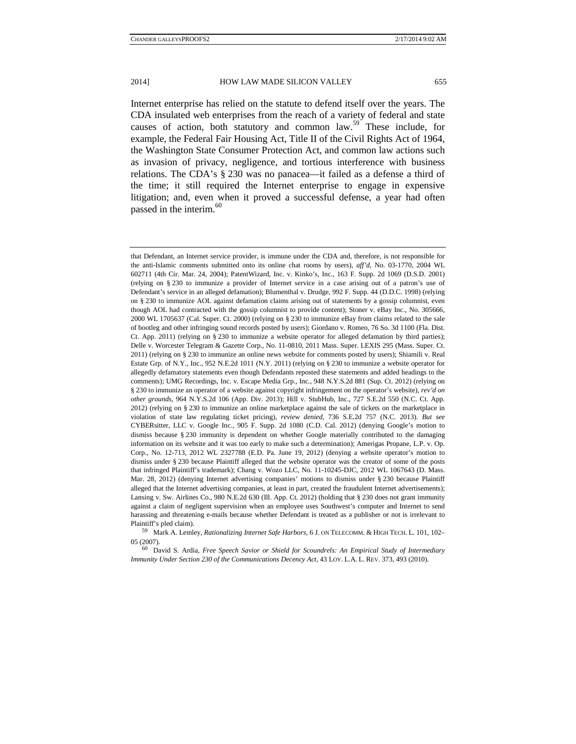Internet enterprise has relied on the statute to defend itself over the years. The CDA insulated web enterprises from the reach of a variety of federal and state causes of action, both statutory and common law.[59] These include, for example, the Federal Fair Housing Act, Title II of the Civil Rights Act of 1964, the Washington State Consumer Protection Act, and common law actions such as invasion of privacy, negligence, and tortious interference with business relations. The CDA's § 230 was no panacea—it failed as a defense a third of the time; it still required the Internet enterprise to engage in expensive litigation; and, even when it proved a successful defense, a year had often passed in the interim.[60]

---

that Defendant, an Internet service provider, is immune under the CDA and, therefore, is not responsible for the anti-Islamic comments submitted onto its online chat rooms by users), *aff'd*, No. 03-1770, 2004 WL 602711 (4th Cir. Mar. 24, 2004); PatentWizard, Inc. v. Kinko's, Inc., 163 F. Supp. 2d 1069 (D.S.D. 2001) (relying on § 230 to immunize a provider of Internet service in a case arising out of a patron's use of Defendant's service in an alleged defamation); Blumenthal v. Drudge, 992 F. Supp. 44 (D.D.C. 1998) (relying on § 230 to immunize AOL against defamation claims arising out of statements by a gossip columnist, even though AOL had contracted with the gossip columnist to provide content); Stoner v. eBay Inc., No. 305666, 2000 WL 1705637 (Cal. Super. Ct. 2000) (relying on § 230 to immunize eBay from claims related to the sale of bootleg and other infringing sound records posted by users); Giordano v. Romeo, 76 So. 3d 1100 (Fla. Dist. Ct. App. 2011) (relying on § 230 to immunize a website operator for alleged defamation by third parties); Delle v. Worcester Telegram & Gazette Corp., No. 11-0810, 2011 Mass. Super. LEXIS 295 (Mass. Super. Ct. 2011) (relying on § 230 to immunize an online news website for comments posted by users); Shiamili v. Real Estate Grp. of N.Y., Inc., 952 N.E.2d 1011 (N.Y. 2011) (relying on § 230 to immunize a website operator for allegedly defamatory statements even though Defendants reposted these statements and added headings to the comments); UMG Recordings, Inc. v. Escape Media Grp., Inc., 948 N.Y.S.2d 881 (Sup. Ct. 2012) (relying on § 230 to immunize an operator of a website against copyright infringement on the operator's website), *rev'd on other grounds*, 964 N.Y.S.2d 106 (App. Div. 2013); Hill v. StubHub, Inc., 727 S.E.2d 550 (N.C. Ct. App. 2012) (relying on § 230 to immunize an online marketplace against the sale of tickets on the marketplace in violation of state law regulating ticket pricing), *review denied*, 736 S.E.2d 757 (N.C. 2013). *But see* CYBERsitter, LLC v. Google Inc., 905 F. Supp. 2d 1080 (C.D. Cal. 2012) (denying Google's motion to dismiss because § 230 immunity is dependent on whether Google materially contributed to the damaging information on its website and it was too early to make such a determination); Amerigas Propane, L.P. v. Op. Corp., No. 12-713, 2012 WL 2327788 (E.D. Pa. June 19, 2012) (denying a website operator's motion to dismiss under § 230 because Plaintiff alleged that the website operator was the creator of some of the posts that infringed Plaintiff's trademark); Chang v. Wozo LLC, No. 11-10245-DJC, 2012 WL 1067643 (D. Mass. Mar. 28, 2012) (denying Internet advertising companies' motions to dismiss under § 230 because Plaintiff alleged that the Internet advertising companies, at least in part, created the fraudulent Internet advertisements); Lansing v. Sw. Airlines Co., 980 N.E.2d 630 (Ill. App. Ct. 2012) (holding that § 230 does not grant immunity against a claim of negligent supervision when an employee uses Southwest's computer and Internet to send harassing and threatening e-mails because whether Defendant is treated as a publisher or not is irrelevant to Plaintiff's pled claim).

[59] Mark A. Lemley, *Rationalizing Internet Safe Harbors*, 6 J. ON TELECOMM. & HIGH TECH. L. 101, 102–05 (2007).

[60] David S. Ardia, *Free Speech Savior or Shield for Scoundrels: An Empirical Study of Intermediary Immunity Under Section 230 of the Communications Decency Act*, 43 LOY. L.A. L. REV. 373, 493 (2010).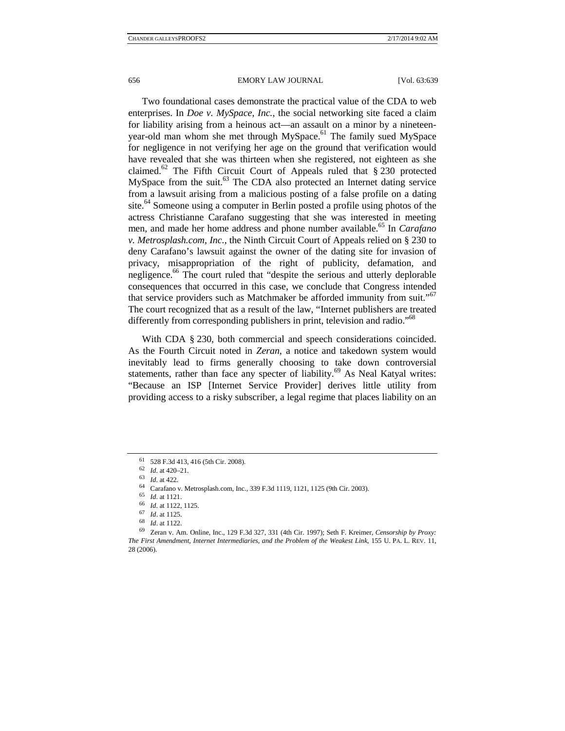Two foundational cases demonstrate the practical value of the CDA to web enterprises. In *Doe v. MySpace, Inc.*, the social networking site faced a claim for liability arising from a heinous act—an assault on a minor by a nineteen-year-old man whom she met through MySpace.[61] The family sued MySpace for negligence in not verifying her age on the ground that verification would have revealed that she was thirteen when she registered, not eighteen as she claimed.[62] The Fifth Circuit Court of Appeals ruled that § 230 protected MySpace from the suit.[63] The CDA also protected an Internet dating service from a lawsuit arising from a malicious posting of a false profile on a dating site.[64] Someone using a computer in Berlin posted a profile using photos of the actress Christianne Carafano suggesting that she was interested in meeting men, and made her home address and phone number available.[65] In *Carafano v. Metrosplash.com, Inc.*, the Ninth Circuit Court of Appeals relied on § 230 to deny Carafano's lawsuit against the owner of the dating site for invasion of privacy, misappropriation of the right of publicity, defamation, and negligence.[66] The court ruled that "despite the serious and utterly deplorable consequences that occurred in this case, we conclude that Congress intended that service providers such as Matchmaker be afforded immunity from suit."[67] The court recognized that as a result of the law, "Internet publishers are treated differently from corresponding publishers in print, television and radio."[68]

With CDA § 230, both commercial and speech considerations coincided. As the Fourth Circuit noted in *Zeran*, a notice and takedown system would inevitably lead to firms generally choosing to take down controversial statements, rather than face any specter of liability.[69] As Neal Katyal writes: "Because an ISP [Internet Service Provider] derives little utility from providing access to a risky subscriber, a legal regime that places liability on an

---

[61] 528 F.3d 413, 416 (5th Cir. 2008).

[62] *Id*. at 420–21.

[63] *Id*. at 422.

[64] Carafano v. Metrosplash.com, Inc., 339 F.3d 1119, 1121, 1125 (9th Cir. 2003).

[65] *Id*. at 1121.

[66] *Id*. at 1122, 1125.

[67] *Id*. at 1125.

[68] *Id*. at 1122.

[69] Zeran v. Am. Online, Inc., 129 F.3d 327, 331 (4th Cir. 1997); Seth F. Kreimer, *Censorship by Proxy: The First Amendment, Internet Intermediaries, and the Problem of the Weakest Link*, 155 U. PA. L. REV. 11, 28 (2006).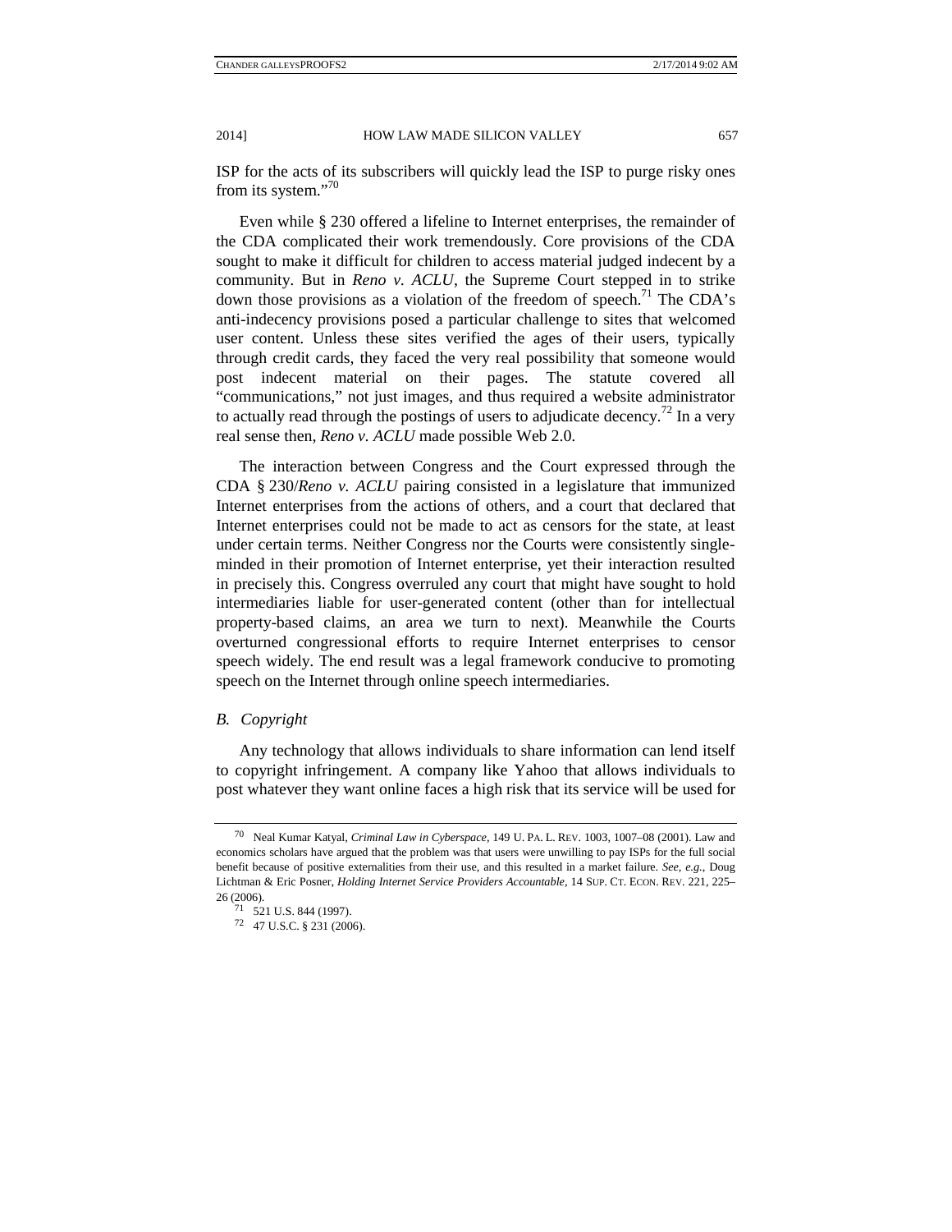ISP for the acts of its subscribers will quickly lead the ISP to purge risky ones from its system."[70]

Even while § 230 offered a lifeline to Internet enterprises, the remainder of the CDA complicated their work tremendously. Core provisions of the CDA sought to make it difficult for children to access material judged indecent by a community. But in *Reno v. ACLU*, the Supreme Court stepped in to strike down those provisions as a violation of the freedom of speech.[71] The CDA's anti-indecency provisions posed a particular challenge to sites that welcomed user content. Unless these sites verified the ages of their users, typically through credit cards, they faced the very real possibility that someone would post indecent material on their pages. The statute covered all "communications," not just images, and thus required a website administrator to actually read through the postings of users to adjudicate decency.[72] In a very real sense then, *Reno v. ACLU* made possible Web 2.0.

The interaction between Congress and the Court expressed through the CDA § 230/*Reno v. ACLU* pairing consisted in a legislature that immunized Internet enterprises from the actions of others, and a court that declared that Internet enterprises could not be made to act as censors for the state, at least under certain terms. Neither Congress nor the Courts were consistently single-minded in their promotion of Internet enterprise, yet their interaction resulted in precisely this. Congress overruled any court that might have sought to hold intermediaries liable for user-generated content (other than for intellectual property-based claims, an area we turn to next). Meanwhile the Courts overturned congressional efforts to require Internet enterprises to censor speech widely. The end result was a legal framework conducive to promoting speech on the Internet through online speech intermediaries.

### *B. Copyright*

Any technology that allows individuals to share information can lend itself to copyright infringement. A company like Yahoo that allows individuals to post whatever they want online faces a high risk that its service will be used for

---

[70] Neal Kumar Katyal, *Criminal Law in Cyberspace*, 149 U. PA. L. REV. 1003, 1007–08 (2001). Law and economics scholars have argued that the problem was that users were unwilling to pay ISPs for the full social benefit because of positive externalities from their use, and this resulted in a market failure. *See, e.g.*, Doug Lichtman & Eric Posner, *Holding Internet Service Providers Accountable*, 14 SUP. CT. ECON. REV. 221, 225–26 (2006).

[71] 521 U.S. 844 (1997).

[72] 47 U.S.C. § 231 (2006).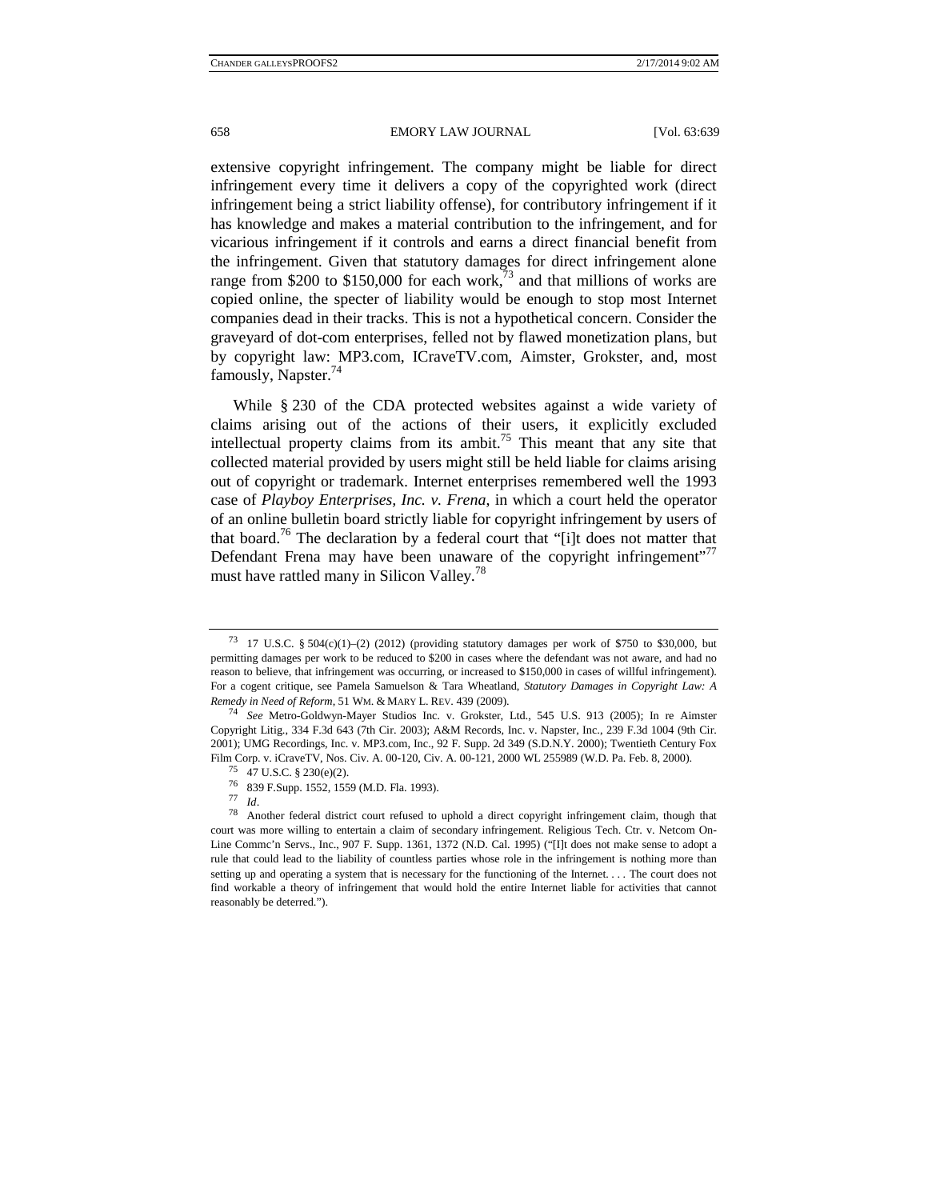extensive copyright infringement. The company might be liable for direct infringement every time it delivers a copy of the copyrighted work (direct infringement being a strict liability offense), for contributory infringement if it has knowledge and makes a material contribution to the infringement, and for vicarious infringement if it controls and earns a direct financial benefit from the infringement. Given that statutory damages for direct infringement alone range from $200 to $150,000 for each work,[73] and that millions of works are copied online, the specter of liability would be enough to stop most Internet companies dead in their tracks. This is not a hypothetical concern. Consider the graveyard of dot-com enterprises, felled not by flawed monetization plans, but by copyright law: MP3.com, ICraveTV.com, Aimster, Grokster, and, most famously, Napster.[74]

While § 230 of the CDA protected websites against a wide variety of claims arising out of the actions of their users, it explicitly excluded intellectual property claims from its ambit.[75] This meant that any site that collected material provided by users might still be held liable for claims arising out of copyright or trademark. Internet enterprises remembered well the 1993 case of *Playboy Enterprises, Inc. v. Frena*, in which a court held the operator of an online bulletin board strictly liable for copyright infringement by users of that board.[76] The declaration by a federal court that "[i]t does not matter that Defendant Frena may have been unaware of the copyright infringement"[77] must have rattled many in Silicon Valley.[78]

---

[73] 17 U.S.C. § 504(c)(1)–(2) (2012) (providing statutory damages per work of $750 to $30,000, but permitting damages per work to be reduced to $200 in cases where the defendant was not aware, and had no reason to believe, that infringement was occurring, or increased to $150,000 in cases of willful infringement). For a cogent critique, see Pamela Samuelson & Tara Wheatland, *Statutory Damages in Copyright Law: A Remedy in Need of Reform*, 51 WM. & MARY L. REV. 439 (2009).

[74] *See* Metro-Goldwyn-Mayer Studios Inc. v. Grokster, Ltd., 545 U.S. 913 (2005); In re Aimster Copyright Litig., 334 F.3d 643 (7th Cir. 2003); A&M Records, Inc. v. Napster, Inc., 239 F.3d 1004 (9th Cir. 2001); UMG Recordings, Inc. v. MP3.com, Inc., 92 F. Supp. 2d 349 (S.D.N.Y. 2000); Twentieth Century Fox Film Corp. v. iCraveTV, Nos. Civ. A. 00-120, Civ. A. 00-121, 2000 WL 255989 (W.D. Pa. Feb. 8, 2000).

[75] 47 U.S.C. § 230(e)(2).

[76] 839 F.Supp. 1552, 1559 (M.D. Fla. 1993).

[77] *Id*.

[78] Another federal district court refused to uphold a direct copyright infringement claim, though that court was more willing to entertain a claim of secondary infringement. Religious Tech. Ctr. v. Netcom On-Line Commc'n Servs., Inc., 907 F. Supp. 1361, 1372 (N.D. Cal. 1995) ("[I]t does not make sense to adopt a rule that could lead to the liability of countless parties whose role in the infringement is nothing more than setting up and operating a system that is necessary for the functioning of the Internet. . . . The court does not find workable a theory of infringement that would hold the entire Internet liable for activities that cannot reasonably be deterred.").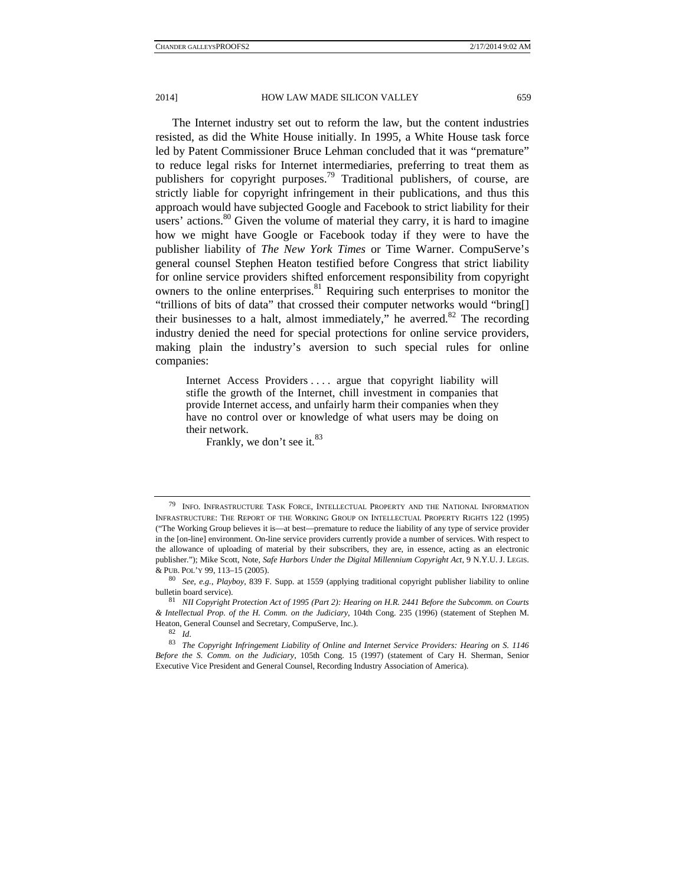The Internet industry set out to reform the law, but the content industries resisted, as did the White House initially. In 1995, a White House task force led by Patent Commissioner Bruce Lehman concluded that it was "premature" to reduce legal risks for Internet intermediaries, preferring to treat them as publishers for copyright purposes.[79] Traditional publishers, of course, are strictly liable for copyright infringement in their publications, and thus this approach would have subjected Google and Facebook to strict liability for their users' actions.[80] Given the volume of material they carry, it is hard to imagine how we might have Google or Facebook today if they were to have the publisher liability of *The New York Times* or Time Warner. CompuServe's general counsel Stephen Heaton testified before Congress that strict liability for online service providers shifted enforcement responsibility from copyright owners to the online enterprises.[81] Requiring such enterprises to monitor the "trillions of bits of data" that crossed their computer networks would "bring[] their businesses to a halt, almost immediately," he averred.[82] The recording industry denied the need for special protections for online service providers, making plain the industry's aversion to such special rules for online companies:

> Internet Access Providers . . . . argue that copyright liability will stifle the growth of the Internet, chill investment in companies that provide Internet access, and unfairly harm their companies when they have no control over or knowledge of what users may be doing on their network.
>
> Frankly, we don't see it.[83]

---

[79] INFO. INFRASTRUCTURE TASK FORCE, INTELLECTUAL PROPERTY AND THE NATIONAL INFORMATION INFRASTRUCTURE: THE REPORT OF THE WORKING GROUP ON INTELLECTUAL PROPERTY RIGHTS 122 (1995) ("The Working Group believes it is—at best—premature to reduce the liability of any type of service provider in the [on-line] environment. On-line service providers currently provide a number of services. With respect to the allowance of uploading of material by their subscribers, they are, in essence, acting as an electronic publisher."); Mike Scott, Note, *Safe Harbors Under the Digital Millennium Copyright Act*, 9 N.Y.U. J. LEGIS. & PUB. POL'Y 99, 113–15 (2005).

[80] *See, e.g.*, *Playboy*, 839 F. Supp. at 1559 (applying traditional copyright publisher liability to online bulletin board service).

[81] *NII Copyright Protection Act of 1995 (Part 2): Hearing on H.R. 2441 Before the Subcomm. on Courts & Intellectual Prop. of the H. Comm. on the Judiciary*, 104th Cong. 235 (1996) (statement of Stephen M. Heaton, General Counsel and Secretary, CompuServe, Inc.).

[82] *Id.*

[83] *The Copyright Infringement Liability of Online and Internet Service Providers: Hearing on S. 1146 Before the S. Comm. on the Judiciary*, 105th Cong. 15 (1997) (statement of Cary H. Sherman, Senior Executive Vice President and General Counsel, Recording Industry Association of America).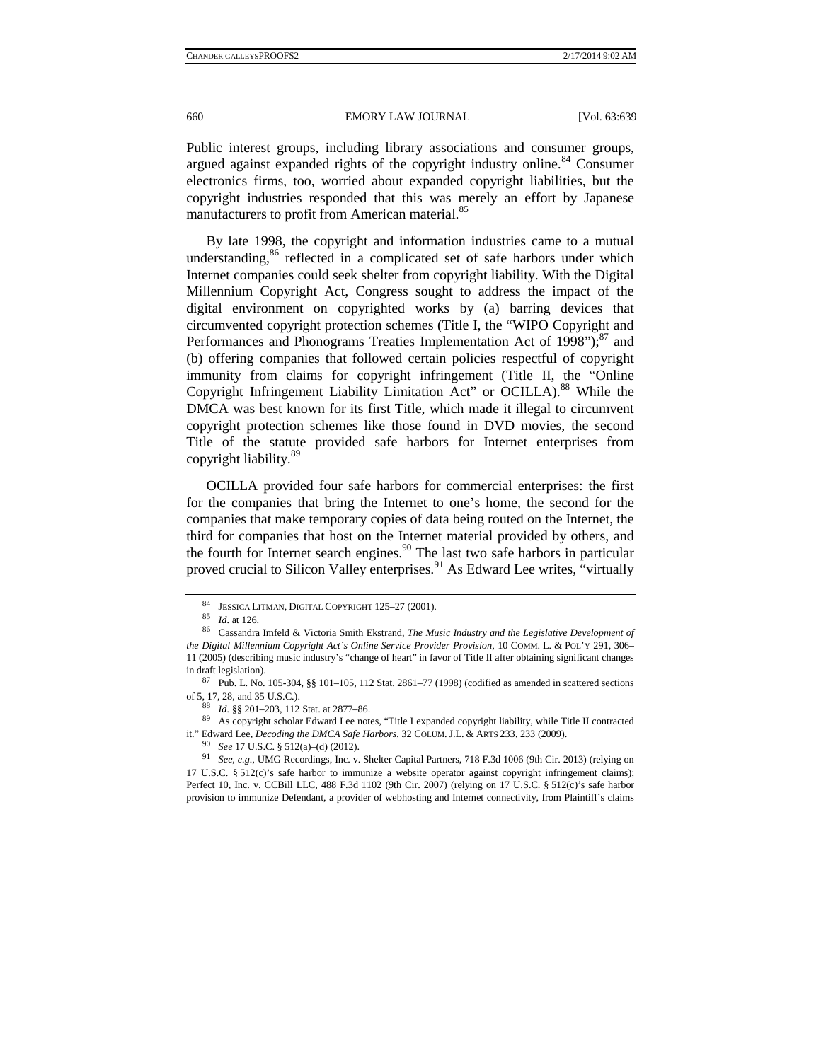Public interest groups, including library associations and consumer groups, argued against expanded rights of the copyright industry online.[84] Consumer electronics firms, too, worried about expanded copyright liabilities, but the copyright industries responded that this was merely an effort by Japanese manufacturers to profit from American material.[85]

By late 1998, the copyright and information industries came to a mutual understanding,[86] reflected in a complicated set of safe harbors under which Internet companies could seek shelter from copyright liability. With the Digital Millennium Copyright Act, Congress sought to address the impact of the digital environment on copyrighted works by (a) barring devices that circumvented copyright protection schemes (Title I, the "WIPO Copyright and Performances and Phonograms Treaties Implementation Act of 1998");[87] and (b) offering companies that followed certain policies respectful of copyright immunity from claims for copyright infringement (Title II, the "Online Copyright Infringement Liability Limitation Act" or OCILLA).[88] While the DMCA was best known for its first Title, which made it illegal to circumvent copyright protection schemes like those found in DVD movies, the second Title of the statute provided safe harbors for Internet enterprises from copyright liability.[89]

OCILLA provided four safe harbors for commercial enterprises: the first for the companies that bring the Internet to one's home, the second for the companies that make temporary copies of data being routed on the Internet, the third for companies that host on the Internet material provided by others, and the fourth for Internet search engines.[90] The last two safe harbors in particular proved crucial to Silicon Valley enterprises.[91] As Edward Lee writes, "virtually

---

[84] JESSICA LITMAN, DIGITAL COPYRIGHT 125–27 (2001).

[85] *Id*. at 126.

[86] Cassandra Imfeld & Victoria Smith Ekstrand, *The Music Industry and the Legislative Development of the Digital Millennium Copyright Act's Online Service Provider Provision*, 10 COMM. L. & POL'Y 291, 306–11 (2005) (describing music industry's "change of heart" in favor of Title II after obtaining significant changes in draft legislation).

[87] Pub. L. No. 105-304, §§ 101–105, 112 Stat. 2861–77 (1998) (codified as amended in scattered sections of 5, 17, 28, and 35 U.S.C.).

[88] *Id*. §§ 201–203, 112 Stat. at 2877–86.

[89] As copyright scholar Edward Lee notes, "Title I expanded copyright liability, while Title II contracted it." Edward Lee, *Decoding the DMCA Safe Harbors*, 32 COLUM. J.L. & ARTS 233, 233 (2009).

[90] *See* 17 U.S.C. § 512(a)–(d) (2012).

[91] *See, e.g.*, UMG Recordings, Inc. v. Shelter Capital Partners, 718 F.3d 1006 (9th Cir. 2013) (relying on 17 U.S.C. § 512(c)'s safe harbor to immunize a website operator against copyright infringement claims); Perfect 10, Inc. v. CCBill LLC, 488 F.3d 1102 (9th Cir. 2007) (relying on 17 U.S.C. § 512(c)'s safe harbor provision to immunize Defendant, a provider of webhosting and Internet connectivity, from Plaintiff's claims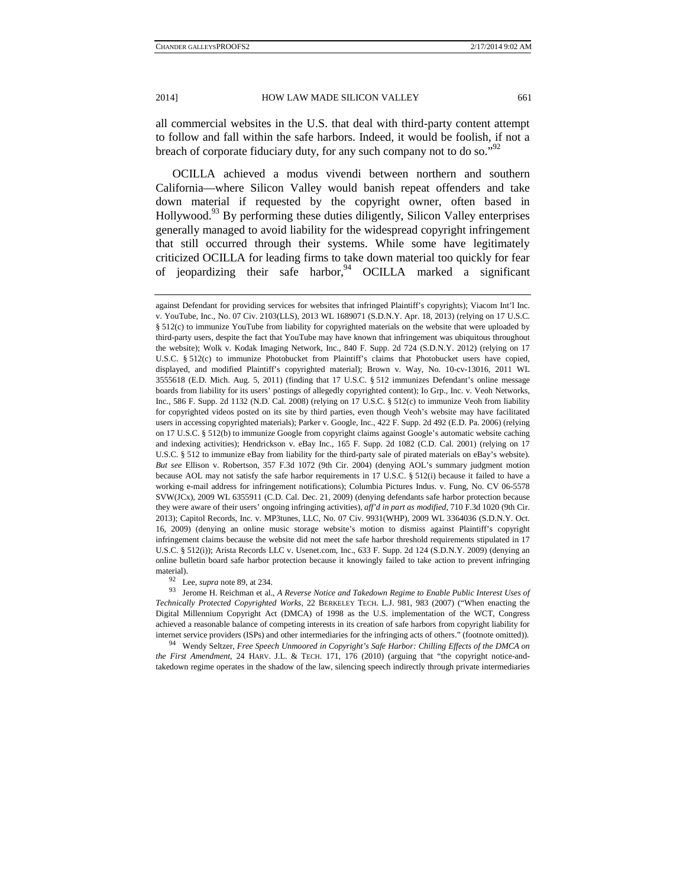all commercial websites in the U.S. that deal with third-party content attempt to follow and fall within the safe harbors. Indeed, it would be foolish, if not a breach of corporate fiduciary duty, for any such company not to do so."[92]

OCILLA achieved a modus vivendi between northern and southern California—where Silicon Valley would banish repeat offenders and take down material if requested by the copyright owner, often based in Hollywood.[93] By performing these duties diligently, Silicon Valley enterprises generally managed to avoid liability for the widespread copyright infringement that still occurred through their systems. While some have legitimately criticized OCILLA for leading firms to take down material too quickly for fear of jeopardizing their safe harbor,[94] OCILLA marked a significant

---

against Defendant for providing services for websites that infringed Plaintiff's copyrights); Viacom Int'l Inc. v. YouTube, Inc., No. 07 Civ. 2103(LLS), 2013 WL 1689071 (S.D.N.Y. Apr. 18, 2013) (relying on 17 U.S.C. § 512(c) to immunize YouTube from liability for copyrighted materials on the website that were uploaded by third-party users, despite the fact that YouTube may have known that infringement was ubiquitous throughout the website); Wolk v. Kodak Imaging Network, Inc., 840 F. Supp. 2d 724 (S.D.N.Y. 2012) (relying on 17 U.S.C. § 512(c) to immunize Photobucket from Plaintiff's claims that Photobucket users have copied, displayed, and modified Plaintiff's copyrighted material); Brown v. Way, No. 10-cv-13016, 2011 WL 3555618 (E.D. Mich. Aug. 5, 2011) (finding that 17 U.S.C. § 512 immunizes Defendant's online message boards from liability for its users' postings of allegedly copyrighted content); Io Grp., Inc. v. Veoh Networks, Inc., 586 F. Supp. 2d 1132 (N.D. Cal. 2008) (relying on 17 U.S.C. § 512(c) to immunize Veoh from liability for copyrighted videos posted on its site by third parties, even though Veoh's website may have facilitated users in accessing copyrighted materials); Parker v. Google, Inc., 422 F. Supp. 2d 492 (E.D. Pa. 2006) (relying on 17 U.S.C. § 512(b) to immunize Google from copyright claims against Google's automatic website caching and indexing activities); Hendrickson v. eBay Inc., 165 F. Supp. 2d 1082 (C.D. Cal. 2001) (relying on 17 U.S.C. § 512 to immunize eBay from liability for the third-party sale of pirated materials on eBay's website). *But see* Ellison v. Robertson, 357 F.3d 1072 (9th Cir. 2004) (denying AOL's summary judgment motion because AOL may not satisfy the safe harbor requirements in 17 U.S.C. § 512(i) because it failed to have a working e-mail address for infringement notifications); Columbia Pictures Indus. v. Fung, No. CV 06-5578 SVW(JCx), 2009 WL 6355911 (C.D. Cal. Dec. 21, 2009) (denying defendants safe harbor protection because they were aware of their users' ongoing infringing activities), *aff'd in part as modified*, 710 F.3d 1020 (9th Cir. 2013); Capitol Records, Inc. v. MP3tunes, LLC, No. 07 Civ. 9931(WHP), 2009 WL 3364036 (S.D.N.Y. Oct. 16, 2009) (denying an online music storage website's motion to dismiss against Plaintiff's copyright infringement claims because the website did not meet the safe harbor threshold requirements stipulated in 17 U.S.C. § 512(i)); Arista Records LLC v. Usenet.com, Inc., 633 F. Supp. 2d 124 (S.D.N.Y. 2009) (denying an online bulletin board safe harbor protection because it knowingly failed to take action to prevent infringing material).

[92] Lee, *supra* note 89, at 234.

[93] Jerome H. Reichman et al., *A Reverse Notice and Takedown Regime to Enable Public Interest Uses of Technically Protected Copyrighted Works*, 22 BERKELEY TECH. L.J. 981, 983 (2007) ("When enacting the Digital Millennium Copyright Act (DMCA) of 1998 as the U.S. implementation of the WCT, Congress achieved a reasonable balance of competing interests in its creation of safe harbors from copyright liability for internet service providers (ISPs) and other intermediaries for the infringing acts of others." (footnote omitted)).

[94] Wendy Seltzer, *Free Speech Unmoored in Copyright's Safe Harbor: Chilling Effects of the DMCA on the First Amendment*, 24 HARV. J.L. & TECH. 171, 176 (2010) (arguing that "the copyright notice-and-takedown regime operates in the shadow of the law, silencing speech indirectly through private intermediaries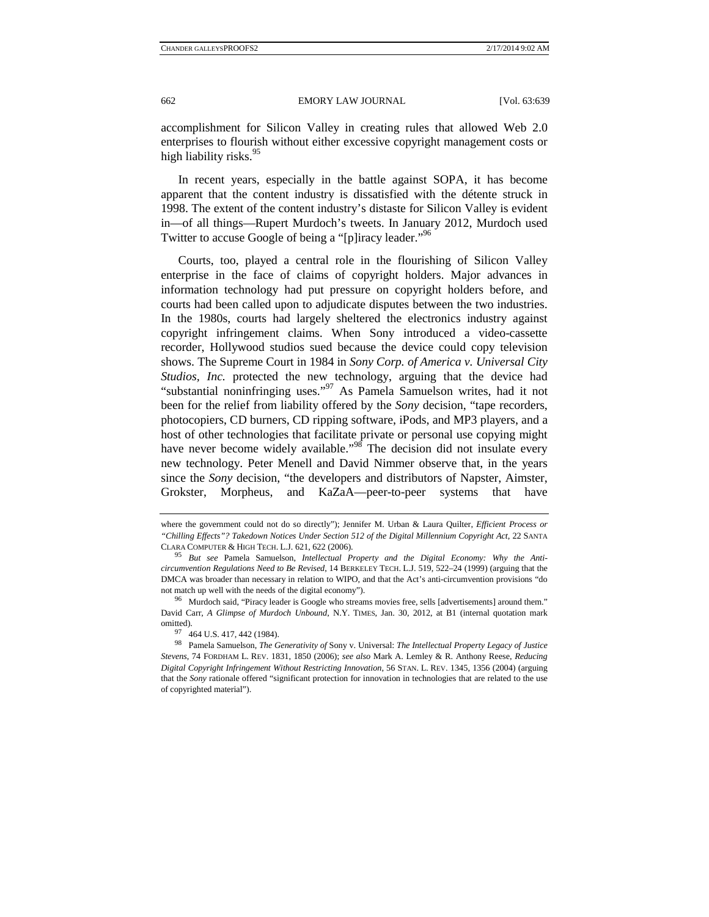accomplishment for Silicon Valley in creating rules that allowed Web 2.0 enterprises to flourish without either excessive copyright management costs or high liability risks.[95]

In recent years, especially in the battle against SOPA, it has become apparent that the content industry is dissatisfied with the détente struck in 1998. The extent of the content industry's distaste for Silicon Valley is evident in—of all things—Rupert Murdoch's tweets. In January 2012, Murdoch used Twitter to accuse Google of being a "[p]iracy leader."[96]

Courts, too, played a central role in the flourishing of Silicon Valley enterprise in the face of claims of copyright holders. Major advances in information technology had put pressure on copyright holders before, and courts had been called upon to adjudicate disputes between the two industries. In the 1980s, courts had largely sheltered the electronics industry against copyright infringement claims. When Sony introduced a video-cassette recorder, Hollywood studios sued because the device could copy television shows. The Supreme Court in 1984 in *Sony Corp. of America v. Universal City Studios, Inc.* protected the new technology, arguing that the device had "substantial noninfringing uses."[97] As Pamela Samuelson writes, had it not been for the relief from liability offered by the *Sony* decision, "tape recorders, photocopiers, CD burners, CD ripping software, iPods, and MP3 players, and a host of other technologies that facilitate private or personal use copying might have never become widely available."[98] The decision did not insulate every new technology. Peter Menell and David Nimmer observe that, in the years since the *Sony* decision, "the developers and distributors of Napster, Aimster, Grokster, Morpheus, and KaZaA—peer-to-peer systems that have

---

where the government could not do so directly"); Jennifer M. Urban & Laura Quilter, *Efficient Process or "Chilling Effects"? Takedown Notices Under Section 512 of the Digital Millennium Copyright Act*, 22 SANTA CLARA COMPUTER & HIGH TECH. L.J. 621, 622 (2006).

[95] *But see* Pamela Samuelson, *Intellectual Property and the Digital Economy: Why the Anti-circumvention Regulations Need to Be Revised*, 14 BERKELEY TECH. L.J. 519, 522–24 (1999) (arguing that the DMCA was broader than necessary in relation to WIPO, and that the Act's anti-circumvention provisions "do not match up well with the needs of the digital economy").

[96] Murdoch said, "Piracy leader is Google who streams movies free, sells [advertisements] around them." David Carr, *A Glimpse of Murdoch Unbound*, N.Y. TIMES, Jan. 30, 2012, at B1 (internal quotation mark omitted).

[97] 464 U.S. 417, 442 (1984).

[98] Pamela Samuelson, *The Generativity of* Sony v. Universal: *The Intellectual Property Legacy of Justice Stevens*, 74 FORDHAM L. REV. 1831, 1850 (2006); *see also* Mark A. Lemley & R. Anthony Reese, *Reducing Digital Copyright Infringement Without Restricting Innovation*, 56 STAN. L. REV. 1345, 1356 (2004) (arguing that the *Sony* rationale offered "significant protection for innovation in technologies that are related to the use of copyrighted material").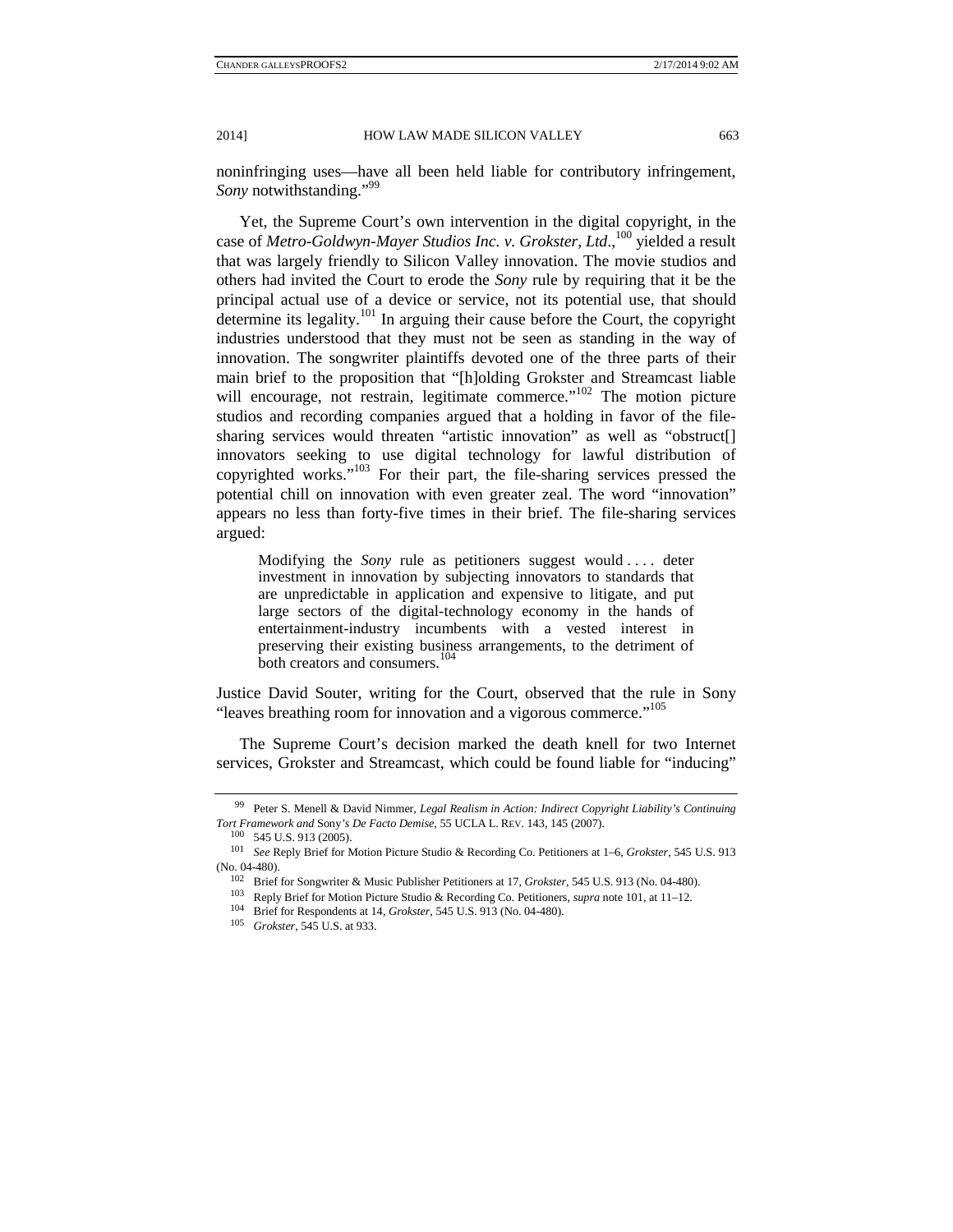noninfringing uses—have all been held liable for contributory infringement, *Sony* notwithstanding."[99]

Yet, the Supreme Court's own intervention in the digital copyright, in the case of *Metro-Goldwyn-Mayer Studios Inc. v. Grokster, Ltd*.,[100] yielded a result that was largely friendly to Silicon Valley innovation. The movie studios and others had invited the Court to erode the *Sony* rule by requiring that it be the principal actual use of a device or service, not its potential use, that should determine its legality.[101] In arguing their cause before the Court, the copyright industries understood that they must not be seen as standing in the way of innovation. The songwriter plaintiffs devoted one of the three parts of their main brief to the proposition that "[h]olding Grokster and Streamcast liable will encourage, not restrain, legitimate commerce."[102] The motion picture studios and recording companies argued that a holding in favor of the file-sharing services would threaten "artistic innovation" as well as "obstruct[] innovators seeking to use digital technology for lawful distribution of copyrighted works."[103] For their part, the file-sharing services pressed the potential chill on innovation with even greater zeal. The word "innovation" appears no less than forty-five times in their brief. The file-sharing services argued:

> Modifying the *Sony* rule as petitioners suggest would . . . . deter investment in innovation by subjecting innovators to standards that are unpredictable in application and expensive to litigate, and put large sectors of the digital-technology economy in the hands of entertainment-industry incumbents with a vested interest in preserving their existing business arrangements, to the detriment of both creators and consumers.[104]

Justice David Souter, writing for the Court, observed that the rule in Sony "leaves breathing room for innovation and a vigorous commerce."[105]

The Supreme Court's decision marked the death knell for two Internet services, Grokster and Streamcast, which could be found liable for "inducing"

---

[99] Peter S. Menell & David Nimmer, *Legal Realism in Action: Indirect Copyright Liability's Continuing Tort Framework and* Sony*'s De Facto Demise*, 55 UCLA L. REV. 143, 145 (2007).

[100] 545 U.S. 913 (2005).

[101] *See* Reply Brief for Motion Picture Studio & Recording Co. Petitioners at 1–6, *Grokster*, 545 U.S. 913 (No. 04-480).

[102] Brief for Songwriter & Music Publisher Petitioners at 17, *Grokster*, 545 U.S. 913 (No. 04-480).

[103] Reply Brief for Motion Picture Studio & Recording Co. Petitioners, *supra* note 101, at 11–12.

[104] Brief for Respondents at 14, *Grokster*, 545 U.S. 913 (No. 04-480).

[105] *Grokster*, 545 U.S. at 933.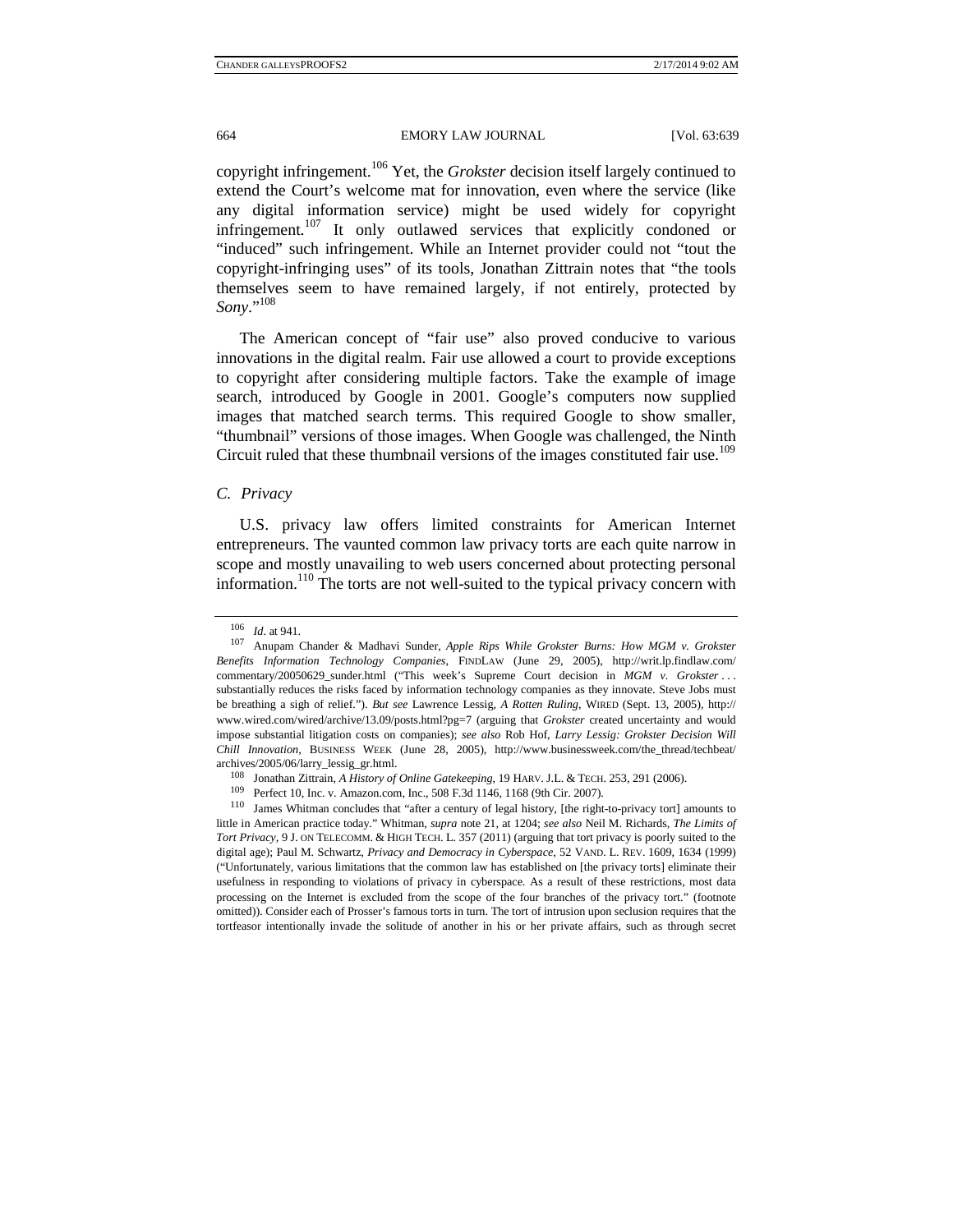copyright infringement.[106] Yet, the *Grokster* decision itself largely continued to extend the Court's welcome mat for innovation, even where the service (like any digital information service) might be used widely for copyright infringement.[107] It only outlawed services that explicitly condoned or "induced" such infringement. While an Internet provider could not "tout the copyright-infringing uses" of its tools, Jonathan Zittrain notes that "the tools themselves seem to have remained largely, if not entirely, protected by *Sony*."[108]

The American concept of "fair use" also proved conducive to various innovations in the digital realm. Fair use allowed a court to provide exceptions to copyright after considering multiple factors. Take the example of image search, introduced by Google in 2001. Google's computers now supplied images that matched search terms. This required Google to show smaller, "thumbnail" versions of those images. When Google was challenged, the Ninth Circuit ruled that these thumbnail versions of the images constituted fair use.[109]

### *C. Privacy*

U.S. privacy law offers limited constraints for American Internet entrepreneurs. The vaunted common law privacy torts are each quite narrow in scope and mostly unavailing to web users concerned about protecting personal information.[110] The torts are not well-suited to the typical privacy concern with

---

[106] *Id.* at 941.

[107] Anupam Chander & Madhavi Sunder, *Apple Rips While Grokster Burns: How MGM v. Grokster Benefits Information Technology Companies*, FINDLAW (June 29, 2005), http://writ.lp.findlaw.com/commentary/20050629_sunder.html ("This week's Supreme Court decision in *MGM v. Grokster* . . . substantially reduces the risks faced by information technology companies as they innovate. Steve Jobs must be breathing a sigh of relief."). *But see* Lawrence Lessig, *A Rotten Ruling*, WIRED (Sept. 13, 2005), http://www.wired.com/wired/archive/13.09/posts.html?pg=7 (arguing that *Grokster* created uncertainty and would impose substantial litigation costs on companies); *see also* Rob Hof, *Larry Lessig: Grokster Decision Will Chill Innovation*, BUSINESS WEEK (June 28, 2005), http://www.businessweek.com/the_thread/techbeat/archives/2005/06/larry_lessig_gr.html.

[108] Jonathan Zittrain, *A History of Online Gatekeeping*, 19 HARV. J.L. & TECH. 253, 291 (2006).

[109] Perfect 10, Inc. v. Amazon.com, Inc., 508 F.3d 1146, 1168 (9th Cir. 2007).

[110] James Whitman concludes that "after a century of legal history, [the right-to-privacy tort] amounts to little in American practice today." Whitman, *supra* note 21, at 1204; *see also* Neil M. Richards, *The Limits of Tort Privacy*, 9 J. ON TELECOMM. & HIGH TECH. L. 357 (2011) (arguing that tort privacy is poorly suited to the digital age); Paul M. Schwartz, *Privacy and Democracy in Cyberspace*, 52 VAND. L. REV. 1609, 1634 (1999) ("Unfortunately, various limitations that the common law has established on [the privacy torts] eliminate their usefulness in responding to violations of privacy in cyberspace. As a result of these restrictions, most data processing on the Internet is excluded from the scope of the four branches of the privacy tort." (footnote omitted)). Consider each of Prosser's famous torts in turn. The tort of intrusion upon seclusion requires that the tortfeasor intentionally invade the solitude of another in his or her private affairs, such as through secret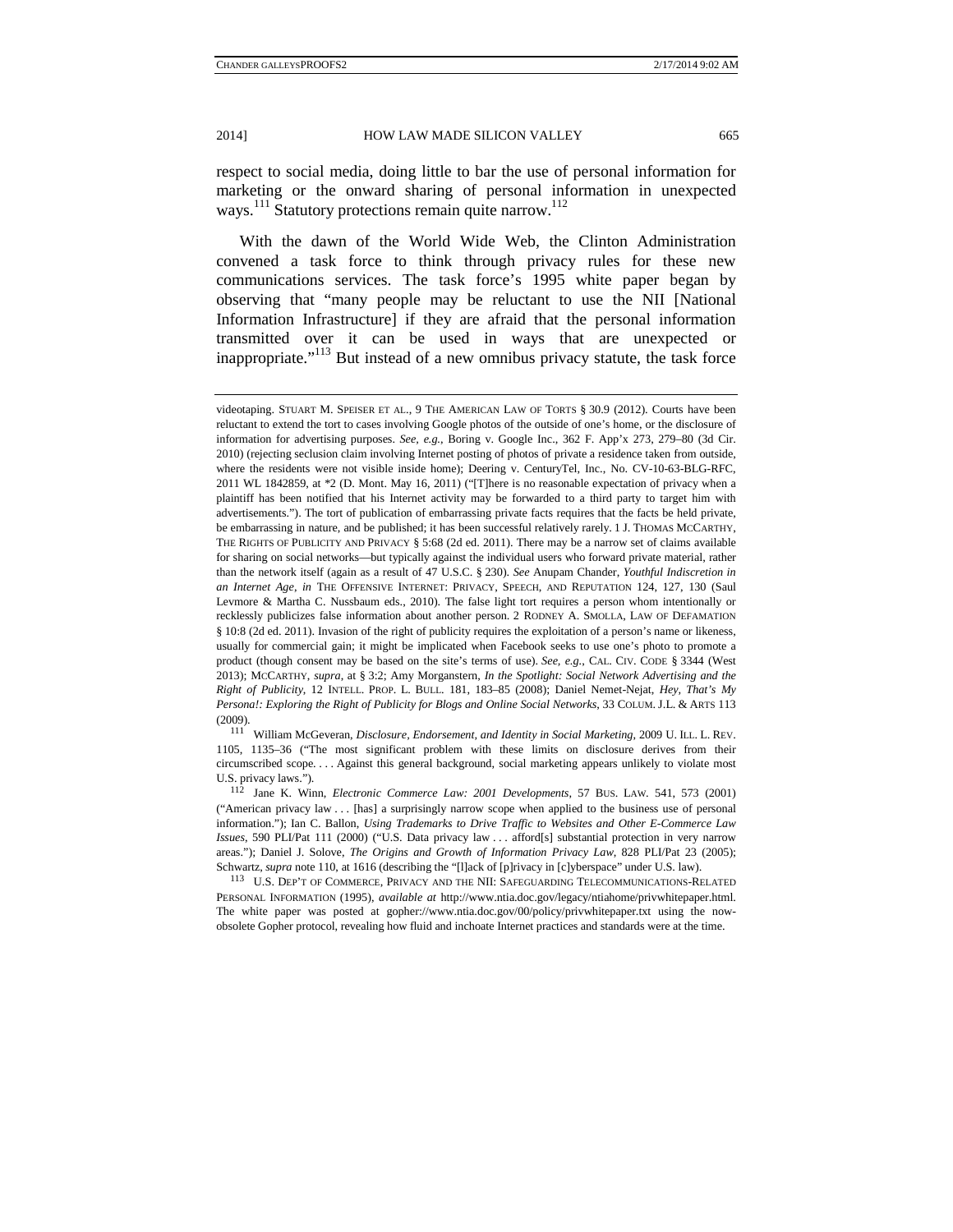respect to social media, doing little to bar the use of personal information for marketing or the onward sharing of personal information in unexpected ways.[111] Statutory protections remain quite narrow.[112]

With the dawn of the World Wide Web, the Clinton Administration convened a task force to think through privacy rules for these new communications services. The task force's 1995 white paper began by observing that "many people may be reluctant to use the NII [National Information Infrastructure] if they are afraid that the personal information transmitted over it can be used in ways that are unexpected or inappropriate."[113] But instead of a new omnibus privacy statute, the task force

---

videotaping. STUART M. SPEISER ET AL., 9 THE AMERICAN LAW OF TORTS § 30.9 (2012). Courts have been reluctant to extend the tort to cases involving Google photos of the outside of one's home, or the disclosure of information for advertising purposes. *See, e.g.*, Boring v. Google Inc., 362 F. App'x 273, 279–80 (3d Cir. 2010) (rejecting seclusion claim involving Internet posting of photos of private a residence taken from outside, where the residents were not visible inside home); Deering v. CenturyTel, Inc., No. CV-10-63-BLG-RFC, 2011 WL 1842859, at *2 (D. Mont. May 16, 2011) ("[T]here is no reasonable expectation of privacy when a plaintiff has been notified that his Internet activity may be forwarded to a third party to target him with advertisements."). The tort of publication of embarrassing private facts requires that the facts be held private, be embarrassing in nature, and be published; it has been successful relatively rarely. 1 J. THOMAS MCCARTHY, THE RIGHTS OF PUBLICITY AND PRIVACY § 5:68 (2d ed. 2011). There may be a narrow set of claims available for sharing on social networks—but typically against the individual users who forward private material, rather than the network itself (again as a result of 47 U.S.C. § 230). *See* Anupam Chander, *Youthful Indiscretion in an Internet Age*, *in* THE OFFENSIVE INTERNET: PRIVACY, SPEECH, AND REPUTATION 124, 127, 130 (Saul Levmore & Martha C. Nussbaum eds., 2010). The false light tort requires a person whom intentionally or recklessly publicizes false information about another person. 2 RODNEY A. SMOLLA, LAW OF DEFAMATION § 10:8 (2d ed. 2011). Invasion of the right of publicity requires the exploitation of a person's name or likeness, usually for commercial gain; it might be implicated when Facebook seeks to use one's photo to promote a product (though consent may be based on the site's terms of use). *See, e.g.*, CAL. CIV. CODE § 3344 (West 2013); MCCARTHY, *supra*, at § 3:2; Amy Morganstern, *In the Spotlight: Social Network Advertising and the Right of Publicity*, 12 INTELL. PROP. L. BULL. 181, 183–85 (2008); Daniel Nemet-Nejat, *Hey, That's My Persona!: Exploring the Right of Publicity for Blogs and Online Social Networks*, 33 COLUM. J.L. & ARTS 113 (2009).

[111] William McGeveran, *Disclosure, Endorsement, and Identity in Social Marketing*, 2009 U. ILL. L. REV. 1105, 1135–36 ("The most significant problem with these limits on disclosure derives from their circumscribed scope. . . . Against this general background, social marketing appears unlikely to violate most U.S. privacy laws.").

[112] Jane K. Winn, *Electronic Commerce Law: 2001 Developments*, 57 BUS. LAW. 541, 573 (2001) ("American privacy law . . . [has] a surprisingly narrow scope when applied to the business use of personal information."); Ian C. Ballon, *Using Trademarks to Drive Traffic to Websites and Other E-Commerce Law Issues*, 590 PLI/Pat 111 (2000) ("U.S. Data privacy law . . . afford[s] substantial protection in very narrow areas."); Daniel J. Solove, *The Origins and Growth of Information Privacy Law*, 828 PLI/Pat 23 (2005); Schwartz, *supra* note 110, at 1616 (describing the "[l]ack of [p]rivacy in [c]yberspace" under U.S. law).

[113] U.S. DEP'T OF COMMERCE, PRIVACY AND THE NII: SAFEGUARDING TELECOMMUNICATIONS-RELATED PERSONAL INFORMATION (1995), *available at* http://www.ntia.doc.gov/legacy/ntiahome/privwhitepaper.html. The white paper was posted at gopher://www.ntia.doc.gov/00/policy/privwhitepaper.txt using the now-obsolete Gopher protocol, revealing how fluid and inchoate Internet practices and standards were at the time.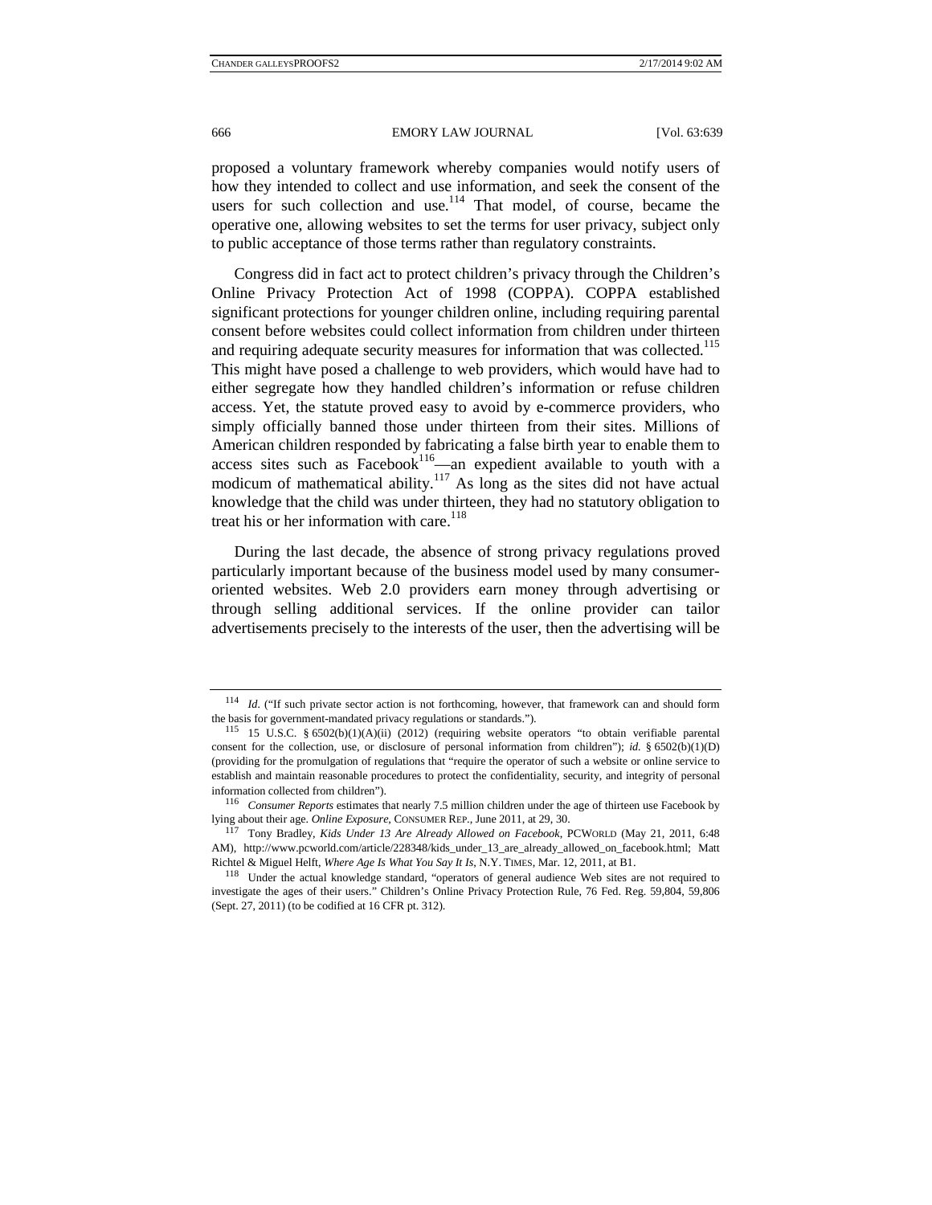proposed a voluntary framework whereby companies would notify users of how they intended to collect and use information, and seek the consent of the users for such collection and use.[114] That model, of course, became the operative one, allowing websites to set the terms for user privacy, subject only to public acceptance of those terms rather than regulatory constraints.

Congress did in fact act to protect children's privacy through the Children's Online Privacy Protection Act of 1998 (COPPA). COPPA established significant protections for younger children online, including requiring parental consent before websites could collect information from children under thirteen and requiring adequate security measures for information that was collected.[115] This might have posed a challenge to web providers, which would have had to either segregate how they handled children's information or refuse children access. Yet, the statute proved easy to avoid by e-commerce providers, who simply officially banned those under thirteen from their sites. Millions of American children responded by fabricating a false birth year to enable them to access sites such as Facebook[116]—an expedient available to youth with a modicum of mathematical ability.[117] As long as the sites did not have actual knowledge that the child was under thirteen, they had no statutory obligation to treat his or her information with care.[118]

During the last decade, the absence of strong privacy regulations proved particularly important because of the business model used by many consumer-oriented websites. Web 2.0 providers earn money through advertising or through selling additional services. If the online provider can tailor advertisements precisely to the interests of the user, then the advertising will be

---

[114] *Id.* ("If such private sector action is not forthcoming, however, that framework can and should form the basis for government-mandated privacy regulations or standards.").

[115] 15 U.S.C. § 6502(b)(1)(A)(ii) (2012) (requiring website operators "to obtain verifiable parental consent for the collection, use, or disclosure of personal information from children"); *id.* § 6502(b)(1)(D) (providing for the promulgation of regulations that "require the operator of such a website or online service to establish and maintain reasonable procedures to protect the confidentiality, security, and integrity of personal information collected from children").

[116] *Consumer Reports* estimates that nearly 7.5 million children under the age of thirteen use Facebook by lying about their age. *Online Exposure*, CONSUMER REP., June 2011, at 29, 30.

[117] Tony Bradley, *Kids Under 13 Are Already Allowed on Facebook*, PCWORLD (May 21, 2011, 6:48 AM), http://www.pcworld.com/article/228348/kids_under_13_are_already_allowed_on_facebook.html; Matt Richtel & Miguel Helft, *Where Age Is What You Say It Is*, N.Y. TIMES, Mar. 12, 2011, at B1.

[118] Under the actual knowledge standard, "operators of general audience Web sites are not required to investigate the ages of their users." Children's Online Privacy Protection Rule, 76 Fed. Reg. 59,804, 59,806 (Sept. 27, 2011) (to be codified at 16 CFR pt. 312).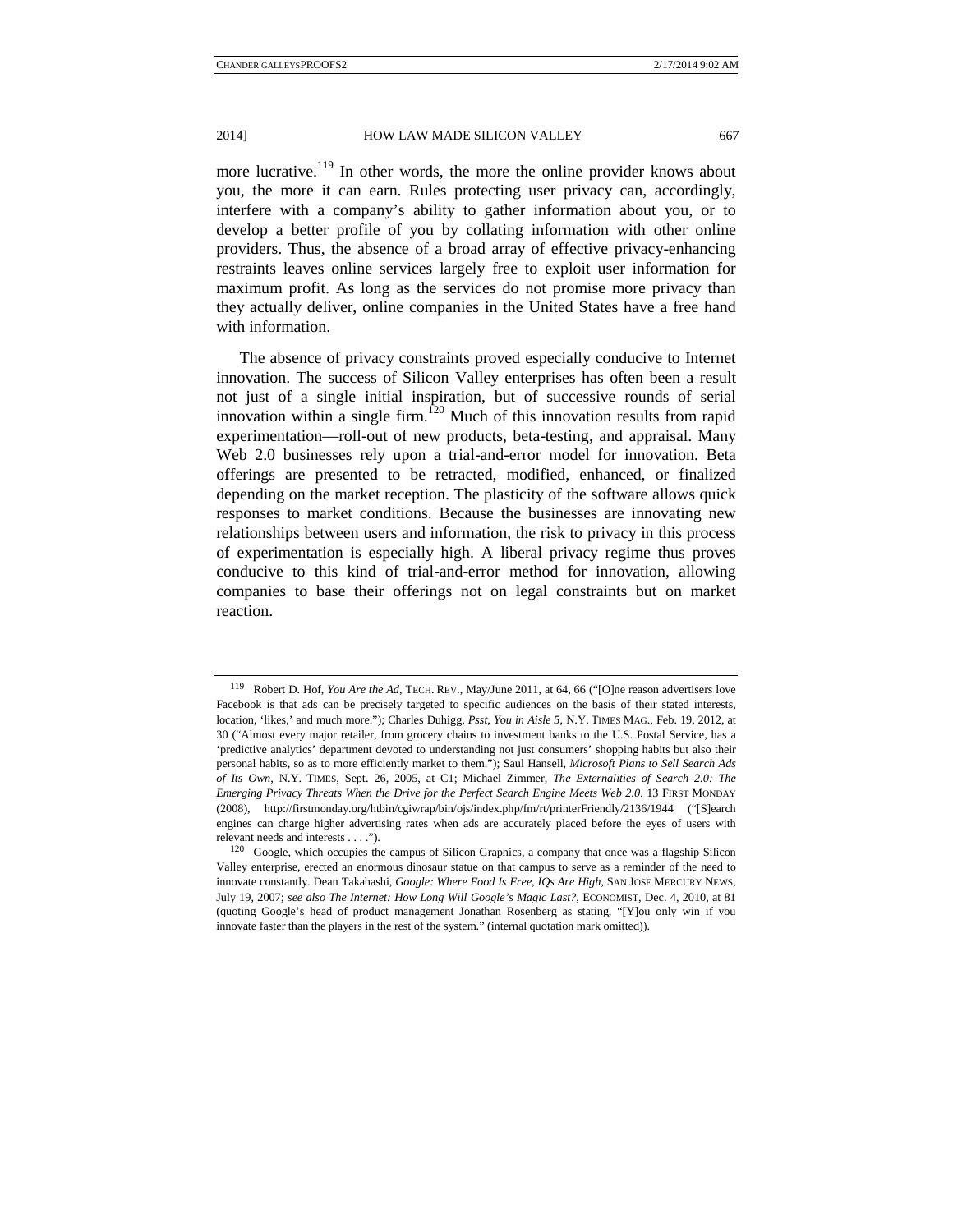more lucrative.[119] In other words, the more the online provider knows about you, the more it can earn. Rules protecting user privacy can, accordingly, interfere with a company's ability to gather information about you, or to develop a better profile of you by collating information with other online providers. Thus, the absence of a broad array of effective privacy-enhancing restraints leaves online services largely free to exploit user information for maximum profit. As long as the services do not promise more privacy than they actually deliver, online companies in the United States have a free hand with information.

The absence of privacy constraints proved especially conducive to Internet innovation. The success of Silicon Valley enterprises has often been a result not just of a single initial inspiration, but of successive rounds of serial innovation within a single firm.[120] Much of this innovation results from rapid experimentation—roll-out of new products, beta-testing, and appraisal. Many Web 2.0 businesses rely upon a trial-and-error model for innovation. Beta offerings are presented to be retracted, modified, enhanced, or finalized depending on the market reception. The plasticity of the software allows quick responses to market conditions. Because the businesses are innovating new relationships between users and information, the risk to privacy in this process of experimentation is especially high. A liberal privacy regime thus proves conducive to this kind of trial-and-error method for innovation, allowing companies to base their offerings not on legal constraints but on market reaction.

---

[119] Robert D. Hof, *You Are the Ad*, TECH. REV., May/June 2011, at 64, 66 ("[O]ne reason advertisers love Facebook is that ads can be precisely targeted to specific audiences on the basis of their stated interests, location, 'likes,' and much more."); Charles Duhigg, *Psst, You in Aisle 5*, N.Y. TIMES MAG., Feb. 19, 2012, at 30 ("Almost every major retailer, from grocery chains to investment banks to the U.S. Postal Service, has a 'predictive analytics' department devoted to understanding not just consumers' shopping habits but also their personal habits, so as to more efficiently market to them."); Saul Hansell, *Microsoft Plans to Sell Search Ads of Its Own*, N.Y. TIMES, Sept. 26, 2005, at C1; Michael Zimmer, *The Externalities of Search 2.0: The Emerging Privacy Threats When the Drive for the Perfect Search Engine Meets Web 2.0*, 13 FIRST MONDAY (2008), http://firstmonday.org/htbin/cgiwrap/bin/ojs/index.php/fm/rt/printerFriendly/2136/1944 ("[S]earch engines can charge higher advertising rates when ads are accurately placed before the eyes of users with relevant needs and interests . . . .").

[120] Google, which occupies the campus of Silicon Graphics, a company that once was a flagship Silicon Valley enterprise, erected an enormous dinosaur statue on that campus to serve as a reminder of the need to innovate constantly. Dean Takahashi, *Google: Where Food Is Free, IQs Are High*, SAN JOSE MERCURY NEWS, July 19, 2007; *see also The Internet: How Long Will Google's Magic Last?*, ECONOMIST, Dec. 4, 2010, at 81 (quoting Google's head of product management Jonathan Rosenberg as stating, "[Y]ou only win if you innovate faster than the players in the rest of the system." (internal quotation mark omitted)).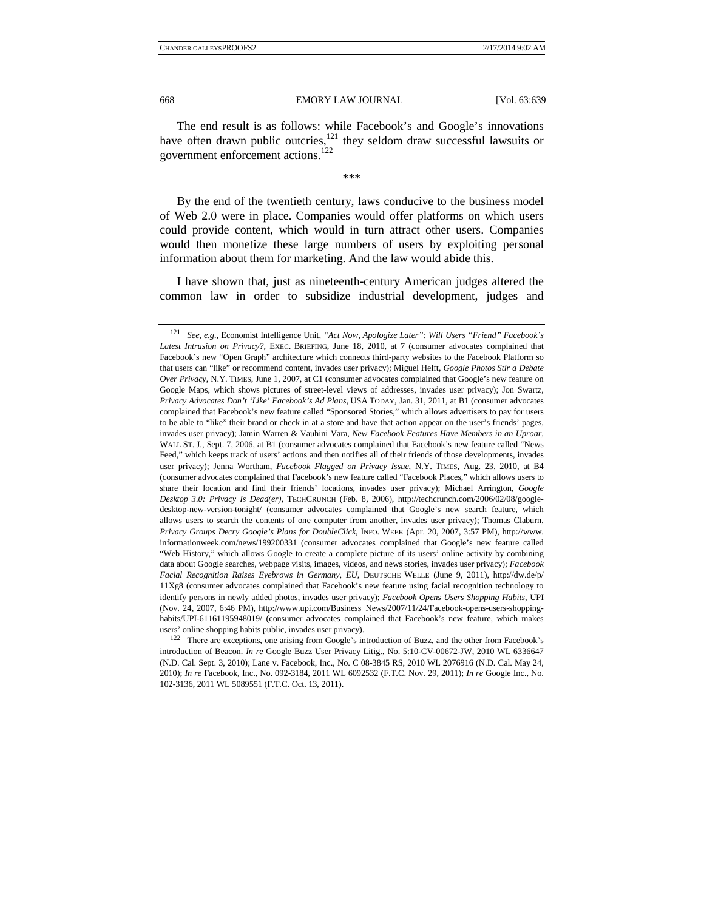The end result is as follows: while Facebook's and Google's innovations have often drawn public outcries,[121] they seldom draw successful lawsuits or government enforcement actions.[122]

\*\*\*

By the end of the twentieth century, laws conducive to the business model of Web 2.0 were in place. Companies would offer platforms on which users could provide content, which would in turn attract other users. Companies would then monetize these large numbers of users by exploiting personal information about them for marketing. And the law would abide this.

I have shown that, just as nineteenth-century American judges altered the common law in order to subsidize industrial development, judges and

---

[121] *See, e.g.*, Economist Intelligence Unit, *"Act Now, Apologize Later": Will Users "Friend" Facebook's Latest Intrusion on Privacy?*, EXEC. BRIEFING, June 18, 2010, at 7 (consumer advocates complained that Facebook's new "Open Graph" architecture which connects third-party websites to the Facebook Platform so that users can "like" or recommend content, invades user privacy); Miguel Helft, *Google Photos Stir a Debate Over Privacy*, N.Y. TIMES, June 1, 2007, at C1 (consumer advocates complained that Google's new feature on Google Maps, which shows pictures of street-level views of addresses, invades user privacy); Jon Swartz, *Privacy Advocates Don't 'Like' Facebook's Ad Plans*, USA TODAY, Jan. 31, 2011, at B1 (consumer advocates complained that Facebook's new feature called "Sponsored Stories," which allows advertisers to pay for users to be able to "like" their brand or check in at a store and have that action appear on the user's friends' pages, invades user privacy); Jamin Warren & Vauhini Vara, *New Facebook Features Have Members in an Uproar*, WALL ST. J., Sept. 7, 2006, at B1 (consumer advocates complained that Facebook's new feature called "News Feed," which keeps track of users' actions and then notifies all of their friends of those developments, invades user privacy); Jenna Wortham, *Facebook Flagged on Privacy Issue*, N.Y. TIMES, Aug. 23, 2010, at B4 (consumer advocates complained that Facebook's new feature called "Facebook Places," which allows users to share their location and find their friends' locations, invades user privacy); Michael Arrington, *Google Desktop 3.0: Privacy Is Dead(er)*, TECHCRUNCH (Feb. 8, 2006), http://techcrunch.com/2006/02/08/google-desktop-new-version-tonight/ (consumer advocates complained that Google's new search feature, which allows users to search the contents of one computer from another, invades user privacy); Thomas Claburn, *Privacy Groups Decry Google's Plans for DoubleClick*, INFO. WEEK (Apr. 20, 2007, 3:57 PM), http://www.informationweek.com/news/199200331 (consumer advocates complained that Google's new feature called "Web History," which allows Google to create a complete picture of its users' online activity by combining data about Google searches, webpage visits, images, videos, and news stories, invades user privacy); *Facebook Facial Recognition Raises Eyebrows in Germany, EU*, DEUTSCHE WELLE (June 9, 2011), http://dw.de/p/11Xg8 (consumer advocates complained that Facebook's new feature using facial recognition technology to identify persons in newly added photos, invades user privacy); *Facebook Opens Users Shopping Habits*, UPI (Nov. 24, 2007, 6:46 PM), http://www.upi.com/Business_News/2007/11/24/Facebook-opens-users-shopping-habits/UPI-61161195948019/ (consumer advocates complained that Facebook's new feature, which makes users' online shopping habits public, invades user privacy).

[122] There are exceptions, one arising from Google's introduction of Buzz, and the other from Facebook's introduction of Beacon. *In re* Google Buzz User Privacy Litig., No. 5:10-CV-00672-JW, 2010 WL 6336647 (N.D. Cal. Sept. 3, 2010); Lane v. Facebook, Inc., No. C 08-3845 RS, 2010 WL 2076916 (N.D. Cal. May 24, 2010); *In re* Facebook, Inc., No. 092-3184, 2011 WL 6092532 (F.T.C. Nov. 29, 2011); *In re* Google Inc., No. 102-3136, 2011 WL 5089551 (F.T.C. Oct. 13, 2011).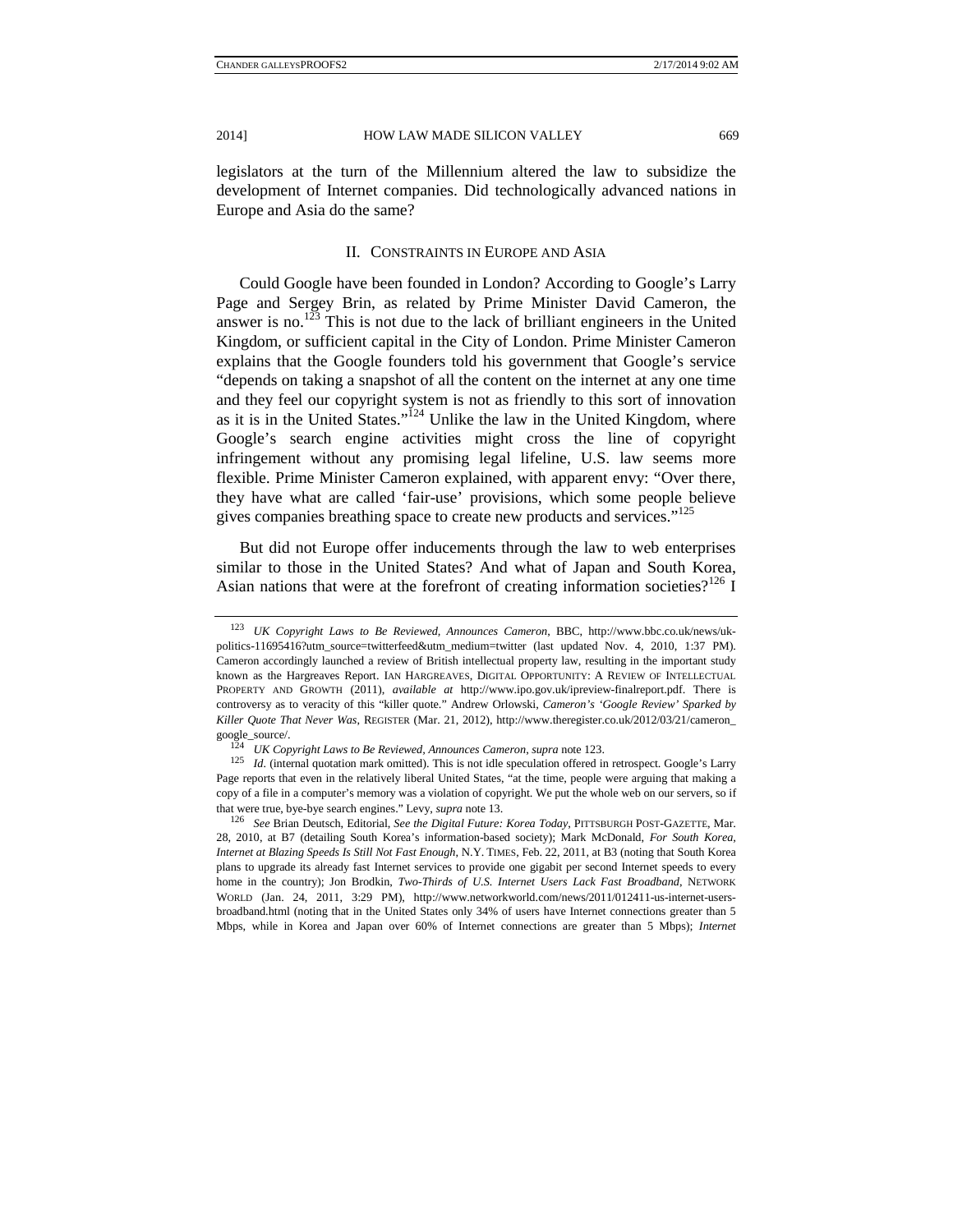legislators at the turn of the Millennium altered the law to subsidize the development of Internet companies. Did technologically advanced nations in Europe and Asia do the same?

## II. CONSTRAINTS IN EUROPE AND ASIA

Could Google have been founded in London? According to Google's Larry Page and Sergey Brin, as related by Prime Minister David Cameron, the answer is no.[123] This is not due to the lack of brilliant engineers in the United Kingdom, or sufficient capital in the City of London. Prime Minister Cameron explains that the Google founders told his government that Google's service "depends on taking a snapshot of all the content on the internet at any one time and they feel our copyright system is not as friendly to this sort of innovation as it is in the United States."[124] Unlike the law in the United Kingdom, where Google's search engine activities might cross the line of copyright infringement without any promising legal lifeline, U.S. law seems more flexible. Prime Minister Cameron explained, with apparent envy: "Over there, they have what are called 'fair-use' provisions, which some people believe gives companies breathing space to create new products and services."[125]

But did not Europe offer inducements through the law to web enterprises similar to those in the United States? And what of Japan and South Korea, Asian nations that were at the forefront of creating information societies?[126] I

---

[123] *UK Copyright Laws to Be Reviewed, Announces Cameron*, BBC, http://www.bbc.co.uk/news/uk-politics-11695416?utm_source=twitterfeed&utm_medium=twitter (last updated Nov. 4, 2010, 1:37 PM). Cameron accordingly launched a review of British intellectual property law, resulting in the important study known as the Hargreaves Report. IAN HARGREAVES, DIGITAL OPPORTUNITY: A REVIEW OF INTELLECTUAL PROPERTY AND GROWTH (2011), *available at* http://www.ipo.gov.uk/ipreview-finalreport.pdf. There is controversy as to veracity of this "killer quote." Andrew Orlowski, *Cameron's 'Google Review' Sparked by Killer Quote That Never Was*, REGISTER (Mar. 21, 2012), http://www.theregister.co.uk/2012/03/21/cameron_google_source/.

[124] *UK Copyright Laws to Be Reviewed, Announces Cameron*, *supra* note 123.

[125] *Id.* (internal quotation mark omitted). This is not idle speculation offered in retrospect. Google's Larry Page reports that even in the relatively liberal United States, "at the time, people were arguing that making a copy of a file in a computer's memory was a violation of copyright. We put the whole web on our servers, so if that were true, bye-bye search engines." Levy, *supra* note 13.

[126] *See* Brian Deutsch, Editorial, *See the Digital Future: Korea Today*, PITTSBURGH POST-GAZETTE, Mar. 28, 2010, at B7 (detailing South Korea's information-based society); Mark McDonald, *For South Korea, Internet at Blazing Speeds Is Still Not Fast Enough*, N.Y. TIMES, Feb. 22, 2011, at B3 (noting that South Korea plans to upgrade its already fast Internet services to provide one gigabit per second Internet speeds to every home in the country); Jon Brodkin, *Two-Thirds of U.S. Internet Users Lack Fast Broadband*, NETWORK WORLD (Jan. 24, 2011, 3:29 PM), http://www.networkworld.com/news/2011/012411-us-internet-users-broadband.html (noting that in the United States only 34% of users have Internet connections greater than 5 Mbps, while in Korea and Japan over 60% of Internet connections are greater than 5 Mbps); *Internet*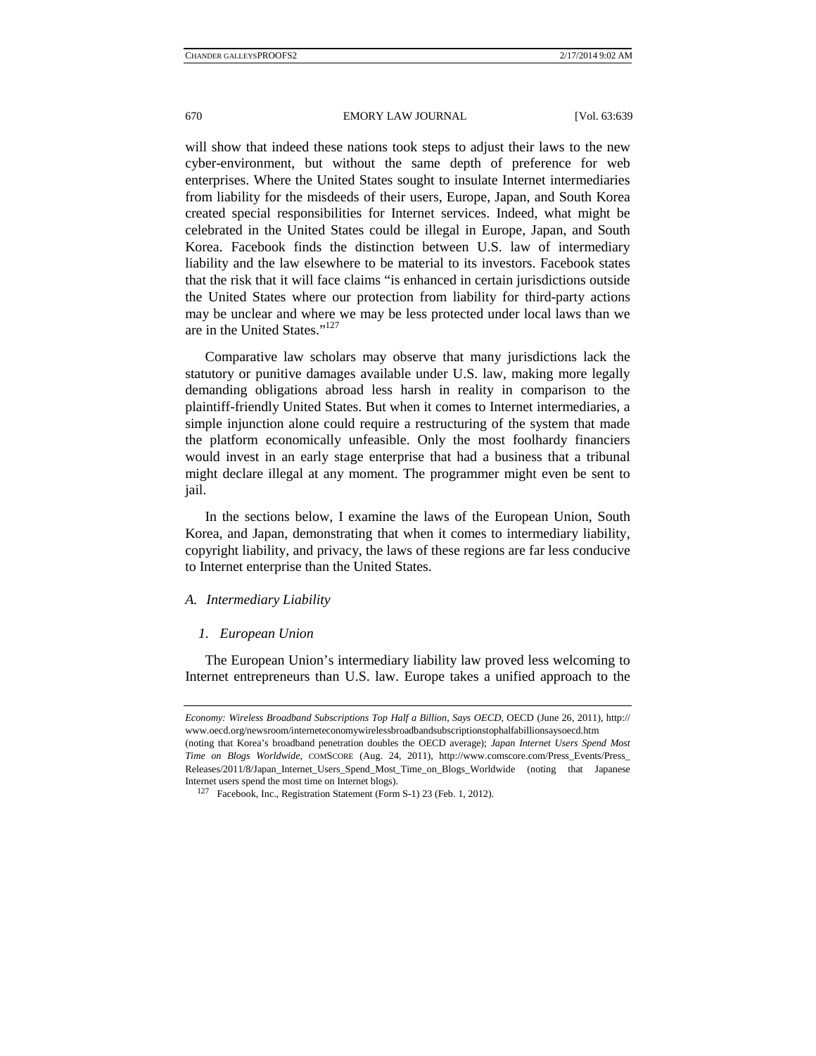will show that indeed these nations took steps to adjust their laws to the new cyber-environment, but without the same depth of preference for web enterprises. Where the United States sought to insulate Internet intermediaries from liability for the misdeeds of their users, Europe, Japan, and South Korea created special responsibilities for Internet services. Indeed, what might be celebrated in the United States could be illegal in Europe, Japan, and South Korea. Facebook finds the distinction between U.S. law of intermediary liability and the law elsewhere to be material to its investors. Facebook states that the risk that it will face claims "is enhanced in certain jurisdictions outside the United States where our protection from liability for third-party actions may be unclear and where we may be less protected under local laws than we are in the United States."[127]

Comparative law scholars may observe that many jurisdictions lack the statutory or punitive damages available under U.S. law, making more legally demanding obligations abroad less harsh in reality in comparison to the plaintiff-friendly United States. But when it comes to Internet intermediaries, a simple injunction alone could require a restructuring of the system that made the platform economically unfeasible. Only the most foolhardy financiers would invest in an early stage enterprise that had a business that a tribunal might declare illegal at any moment. The programmer might even be sent to jail.

In the sections below, I examine the laws of the European Union, South Korea, and Japan, demonstrating that when it comes to intermediary liability, copyright liability, and privacy, the laws of these regions are far less conducive to Internet enterprise than the United States.

### *A. Intermediary Liability*

#### *1. European Union*

The European Union's intermediary liability law proved less welcoming to Internet entrepreneurs than U.S. law. Europe takes a unified approach to the

---

*Economy: Wireless Broadband Subscriptions Top Half a Billion, Says OECD*, OECD (June 26, 2011), http://www.oecd.org/newsroom/interneteconomywirelessbroadbandsubscriptionstophalfabillionsaysoecd.htm (noting that Korea's broadband penetration doubles the OECD average); *Japan Internet Users Spend Most Time on Blogs Worldwide*, COMSCORE (Aug. 24, 2011), http://www.comscore.com/Press_Events/Press_Releases/2011/8/Japan_Internet_Users_Spend_Most_Time_on_Blogs_Worldwide (noting that Japanese Internet users spend the most time on Internet blogs).

[127] Facebook, Inc., Registration Statement (Form S-1) 23 (Feb. 1, 2012).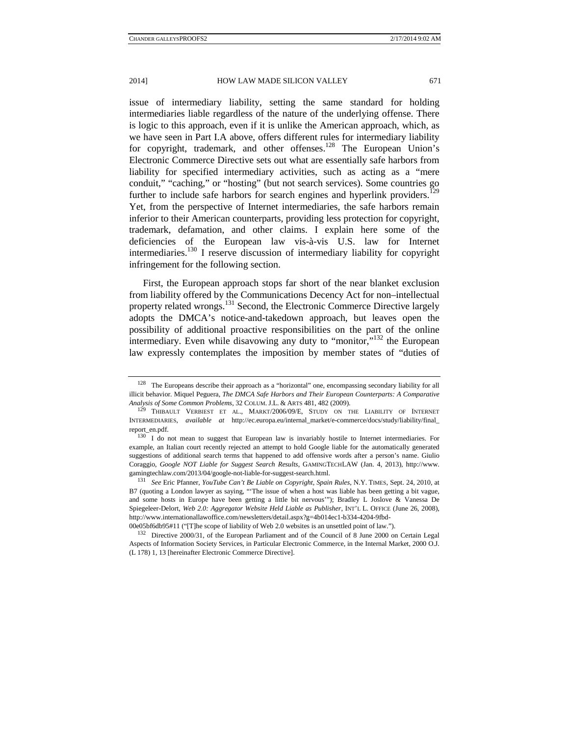issue of intermediary liability, setting the same standard for holding intermediaries liable regardless of the nature of the underlying offense. There is logic to this approach, even if it is unlike the American approach, which, as we have seen in Part I.A above, offers different rules for intermediary liability for copyright, trademark, and other offenses.[128] The European Union's Electronic Commerce Directive sets out what are essentially safe harbors from liability for specified intermediary activities, such as acting as a "mere conduit," "caching," or "hosting" (but not search services). Some countries go further to include safe harbors for search engines and hyperlink providers.[129] Yet, from the perspective of Internet intermediaries, the safe harbors remain inferior to their American counterparts, providing less protection for copyright, trademark, defamation, and other claims. I explain here some of the deficiencies of the European law vis-à-vis U.S. law for Internet intermediaries.[130] I reserve discussion of intermediary liability for copyright infringement for the following section.

First, the European approach stops far short of the near blanket exclusion from liability offered by the Communications Decency Act for non–intellectual property related wrongs.[131] Second, the Electronic Commerce Directive largely adopts the DMCA's notice-and-takedown approach, but leaves open the possibility of additional proactive responsibilities on the part of the online intermediary. Even while disavowing any duty to "monitor,"[132] the European law expressly contemplates the imposition by member states of "duties of

---

[128] The Europeans describe their approach as a "horizontal" one, encompassing secondary liability for all illicit behavior. Miquel Peguera, *The DMCA Safe Harbors and Their European Counterparts: A Comparative Analysis of Some Common Problems*, 32 COLUM. J.L. & ARTS 481, 482 (2009).

[129] THIBAULT VERBIEST ET AL., MARKT/2006/09/E, STUDY ON THE LIABILITY OF INTERNET INTERMEDIARIES, *available at* http://ec.europa.eu/internal_market/e-commerce/docs/study/liability/final_report_en.pdf.

[130] I do not mean to suggest that European law is invariably hostile to Internet intermediaries. For example, an Italian court recently rejected an attempt to hold Google liable for the automatically generated suggestions of additional search terms that happened to add offensive words after a person's name. Giulio Coraggio, *Google NOT Liable for Suggest Search Results*, GAMINGTECHLAW (Jan. 4, 2013), http://www.gamingtechlaw.com/2013/04/google-not-liable-for-suggest-search.html.

[131] *See* Eric Pfanner, *YouTube Can't Be Liable on Copyright, Spain Rules*, N.Y. TIMES, Sept. 24, 2010, at B7 (quoting a London lawyer as saying, "'The issue of when a host was liable has been getting a bit vague, and some hosts in Europe have been getting a little bit nervous'"); Bradley L Joslove & Vanessa De Spiegeleer-Delort, *Web 2.0: Aggregator Website Held Liable as Publisher*, INT'L L. OFFICE (June 26, 2008), http://www.internationallawoffice.com/newsletters/detail.aspx?g=4b014ec1-b334-4204-9fbd-00e05bf6db95#11 ("[T]he scope of liability of Web 2.0 websites is an unsettled point of law.").

[132] Directive 2000/31, of the European Parliament and of the Council of 8 June 2000 on Certain Legal Aspects of Information Society Services, in Particular Electronic Commerce, in the Internal Market, 2000 O.J. (L 178) 1, 13 [hereinafter Electronic Commerce Directive].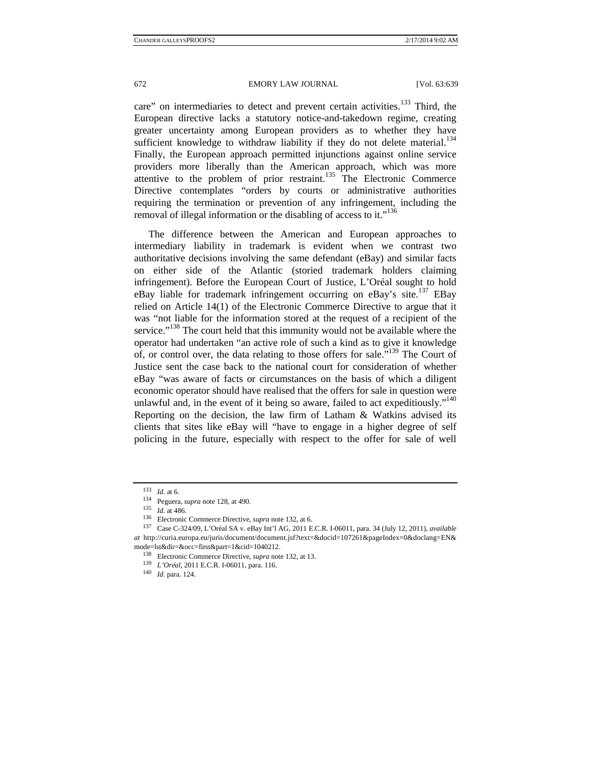care" on intermediaries to detect and prevent certain activities.[133] Third, the European directive lacks a statutory notice-and-takedown regime, creating greater uncertainty among European providers as to whether they have sufficient knowledge to withdraw liability if they do not delete material.[134] Finally, the European approach permitted injunctions against online service providers more liberally than the American approach, which was more attentive to the problem of prior restraint.[135] The Electronic Commerce Directive contemplates "orders by courts or administrative authorities requiring the termination or prevention of any infringement, including the removal of illegal information or the disabling of access to it."[136]

The difference between the American and European approaches to intermediary liability in trademark is evident when we contrast two authoritative decisions involving the same defendant (eBay) and similar facts on either side of the Atlantic (storied trademark holders claiming infringement). Before the European Court of Justice, L'Oréal sought to hold eBay liable for trademark infringement occurring on eBay's site.[137] EBay relied on Article 14(1) of the Electronic Commerce Directive to argue that it was "not liable for the information stored at the request of a recipient of the service."[138] The court held that this immunity would not be available where the operator had undertaken "an active role of such a kind as to give it knowledge of, or control over, the data relating to those offers for sale."[139] The Court of Justice sent the case back to the national court for consideration of whether eBay "was aware of facts or circumstances on the basis of which a diligent economic operator should have realised that the offers for sale in question were unlawful and, in the event of it being so aware, failed to act expeditiously."[140] Reporting on the decision, the law firm of Latham & Watkins advised its clients that sites like eBay will "have to engage in a higher degree of self policing in the future, especially with respect to the offer for sale of well

---

[133] *Id.* at 6.

[134] Peguera, *supra* note 128, at 490.

[135] *Id.* at 486.

[136] Electronic Commerce Directive, *supra* note 132, at 6.

[137] Case C-324/09, L'Oréal SA v. eBay Int'l AG, 2011 E.C.R. I-06011, para. 34 (July 12, 2011), *available at* http://curia.europa.eu/juris/document/document.jsf?text=&docid=107261&pageIndex=0&doclang=EN&mode=lst&dir=&occ=first&part=1&cid=1040212.

[138] Electronic Commerce Directive, *supra* note 132, at 13.

[139] *L'Oréal*, 2011 E.C.R. I-06011, para. 116.

[140] *Id*. para. 124.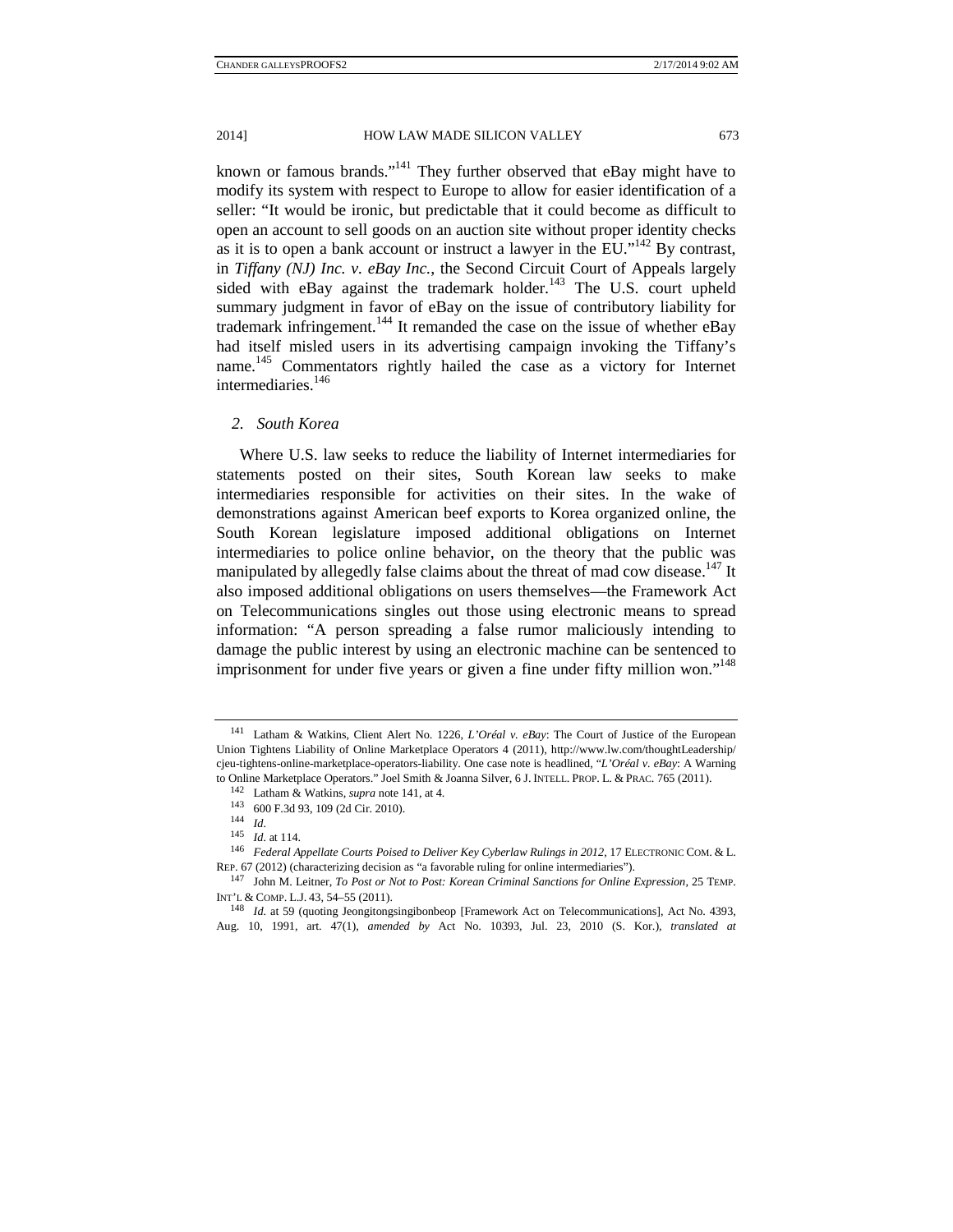known or famous brands."[141] They further observed that eBay might have to modify its system with respect to Europe to allow for easier identification of a seller: "It would be ironic, but predictable that it could become as difficult to open an account to sell goods on an auction site without proper identity checks as it is to open a bank account or instruct a lawyer in the EU."[142] By contrast, in *Tiffany (NJ) Inc. v. eBay Inc.*, the Second Circuit Court of Appeals largely sided with eBay against the trademark holder.[143] The U.S. court upheld summary judgment in favor of eBay on the issue of contributory liability for trademark infringement.[144] It remanded the case on the issue of whether eBay had itself misled users in its advertising campaign invoking the Tiffany's name.[145] Commentators rightly hailed the case as a victory for Internet intermediaries.[146]

### *2. South Korea*

Where U.S. law seeks to reduce the liability of Internet intermediaries for statements posted on their sites, South Korean law seeks to make intermediaries responsible for activities on their sites. In the wake of demonstrations against American beef exports to Korea organized online, the South Korean legislature imposed additional obligations on Internet intermediaries to police online behavior, on the theory that the public was manipulated by allegedly false claims about the threat of mad cow disease.[147] It also imposed additional obligations on users themselves—the Framework Act on Telecommunications singles out those using electronic means to spread information: "A person spreading a false rumor maliciously intending to damage the public interest by using an electronic machine can be sentenced to imprisonment for under five years or given a fine under fifty million won."[148]

---

[141] Latham & Watkins, Client Alert No. 1226, *L'Oréal v. eBay*: The Court of Justice of the European Union Tightens Liability of Online Marketplace Operators 4 (2011), http://www.lw.com/thoughtLeadership/cjeu-tightens-online-marketplace-operators-liability. One case note is headlined, "*L'Oréal v. eBay*: A Warning to Online Marketplace Operators." Joel Smith & Joanna Silver, 6 J. INTELL. PROP. L. & PRAC. 765 (2011).

[142] Latham & Watkins, *supra* note 141, at 4.

[143] 600 F.3d 93, 109 (2d Cir. 2010).

[144] *Id.*

[145] *Id.* at 114.

[146] *Federal Appellate Courts Poised to Deliver Key Cyberlaw Rulings in 2012*, 17 ELECTRONIC COM. & L. REP. 67 (2012) (characterizing decision as "a favorable ruling for online intermediaries").

[147] John M. Leitner, *To Post or Not to Post: Korean Criminal Sanctions for Online Expression*, 25 TEMP. INT'L & COMP. L.J. 43, 54–55 (2011).

[148] *Id.* at 59 (quoting Jeongitongsingibonbeop [Framework Act on Telecommunications], Act No. 4393, Aug. 10, 1991, art. 47(1), *amended by* Act No. 10393, Jul. 23, 2010 (S. Kor.), *translated at*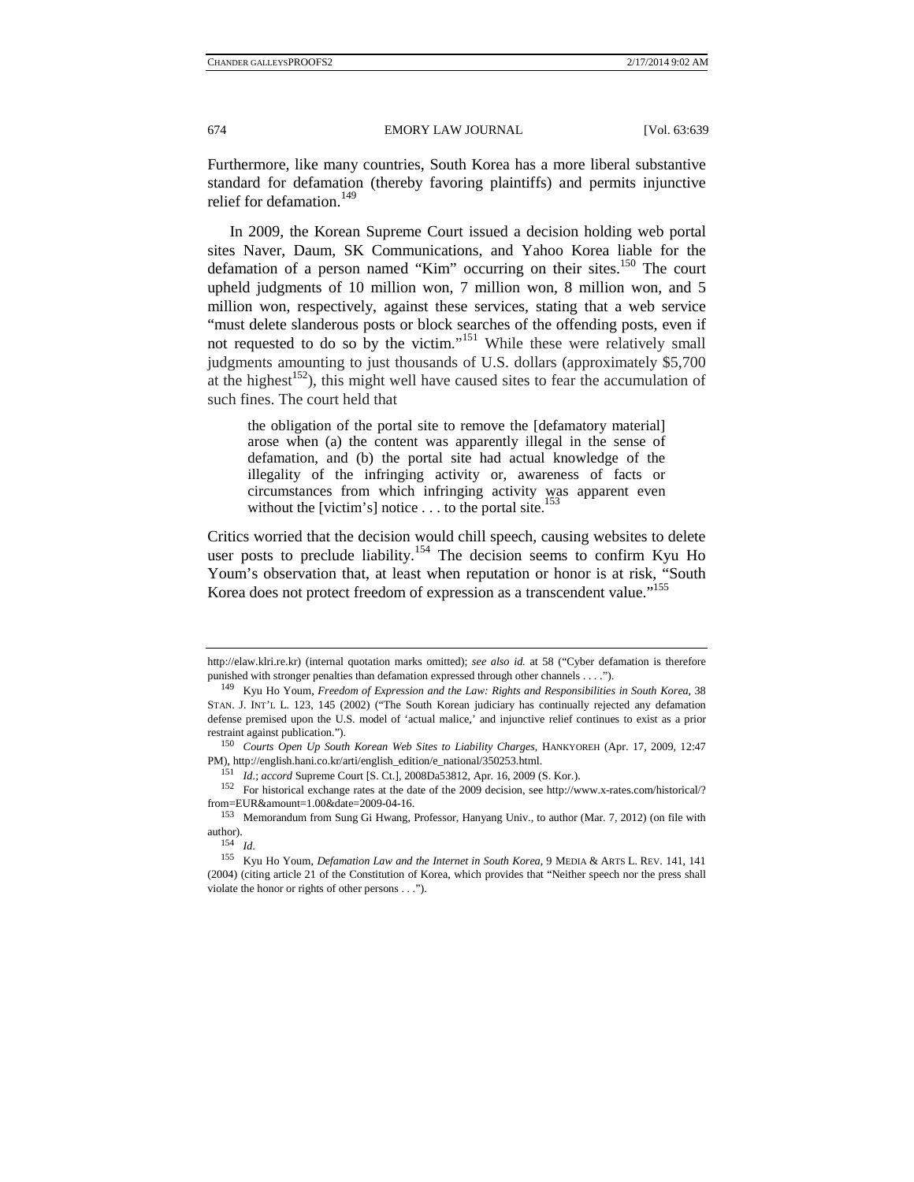Furthermore, like many countries, South Korea has a more liberal substantive standard for defamation (thereby favoring plaintiffs) and permits injunctive relief for defamation.[149]

In 2009, the Korean Supreme Court issued a decision holding web portal sites Naver, Daum, SK Communications, and Yahoo Korea liable for the defamation of a person named "Kim" occurring on their sites.[150] The court upheld judgments of 10 million won, 7 million won, 8 million won, and 5 million won, respectively, against these services, stating that a web service "must delete slanderous posts or block searches of the offending posts, even if not requested to do so by the victim."[151] While these were relatively small judgments amounting to just thousands of U.S. dollars (approximately $5,700 at the highest[152]), this might well have caused sites to fear the accumulation of such fines. The court held that

> the obligation of the portal site to remove the [defamatory material] arose when (a) the content was apparently illegal in the sense of defamation, and (b) the portal site had actual knowledge of the illegality of the infringing activity or, awareness of facts or circumstances from which infringing activity was apparent even without the [victim's] notice . . . to the portal site.[153]

Critics worried that the decision would chill speech, causing websites to delete user posts to preclude liability.[154] The decision seems to confirm Kyu Ho Youm's observation that, at least when reputation or honor is at risk, "South Korea does not protect freedom of expression as a transcendent value."[155]

---

http://elaw.klri.re.kr) (internal quotation marks omitted); *see also id.* at 58 ("Cyber defamation is therefore punished with stronger penalties than defamation expressed through other channels . . . .").

[149] Kyu Ho Youm, *Freedom of Expression and the Law: Rights and Responsibilities in South Korea*, 38 STAN. J. INT'L L. 123, 145 (2002) ("The South Korean judiciary has continually rejected any defamation defense premised upon the U.S. model of 'actual malice,' and injunctive relief continues to exist as a prior restraint against publication.").

[150] *Courts Open Up South Korean Web Sites to Liability Charges*, HANKYOREH (Apr. 17, 2009, 12:47 PM), http://english.hani.co.kr/arti/english_edition/e_national/350253.html.

[151] *Id.*; *accord* Supreme Court [S. Ct.], 2008Da53812, Apr. 16, 2009 (S. Kor.).

[152] For historical exchange rates at the date of the 2009 decision, see http://www.x-rates.com/historical/?from=EUR&amount=1.00&date=2009-04-16.

[153] Memorandum from Sung Gi Hwang, Professor, Hanyang Univ., to author (Mar. 7, 2012) (on file with author).

[154] *Id.*

[155] Kyu Ho Youm, *Defamation Law and the Internet in South Korea*, 9 MEDIA & ARTS L. REV. 141, 141 (2004) (citing article 21 of the Constitution of Korea, which provides that "Neither speech nor the press shall violate the honor or rights of other persons . . .").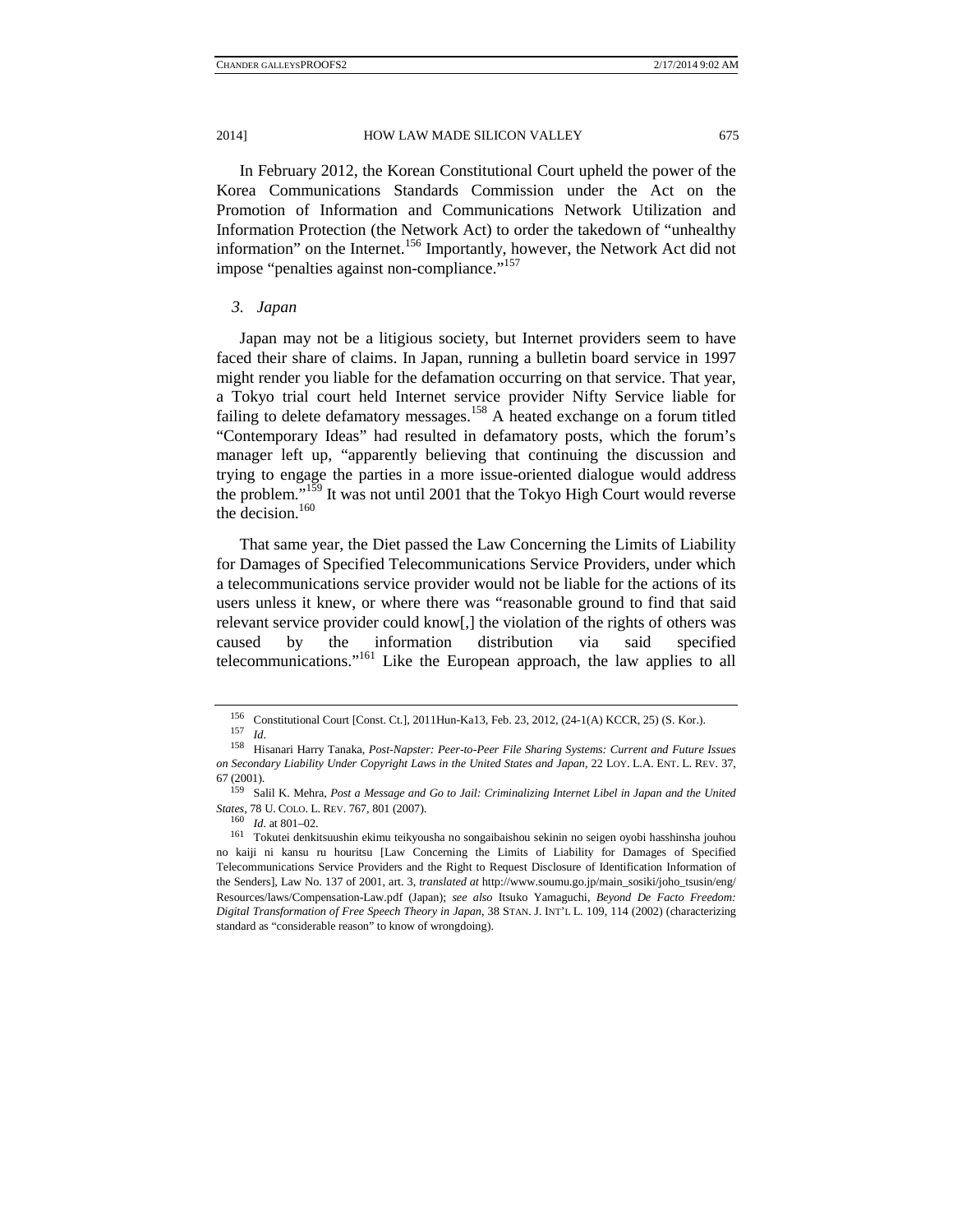In February 2012, the Korean Constitutional Court upheld the power of the Korea Communications Standards Commission under the Act on the Promotion of Information and Communications Network Utilization and Information Protection (the Network Act) to order the takedown of "unhealthy information" on the Internet.[156] Importantly, however, the Network Act did not impose "penalties against non-compliance."[157]

### *3. Japan*

Japan may not be a litigious society, but Internet providers seem to have faced their share of claims. In Japan, running a bulletin board service in 1997 might render you liable for the defamation occurring on that service. That year, a Tokyo trial court held Internet service provider Nifty Service liable for failing to delete defamatory messages.[158] A heated exchange on a forum titled "Contemporary Ideas" had resulted in defamatory posts, which the forum's manager left up, "apparently believing that continuing the discussion and trying to engage the parties in a more issue-oriented dialogue would address the problem."[159] It was not until 2001 that the Tokyo High Court would reverse the decision.[160]

That same year, the Diet passed the Law Concerning the Limits of Liability for Damages of Specified Telecommunications Service Providers, under which a telecommunications service provider would not be liable for the actions of its users unless it knew, or where there was "reasonable ground to find that said relevant service provider could know[,] the violation of the rights of others was caused by the information distribution via said specified telecommunications."[161] Like the European approach, the law applies to all

---

[156] Constitutional Court [Const. Ct.], 2011Hun-Ka13, Feb. 23, 2012, (24-1(A) KCCR, 25) (S. Kor.).

[157] *Id.*

[158] Hisanari Harry Tanaka, *Post-Napster: Peer-to-Peer File Sharing Systems: Current and Future Issues on Secondary Liability Under Copyright Laws in the United States and Japan*, 22 LOY. L.A. ENT. L. REV. 37, 67 (2001).

[159] Salil K. Mehra, *Post a Message and Go to Jail: Criminalizing Internet Libel in Japan and the United States*, 78 U. COLO. L. REV. 767, 801 (2007).

[160] *Id.* at 801–02.

[161] Tokutei denkitsuushin ekimu teikyousha no songaibaishou sekinin no seigen oyobi hasshinsha jouhou no kaiji ni kansu ru houritsu [Law Concerning the Limits of Liability for Damages of Specified Telecommunications Service Providers and the Right to Request Disclosure of Identification Information of the Senders], Law No. 137 of 2001, art. 3, *translated at* http://www.soumu.go.jp/main_sosiki/joho_tsusin/eng/Resources/laws/Compensation-Law.pdf (Japan); *see also* Itsuko Yamaguchi, *Beyond De Facto Freedom: Digital Transformation of Free Speech Theory in Japan*, 38 STAN. J. INT'L L. 109, 114 (2002) (characterizing standard as "considerable reason" to know of wrongdoing).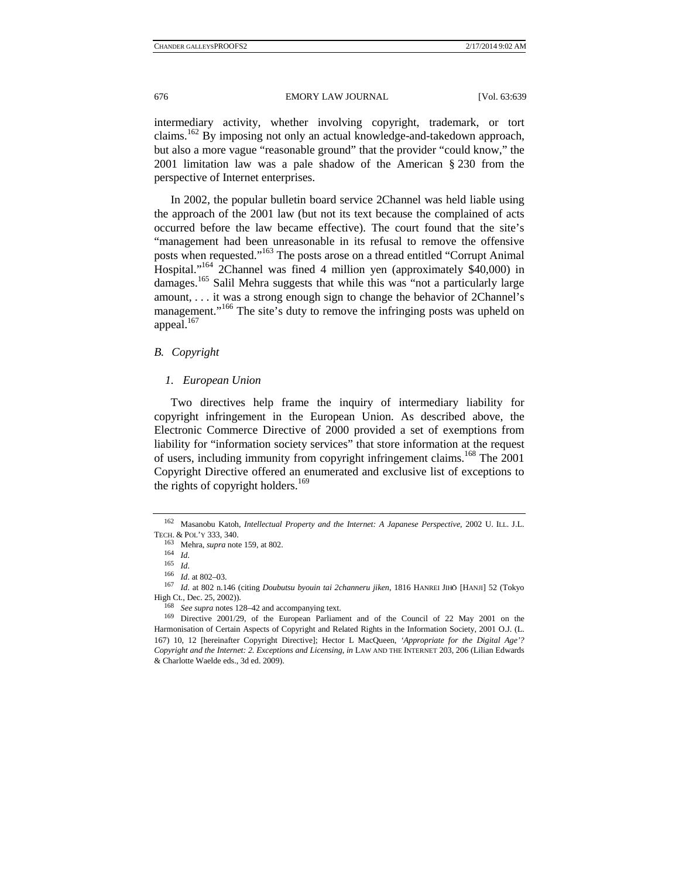intermediary activity, whether involving copyright, trademark, or tort claims.[162] By imposing not only an actual knowledge-and-takedown approach, but also a more vague "reasonable ground" that the provider "could know," the 2001 limitation law was a pale shadow of the American § 230 from the perspective of Internet enterprises.

In 2002, the popular bulletin board service 2Channel was held liable using the approach of the 2001 law (but not its text because the complained of acts occurred before the law became effective). The court found that the site's "management had been unreasonable in its refusal to remove the offensive posts when requested."[163] The posts arose on a thread entitled "Corrupt Animal Hospital."[164] 2Channel was fined 4 million yen (approximately $40,000) in damages.[165] Salil Mehra suggests that while this was "not a particularly large amount, . . . it was a strong enough sign to change the behavior of 2Channel's management."[166] The site's duty to remove the infringing posts was upheld on appeal.[167]

### *B. Copyright*

#### *1. European Union*

Two directives help frame the inquiry of intermediary liability for copyright infringement in the European Union. As described above, the Electronic Commerce Directive of 2000 provided a set of exemptions from liability for "information society services" that store information at the request of users, including immunity from copyright infringement claims.[168] The 2001 Copyright Directive offered an enumerated and exclusive list of exceptions to the rights of copyright holders.[169]

---

[162] Masanobu Katoh, *Intellectual Property and the Internet: A Japanese Perspective*, 2002 U. ILL. J.L. TECH. & POL'Y 333, 340.

[163] Mehra, *supra* note 159, at 802.

[164] *Id.*

[165] *Id.*

[166] *Id.* at 802–03.

[167] *Id.* at 802 n.146 (citing *Doubutsu byouin tai 2channeru jiken*, 1816 HANREI JIHŌ [HANJI] 52 (Tokyo High Ct., Dec. 25, 2002)).

[168] *See supra* notes 128–42 and accompanying text.

[169] Directive 2001/29, of the European Parliament and of the Council of 22 May 2001 on the Harmonisation of Certain Aspects of Copyright and Related Rights in the Information Society, 2001 O.J. (L. 167) 10, 12 [hereinafter Copyright Directive]; Hector L MacQueen, *'Appropriate for the Digital Age'? Copyright and the Internet: 2. Exceptions and Licensing*, *in* LAW AND THE INTERNET 203, 206 (Lilian Edwards & Charlotte Waelde eds., 3d ed. 2009).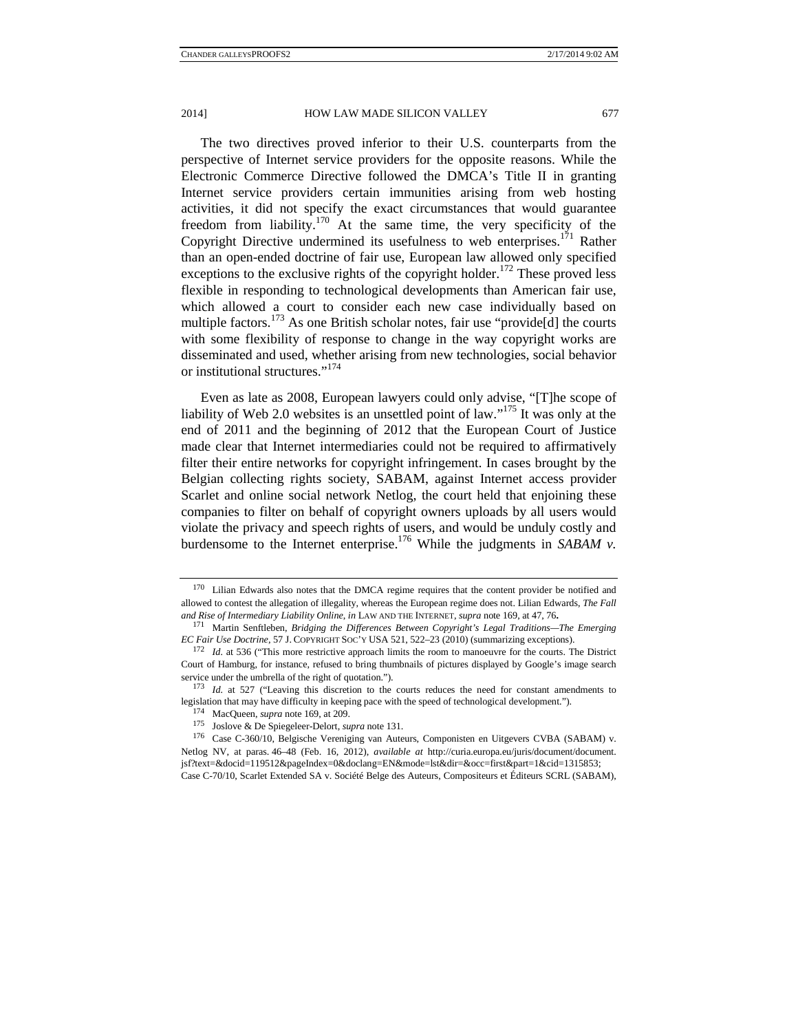The two directives proved inferior to their U.S. counterparts from the perspective of Internet service providers for the opposite reasons. While the Electronic Commerce Directive followed the DMCA's Title II in granting Internet service providers certain immunities arising from web hosting activities, it did not specify the exact circumstances that would guarantee freedom from liability.[170] At the same time, the very specificity of the Copyright Directive undermined its usefulness to web enterprises.[171] Rather than an open-ended doctrine of fair use, European law allowed only specified exceptions to the exclusive rights of the copyright holder.[172] These proved less flexible in responding to technological developments than American fair use, which allowed a court to consider each new case individually based on multiple factors.[173] As one British scholar notes, fair use "provide[d] the courts with some flexibility of response to change in the way copyright works are disseminated and used, whether arising from new technologies, social behavior or institutional structures."[174]

Even as late as 2008, European lawyers could only advise, "[T]he scope of liability of Web 2.0 websites is an unsettled point of law."[175] It was only at the end of 2011 and the beginning of 2012 that the European Court of Justice made clear that Internet intermediaries could not be required to affirmatively filter their entire networks for copyright infringement. In cases brought by the Belgian collecting rights society, SABAM, against Internet access provider Scarlet and online social network Netlog, the court held that enjoining these companies to filter on behalf of copyright owners uploads by all users would violate the privacy and speech rights of users, and would be unduly costly and burdensome to the Internet enterprise.[176] While the judgments in *SABAM v.*

---

[170] Lilian Edwards also notes that the DMCA regime requires that the content provider be notified and allowed to contest the allegation of illegality, whereas the European regime does not. Lilian Edwards, *The Fall and Rise of Intermediary Liability Online*, *in* LAW AND THE INTERNET, *supra* note 169, at 47, 76.

[171] Martin Senftleben, *Bridging the Differences Between Copyright's Legal Traditions—The Emerging EC Fair Use Doctrine*, 57 J. COPYRIGHT SOC'Y USA 521, 522–23 (2010) (summarizing exceptions).

[172] *Id.* at 536 ("This more restrictive approach limits the room to manoeuvre for the courts. The District Court of Hamburg, for instance, refused to bring thumbnails of pictures displayed by Google's image search service under the umbrella of the right of quotation.").

[173] *Id.* at 527 ("Leaving this discretion to the courts reduces the need for constant amendments to legislation that may have difficulty in keeping pace with the speed of technological development.").

[174] MacQueen, *supra* note 169, at 209.

[175] Joslove & De Spiegeleer-Delort, *supra* note 131.

[176] Case C-360/10, Belgische Vereniging van Auteurs, Componisten en Uitgevers CVBA (SABAM) v. Netlog NV, at paras. 46–48 (Feb. 16, 2012), *available at* http://curia.europa.eu/juris/document/document.jsf?text=&docid=119512&pageIndex=0&doclang=EN&mode=lst&dir=&occ=first&part=1&cid=1315853; Case C-70/10, Scarlet Extended SA v. Société Belge des Auteurs, Compositeurs et Éditeurs SCRL (SABAM),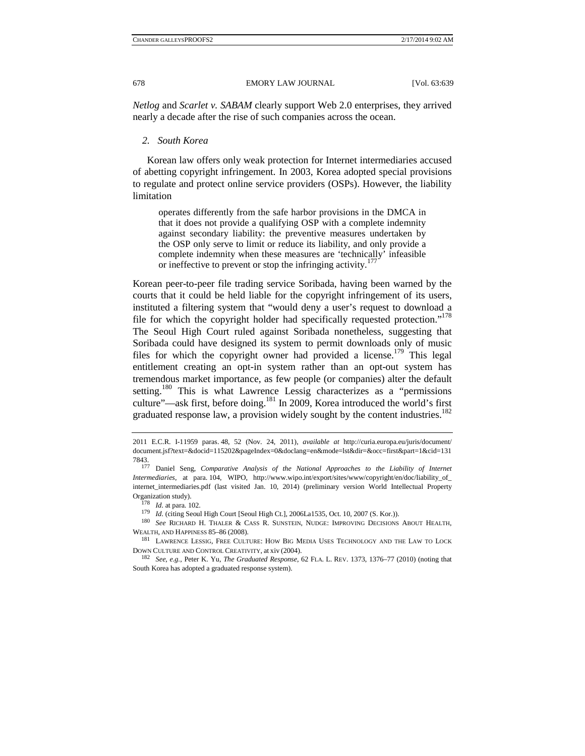*Netlog* and *Scarlet v. SABAM* clearly support Web 2.0 enterprises, they arrived nearly a decade after the rise of such companies across the ocean.

### *2. South Korea*

Korean law offers only weak protection for Internet intermediaries accused of abetting copyright infringement. In 2003, Korea adopted special provisions to regulate and protect online service providers (OSPs). However, the liability limitation

> operates differently from the safe harbor provisions in the DMCA in that it does not provide a qualifying OSP with a complete indemnity against secondary liability: the preventive measures undertaken by the OSP only serve to limit or reduce its liability, and only provide a complete indemnity when these measures are 'technically' infeasible or ineffective to prevent or stop the infringing activity.[177]

Korean peer-to-peer file trading service Soribada, having been warned by the courts that it could be held liable for the copyright infringement of its users, instituted a filtering system that "would deny a user's request to download a file for which the copyright holder had specifically requested protection."[178] The Seoul High Court ruled against Soribada nonetheless, suggesting that Soribada could have designed its system to permit downloads only of music files for which the copyright owner had provided a license.[179] This legal entitlement creating an opt-in system rather than an opt-out system has tremendous market importance, as few people (or companies) alter the default setting.[180] This is what Lawrence Lessig characterizes as a "permissions culture"—ask first, before doing.[181] In 2009, Korea introduced the world's first graduated response law, a provision widely sought by the content industries.[182]

---

2011 E.C.R. I-11959 paras. 48, 52 (Nov. 24, 2011), *available at* http://curia.europa.eu/juris/document/document.jsf?text=&docid=115202&pageIndex=0&doclang=en&mode=lst&dir=&occ=first&part=1&cid=1317843.

[177] Daniel Seng, *Comparative Analysis of the National Approaches to the Liability of Internet Intermediaries*, at para. 104, WIPO, http://www.wipo.int/export/sites/www/copyright/en/doc/liability_of_internet_intermediaries.pdf (last visited Jan. 10, 2014) (preliminary version World Intellectual Property Organization study).

[178] *Id.* at para. 102.

[179] *Id.* (citing Seoul High Court [Seoul High Ct.], 2006La1535, Oct. 10, 2007 (S. Kor.)).

[180] *See* RICHARD H. THALER & CASS R. SUNSTEIN, NUDGE: IMPROVING DECISIONS ABOUT HEALTH, WEALTH, AND HAPPINESS 85–86 (2008).

[181] LAWRENCE LESSIG, FREE CULTURE: HOW BIG MEDIA USES TECHNOLOGY AND THE LAW TO LOCK DOWN CULTURE AND CONTROL CREATIVITY, at xiv (2004).

[182] *See, e.g.*, Peter K. Yu, *The Graduated Response*, 62 FLA. L. REV. 1373, 1376–77 (2010) (noting that South Korea has adopted a graduated response system).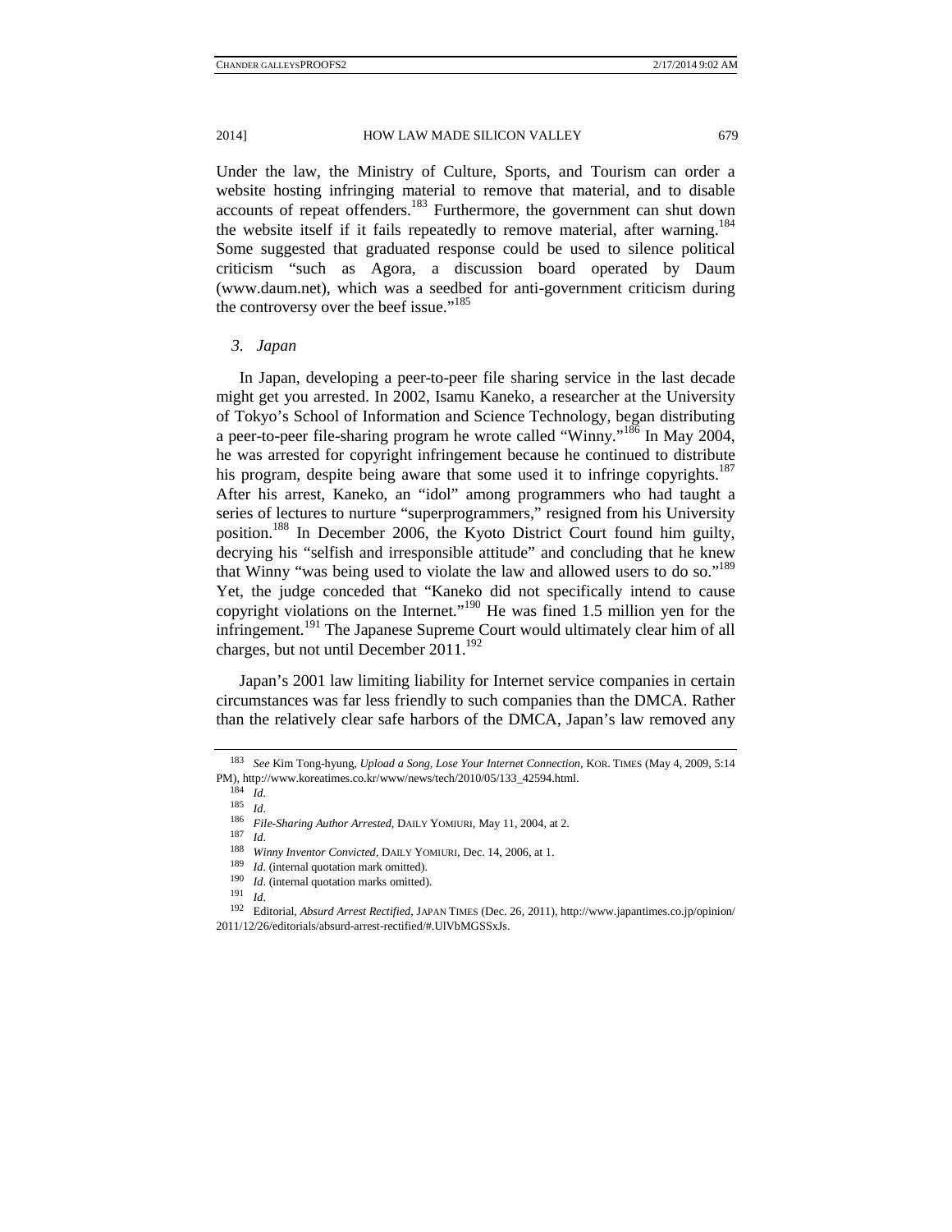Under the law, the Ministry of Culture, Sports, and Tourism can order a website hosting infringing material to remove that material, and to disable accounts of repeat offenders.[183] Furthermore, the government can shut down the website itself if it fails repeatedly to remove material, after warning.[184] Some suggested that graduated response could be used to silence political criticism "such as Agora, a discussion board operated by Daum (www.daum.net), which was a seedbed for anti-government criticism during the controversy over the beef issue."[185]

### *3. Japan*

In Japan, developing a peer-to-peer file sharing service in the last decade might get you arrested. In 2002, Isamu Kaneko, a researcher at the University of Tokyo's School of Information and Science Technology, began distributing a peer-to-peer file-sharing program he wrote called "Winny."[186] In May 2004, he was arrested for copyright infringement because he continued to distribute his program, despite being aware that some used it to infringe copyrights.[187] After his arrest, Kaneko, an "idol" among programmers who had taught a series of lectures to nurture "superprogrammers," resigned from his University position.[188] In December 2006, the Kyoto District Court found him guilty, decrying his "selfish and irresponsible attitude" and concluding that he knew that Winny "was being used to violate the law and allowed users to do so."[189] Yet, the judge conceded that "Kaneko did not specifically intend to cause copyright violations on the Internet."[190] He was fined 1.5 million yen for the infringement.[191] The Japanese Supreme Court would ultimately clear him of all charges, but not until December 2011.[192]

Japan's 2001 law limiting liability for Internet service companies in certain circumstances was far less friendly to such companies than the DMCA. Rather than the relatively clear safe harbors of the DMCA, Japan's law removed any

---

183 *See* Kim Tong-hyung, *Upload a Song, Lose Your Internet Connection*, KOR. TIMES (May 4, 2009, 5:14 PM), http://www.koreatimes.co.kr/www/news/tech/2010/05/133_42594.html.

184 *Id.*

185 *Id.*

186 *File-Sharing Author Arrested*, DAILY YOMIURI, May 11, 2004, at 2.

187 *Id.*

188 *Winny Inventor Convicted*, DAILY YOMIURI, Dec. 14, 2006, at 1.

189 *Id.* (internal quotation mark omitted).

190 *Id.* (internal quotation marks omitted).

191 *Id.*

192 Editorial, *Absurd Arrest Rectified*, JAPAN TIMES (Dec. 26, 2011), http://www.japantimes.co.jp/opinion/2011/12/26/editorials/absurd-arrest-rectified/#.UlVbMGSSxJs.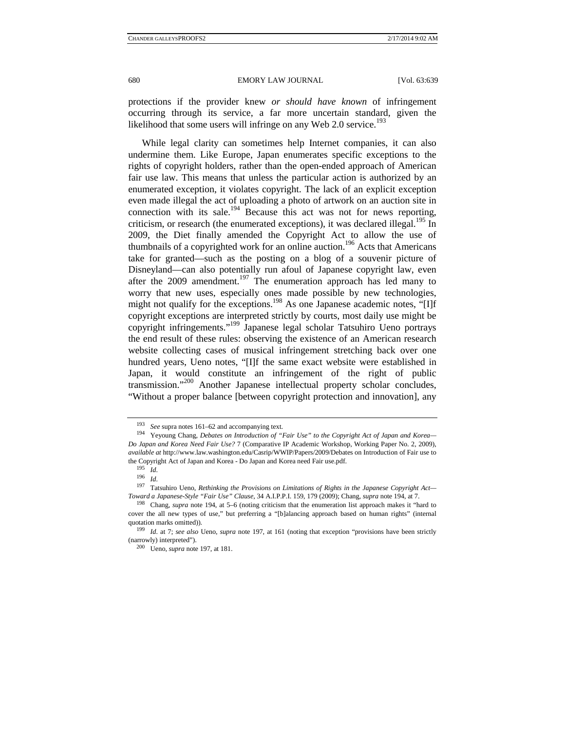protections if the provider knew *or should have known* of infringement occurring through its service, a far more uncertain standard, given the likelihood that some users will infringe on any Web 2.0 service.[193]

While legal clarity can sometimes help Internet companies, it can also undermine them. Like Europe, Japan enumerates specific exceptions to the rights of copyright holders, rather than the open-ended approach of American fair use law. This means that unless the particular action is authorized by an enumerated exception, it violates copyright. The lack of an explicit exception even made illegal the act of uploading a photo of artwork on an auction site in connection with its sale.[194] Because this act was not for news reporting, criticism, or research (the enumerated exceptions), it was declared illegal.[195] In 2009, the Diet finally amended the Copyright Act to allow the use of thumbnails of a copyrighted work for an online auction.[196] Acts that Americans take for granted—such as the posting on a blog of a souvenir picture of Disneyland—can also potentially run afoul of Japanese copyright law, even after the 2009 amendment.[197] The enumeration approach has led many to worry that new uses, especially ones made possible by new technologies, might not qualify for the exceptions.[198] As one Japanese academic notes, "[I]f copyright exceptions are interpreted strictly by courts, most daily use might be copyright infringements."[199] Japanese legal scholar Tatsuhiro Ueno portrays the end result of these rules: observing the existence of an American research website collecting cases of musical infringement stretching back over one hundred years, Ueno notes, "[I]f the same exact website were established in Japan, it would constitute an infringement of the right of public transmission."[200] Another Japanese intellectual property scholar concludes, "Without a proper balance [between copyright protection and innovation], any

---

[193] *See* supra notes 161–62 and accompanying text.

[194] Yeyoung Chang, *Debates on Introduction of "Fair Use" to the Copyright Act of Japan and Korea—Do Japan and Korea Need Fair Use?* 7 (Comparative IP Academic Workshop, Working Paper No. 2, 2009), *available at* http://www.law.washington.edu/Casrip/WWIP/Papers/2009/Debates on Introduction of Fair use to the Copyright Act of Japan and Korea - Do Japan and Korea need Fair use.pdf.

[195] *Id.*

[196] *Id.*

[197] Tatsuhiro Ueno, *Rethinking the Provisions on Limitations of Rights in the Japanese Copyright Act—Toward a Japanese-Style "Fair Use" Clause*, 34 A.I.P.P.I. 159, 179 (2009); Chang, *supra* note 194, at 7.

[198] Chang, *supra* note 194, at 5–6 (noting criticism that the enumeration list approach makes it "hard to cover the all new types of use," but preferring a "[b]alancing approach based on human rights" (internal quotation marks omitted)).

[199] *Id.* at 7; *see also* Ueno, *supra* note 197, at 161 (noting that exception "provisions have been strictly (narrowly) interpreted").

[200] Ueno, *supra* note 197, at 181.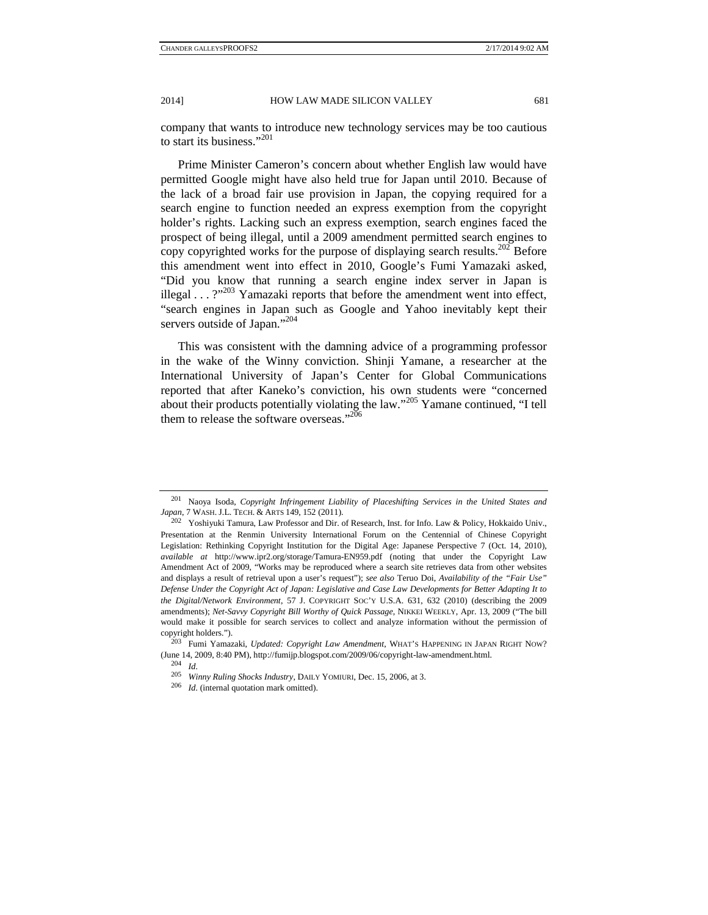company that wants to introduce new technology services may be too cautious to start its business."[201]

Prime Minister Cameron's concern about whether English law would have permitted Google might have also held true for Japan until 2010. Because of the lack of a broad fair use provision in Japan, the copying required for a search engine to function needed an express exemption from the copyright holder's rights. Lacking such an express exemption, search engines faced the prospect of being illegal, until a 2009 amendment permitted search engines to copy copyrighted works for the purpose of displaying search results.[202] Before this amendment went into effect in 2010, Google's Fumi Yamazaki asked, "Did you know that running a search engine index server in Japan is illegal . . . ?"[203] Yamazaki reports that before the amendment went into effect, "search engines in Japan such as Google and Yahoo inevitably kept their servers outside of Japan."[204]

This was consistent with the damning advice of a programming professor in the wake of the Winny conviction. Shinji Yamane, a researcher at the International University of Japan's Center for Global Communications reported that after Kaneko's conviction, his own students were "concerned about their products potentially violating the law."[205] Yamane continued, "I tell them to release the software overseas."[206]

---

[201] Naoya Isoda, *Copyright Infringement Liability of Placeshifting Services in the United States and Japan*, 7 WASH. J.L. TECH. & ARTS 149, 152 (2011).

[202] Yoshiyuki Tamura, Law Professor and Dir. of Research, Inst. for Info. Law & Policy, Hokkaido Univ., Presentation at the Renmin University International Forum on the Centennial of Chinese Copyright Legislation: Rethinking Copyright Institution for the Digital Age: Japanese Perspective 7 (Oct. 14, 2010), *available at* http://www.ipr2.org/storage/Tamura-EN959.pdf (noting that under the Copyright Law Amendment Act of 2009, "Works may be reproduced where a search site retrieves data from other websites and displays a result of retrieval upon a user's request"); *see also* Teruo Doi, *Availability of the "Fair Use" Defense Under the Copyright Act of Japan: Legislative and Case Law Developments for Better Adapting It to the Digital/Network Environment*, 57 J. COPYRIGHT SOC'Y U.S.A. 631, 632 (2010) (describing the 2009 amendments); *Net-Savvy Copyright Bill Worthy of Quick Passage*, NIKKEI WEEKLY, Apr. 13, 2009 ("The bill would make it possible for search services to collect and analyze information without the permission of copyright holders.").

[203] Fumi Yamazaki, *Updated: Copyright Law Amendment*, WHAT'S HAPPENING IN JAPAN RIGHT NOW? (June 14, 2009, 8:40 PM), http://fumijp.blogspot.com/2009/06/copyright-law-amendment.html.

[204] *Id.*

[205] *Winny Ruling Shocks Industry*, DAILY YOMIURI, Dec. 15, 2006, at 3.

[206] *Id.* (internal quotation mark omitted).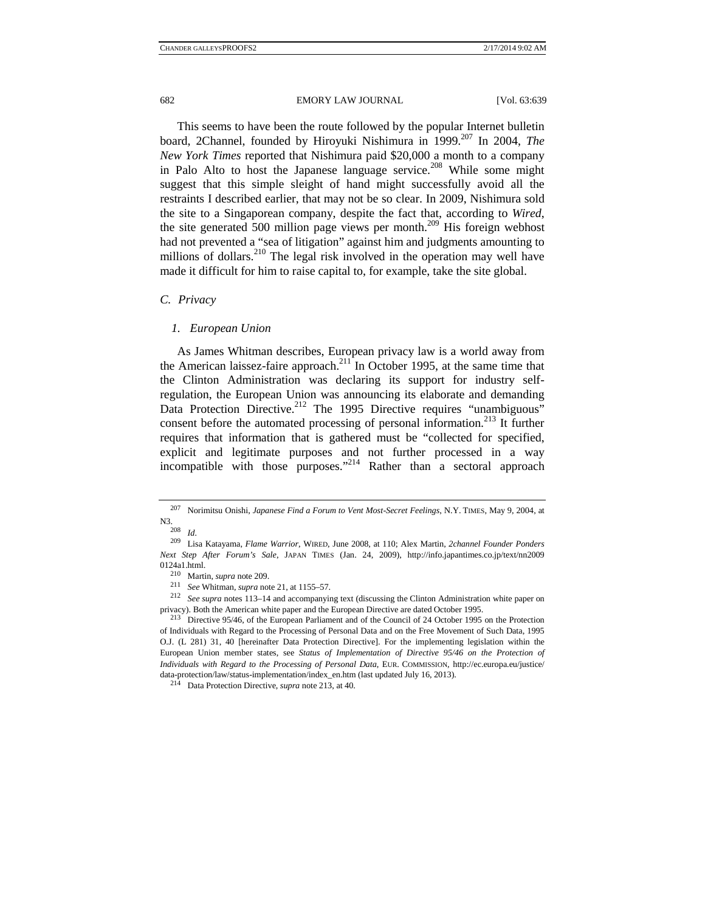This seems to have been the route followed by the popular Internet bulletin board, 2Channel, founded by Hiroyuki Nishimura in 1999.[207] In 2004, *The New York Times* reported that Nishimura paid $20,000 a month to a company in Palo Alto to host the Japanese language service.[208] While some might suggest that this simple sleight of hand might successfully avoid all the restraints I described earlier, that may not be so clear. In 2009, Nishimura sold the site to a Singaporean company, despite the fact that, according to *Wired*, the site generated 500 million page views per month.[209] His foreign webhost had not prevented a "sea of litigation" against him and judgments amounting to millions of dollars.[210] The legal risk involved in the operation may well have made it difficult for him to raise capital to, for example, take the site global.

### *C. Privacy*

#### *1. European Union*

As James Whitman describes, European privacy law is a world away from the American laissez-faire approach.[211] In October 1995, at the same time that the Clinton Administration was declaring its support for industry self-regulation, the European Union was announcing its elaborate and demanding Data Protection Directive.[212] The 1995 Directive requires "unambiguous" consent before the automated processing of personal information.[213] It further requires that information that is gathered must be "collected for specified, explicit and legitimate purposes and not further processed in a way incompatible with those purposes."[214] Rather than a sectoral approach

---

[207] Norimitsu Onishi, *Japanese Find a Forum to Vent Most-Secret Feelings*, N.Y. TIMES, May 9, 2004, at N3.

[208] *Id.*

[209] Lisa Katayama, *Flame Warrior*, WIRED, June 2008, at 110; Alex Martin, *2channel Founder Ponders Next Step After Forum's Sale*, JAPAN TIMES (Jan. 24, 2009), http://info.japantimes.co.jp/text/nn20090124a1.html.

[210] Martin, *supra* note 209.

[211] *See* Whitman, *supra* note 21, at 1155–57.

[212] *See supra* notes 113–14 and accompanying text (discussing the Clinton Administration white paper on privacy). Both the American white paper and the European Directive are dated October 1995.

[213] Directive 95/46, of the European Parliament and of the Council of 24 October 1995 on the Protection of Individuals with Regard to the Processing of Personal Data and on the Free Movement of Such Data, 1995 O.J. (L 281) 31, 40 [hereinafter Data Protection Directive]. For the implementing legislation within the European Union member states, see *Status of Implementation of Directive 95/46 on the Protection of Individuals with Regard to the Processing of Personal Data*, EUR. COMMISSION, http://ec.europa.eu/justice/data-protection/law/status-implementation/index_en.htm (last updated July 16, 2013).

[214] Data Protection Directive, *supra* note 213, at 40.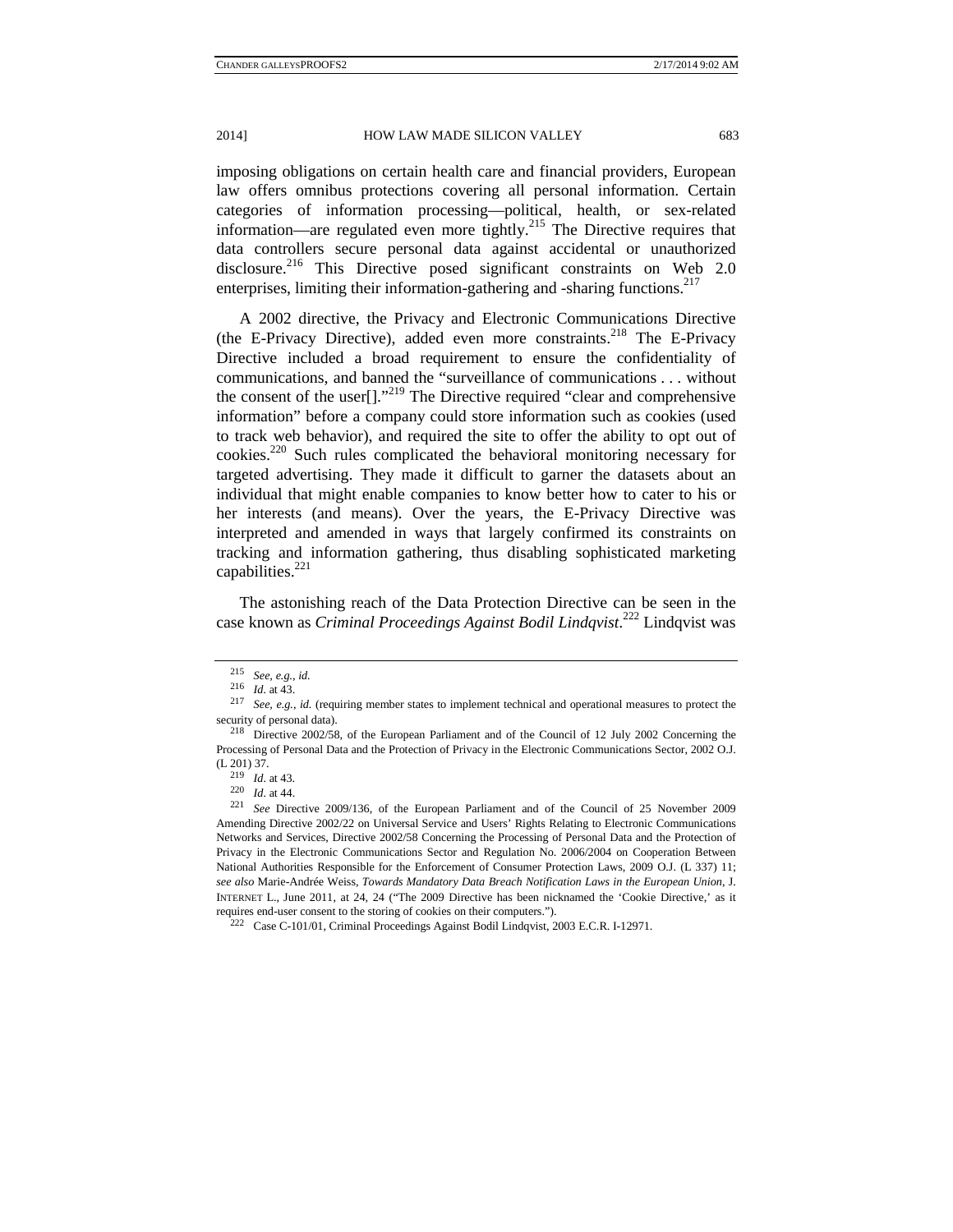imposing obligations on certain health care and financial providers, European law offers omnibus protections covering all personal information. Certain categories of information processing—political, health, or sex-related information—are regulated even more tightly.[215] The Directive requires that data controllers secure personal data against accidental or unauthorized disclosure.[216] This Directive posed significant constraints on Web 2.0 enterprises, limiting their information-gathering and -sharing functions.[217]

A 2002 directive, the Privacy and Electronic Communications Directive (the E-Privacy Directive), added even more constraints.[218] The E-Privacy Directive included a broad requirement to ensure the confidentiality of communications, and banned the "surveillance of communications . . . without the consent of the user[]."[219] The Directive required "clear and comprehensive information" before a company could store information such as cookies (used to track web behavior), and required the site to offer the ability to opt out of cookies.[220] Such rules complicated the behavioral monitoring necessary for targeted advertising. They made it difficult to garner the datasets about an individual that might enable companies to know better how to cater to his or her interests (and means). Over the years, the E-Privacy Directive was interpreted and amended in ways that largely confirmed its constraints on tracking and information gathering, thus disabling sophisticated marketing capabilities.[221]

The astonishing reach of the Data Protection Directive can be seen in the case known as *Criminal Proceedings Against Bodil Lindqvist*.[222] Lindqvist was

---

[215] *See, e.g.*, *id.*

[216] *Id.* at 43.

[217] *See, e.g.*, *id.* (requiring member states to implement technical and operational measures to protect the security of personal data).

[218] Directive 2002/58, of the European Parliament and of the Council of 12 July 2002 Concerning the Processing of Personal Data and the Protection of Privacy in the Electronic Communications Sector, 2002 O.J. (L 201) 37.

[219] *Id.* at 43.

[220] *Id.* at 44.

[221] *See* Directive 2009/136, of the European Parliament and of the Council of 25 November 2009 Amending Directive 2002/22 on Universal Service and Users' Rights Relating to Electronic Communications Networks and Services, Directive 2002/58 Concerning the Processing of Personal Data and the Protection of Privacy in the Electronic Communications Sector and Regulation No. 2006/2004 on Cooperation Between National Authorities Responsible for the Enforcement of Consumer Protection Laws, 2009 O.J. (L 337) 11; *see also* Marie-Andrée Weiss, *Towards Mandatory Data Breach Notification Laws in the European Union*, J. INTERNET L., June 2011, at 24, 24 ("The 2009 Directive has been nicknamed the 'Cookie Directive,' as it requires end-user consent to the storing of cookies on their computers.").

[222] Case C-101/01, Criminal Proceedings Against Bodil Lindqvist, 2003 E.C.R. I-12971.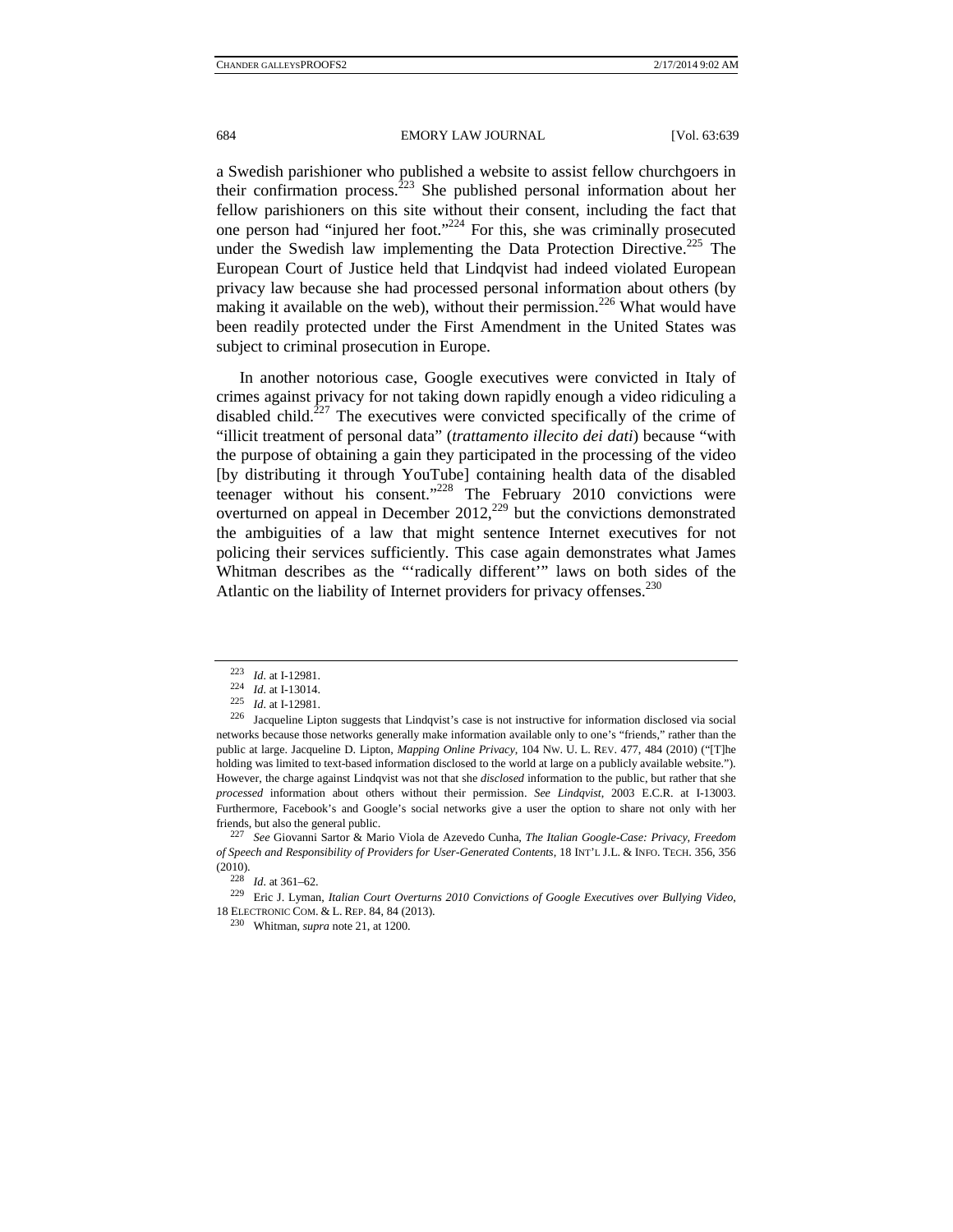a Swedish parishioner who published a website to assist fellow churchgoers in their confirmation process.[223] She published personal information about her fellow parishioners on this site without their consent, including the fact that one person had "injured her foot."[224] For this, she was criminally prosecuted under the Swedish law implementing the Data Protection Directive.[225] The European Court of Justice held that Lindqvist had indeed violated European privacy law because she had processed personal information about others (by making it available on the web), without their permission.[226] What would have been readily protected under the First Amendment in the United States was subject to criminal prosecution in Europe.

In another notorious case, Google executives were convicted in Italy of crimes against privacy for not taking down rapidly enough a video ridiculing a disabled child.[227] The executives were convicted specifically of the crime of "illicit treatment of personal data" (*trattamento illecito dei dati*) because "with the purpose of obtaining a gain they participated in the processing of the video [by distributing it through YouTube] containing health data of the disabled teenager without his consent."[228] The February 2010 convictions were overturned on appeal in December 2012,[229] but the convictions demonstrated the ambiguities of a law that might sentence Internet executives for not policing their services sufficiently. This case again demonstrates what James Whitman describes as the "'radically different'" laws on both sides of the Atlantic on the liability of Internet providers for privacy offenses.[230]

---

[223] *Id.* at I-12981.

[224] *Id.* at I-13014.

[225] *Id.* at I-12981.

[226] Jacqueline Lipton suggests that Lindqvist's case is not instructive for information disclosed via social networks because those networks generally make information available only to one's "friends," rather than the public at large. Jacqueline D. Lipton, *Mapping Online Privacy*, 104 NW. U. L. REV. 477, 484 (2010) ("[T]he holding was limited to text-based information disclosed to the world at large on a publicly available website."). However, the charge against Lindqvist was not that she *disclosed* information to the public, but rather that she *processed* information about others without their permission. *See Lindqvist*, 2003 E.C.R. at I-13003. Furthermore, Facebook's and Google's social networks give a user the option to share not only with her friends, but also the general public.

[227] *See* Giovanni Sartor & Mario Viola de Azevedo Cunha, *The Italian Google-Case: Privacy, Freedom of Speech and Responsibility of Providers for User-Generated Contents*, 18 INT'L J.L. & INFO. TECH. 356, 356 (2010).

[228] *Id.* at 361–62.

[229] Eric J. Lyman, *Italian Court Overturns 2010 Convictions of Google Executives over Bullying Video*, 18 ELECTRONIC COM. & L. REP. 84, 84 (2013).

[230] Whitman, *supra* note 21, at 1200.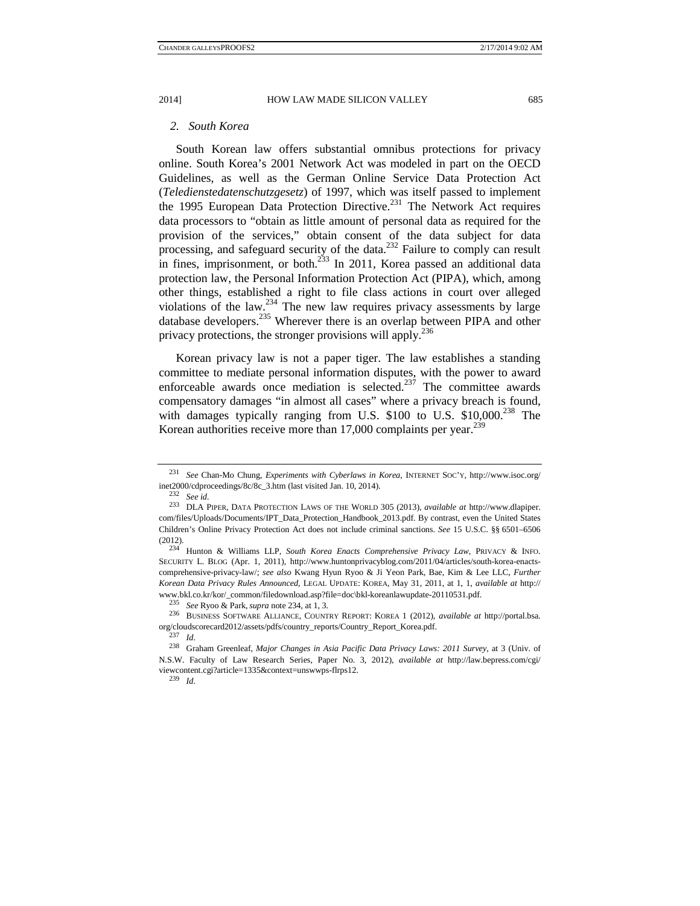### 2. *South Korea*

South Korean law offers substantial omnibus protections for privacy online. South Korea's 2001 Network Act was modeled in part on the OECD Guidelines, as well as the German Online Service Data Protection Act (*Teledienstedatenschutzgesetz*) of 1997, which was itself passed to implement the 1995 European Data Protection Directive.[231] The Network Act requires data processors to "obtain as little amount of personal data as required for the provision of the services," obtain consent of the data subject for data processing, and safeguard security of the data.[232] Failure to comply can result in fines, imprisonment, or both.[233] In 2011, Korea passed an additional data protection law, the Personal Information Protection Act (PIPA), which, among other things, established a right to file class actions in court over alleged violations of the law.[234] The new law requires privacy assessments by large database developers.[235] Wherever there is an overlap between PIPA and other privacy protections, the stronger provisions will apply.[236]

Korean privacy law is not a paper tiger. The law establishes a standing committee to mediate personal information disputes, with the power to award enforceable awards once mediation is selected.[237] The committee awards compensatory damages "in almost all cases" where a privacy breach is found, with damages typically ranging from U.S. $100 to U.S. $10,000.[238] The Korean authorities receive more than 17,000 complaints per year.[239]

---

[231] *See* Chan-Mo Chung, *Experiments with Cyberlaws in Korea*, INTERNET SOC'Y, http://www.isoc.org/inet2000/cdproceedings/8c/8c_3.htm (last visited Jan. 10, 2014).

[232] *See id.*

[233] DLA PIPER, DATA PROTECTION LAWS OF THE WORLD 305 (2013), *available at* http://www.dlapiper.com/files/Uploads/Documents/IPT_Data_Protection_Handbook_2013.pdf. By contrast, even the United States Children's Online Privacy Protection Act does not include criminal sanctions. *See* 15 U.S.C. §§ 6501–6506 (2012).

[234] Hunton & Williams LLP, *South Korea Enacts Comprehensive Privacy Law*, PRIVACY & INFO. SECURITY L. BLOG (Apr. 1, 2011), http://www.huntonprivacyblog.com/2011/04/articles/south-korea-enacts-comprehensive-privacy-law/; *see also* Kwang Hyun Ryoo & Ji Yeon Park, Bae, Kim & Lee LLC, *Further Korean Data Privacy Rules Announced*, LEGAL UPDATE: KOREA, May 31, 2011, at 1, 1, *available at* http://www.bkl.co.kr/kor/_common/filedownload.asp?file=doc\bkl-koreanlawupdate-20110531.pdf.

[235] *See* Ryoo & Park, *supra* note 234, at 1, 3.

[236] BUSINESS SOFTWARE ALLIANCE, COUNTRY REPORT: KOREA 1 (2012), *available at* http://portal.bsa.org/cloudscorecard2012/assets/pdfs/country_reports/Country_Report_Korea.pdf.

[237] *Id.*

[238] Graham Greenleaf, *Major Changes in Asia Pacific Data Privacy Laws: 2011 Survey*, at 3 (Univ. of N.S.W. Faculty of Law Research Series, Paper No. 3, 2012), *available at* http://law.bepress.com/cgi/viewcontent.cgi?article=1335&context=unswwps-flrps12.

[239] *Id.*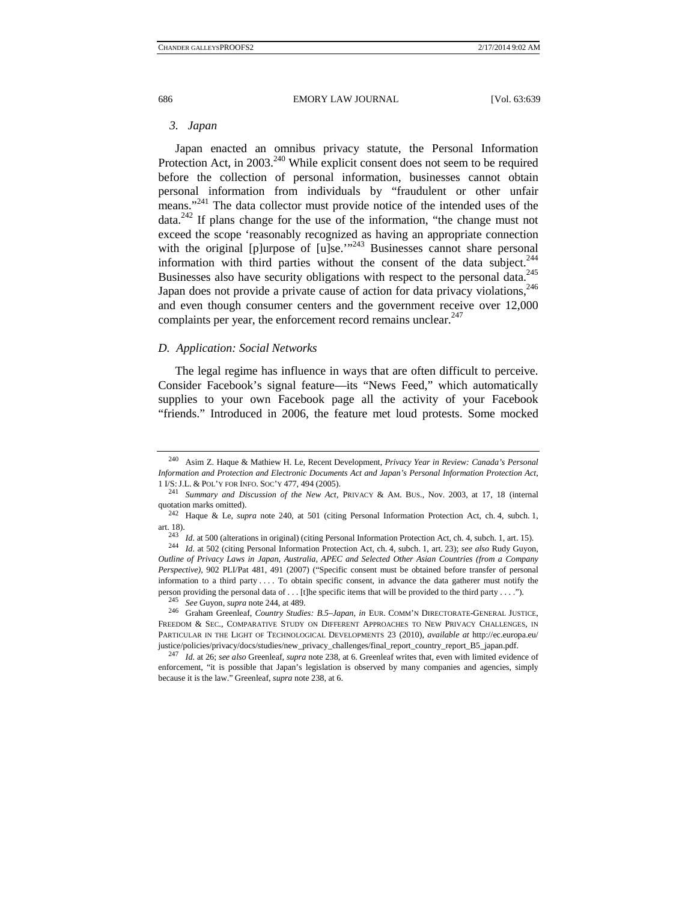### *3. Japan*

Japan enacted an omnibus privacy statute, the Personal Information Protection Act, in 2003.[240] While explicit consent does not seem to be required before the collection of personal information, businesses cannot obtain personal information from individuals by "fraudulent or other unfair means."[241] The data collector must provide notice of the intended uses of the data.[242] If plans change for the use of the information, "the change must not exceed the scope 'reasonably recognized as having an appropriate connection with the original [p]urpose of [u]se.'"[243] Businesses cannot share personal information with third parties without the consent of the data subject.[244] Businesses also have security obligations with respect to the personal data.[245] Japan does not provide a private cause of action for data privacy violations,[246] and even though consumer centers and the government receive over 12,000 complaints per year, the enforcement record remains unclear.[247]

## *D. Application: Social Networks*

The legal regime has influence in ways that are often difficult to perceive. Consider Facebook's signal feature—its "News Feed," which automatically supplies to your own Facebook page all the activity of your Facebook "friends." Introduced in 2006, the feature met loud protests. Some mocked

---

[240] Asim Z. Haque & Mathiew H. Le, Recent Development, *Privacy Year in Review: Canada's Personal Information and Protection and Electronic Documents Act and Japan's Personal Information Protection Act*, 1 I/S: J.L. & POL'Y FOR INFO. SOC'Y 477, 494 (2005).

[241] *Summary and Discussion of the New Act*, PRIVACY & AM. BUS., Nov. 2003, at 17, 18 (internal quotation marks omitted).

[242] Haque & Le, *supra* note 240, at 501 (citing Personal Information Protection Act, ch. 4, subch. 1, art. 18).

[243] *Id.* at 500 (alterations in original) (citing Personal Information Protection Act, ch. 4, subch. 1, art. 15).

[244] *Id.* at 502 (citing Personal Information Protection Act, ch. 4, subch. 1, art. 23); *see also* Rudy Guyon, *Outline of Privacy Laws in Japan, Australia, APEC and Selected Other Asian Countries (from a Company Perspective)*, 902 PLI/Pat 481, 491 (2007) ("Specific consent must be obtained before transfer of personal information to a third party . . . . To obtain specific consent, in advance the data gatherer must notify the person providing the personal data of . . . [t]he specific items that will be provided to the third party . . . .").

[245] *See* Guyon, *supra* note 244, at 489.

[246] Graham Greenleaf, *Country Studies: B.5–Japan*, *in* EUR. COMM'N DIRECTORATE-GENERAL JUSTICE, FREEDOM & SEC., COMPARATIVE STUDY ON DIFFERENT APPROACHES TO NEW PRIVACY CHALLENGES, IN PARTICULAR IN THE LIGHT OF TECHNOLOGICAL DEVELOPMENTS 23 (2010), *available at* http://ec.europa.eu/justice/policies/privacy/docs/studies/new_privacy_challenges/final_report_country_report_B5_japan.pdf.

[247] *Id.* at 26; *see also* Greenleaf, *supra* note 238, at 6. Greenleaf writes that, even with limited evidence of enforcement, "it is possible that Japan's legislation is observed by many companies and agencies, simply because it is the law." Greenleaf, *supra* note 238, at 6.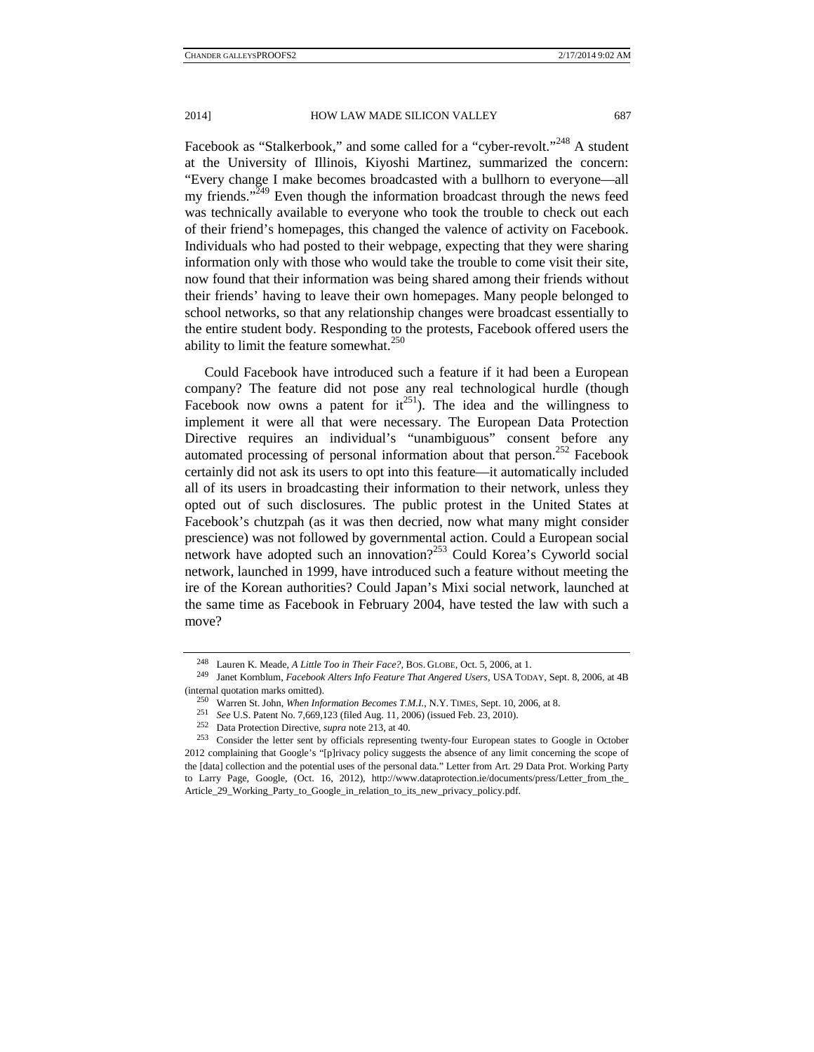Facebook as "Stalkerbook," and some called for a "cyber-revolt."[248] A student at the University of Illinois, Kiyoshi Martinez, summarized the concern: "Every change I make becomes broadcasted with a bullhorn to everyone—all my friends."[249] Even though the information broadcast through the news feed was technically available to everyone who took the trouble to check out each of their friend's homepages, this changed the valence of activity on Facebook. Individuals who had posted to their webpage, expecting that they were sharing information only with those who would take the trouble to come visit their site, now found that their information was being shared among their friends without their friends' having to leave their own homepages. Many people belonged to school networks, so that any relationship changes were broadcast essentially to the entire student body. Responding to the protests, Facebook offered users the ability to limit the feature somewhat.[250]

Could Facebook have introduced such a feature if it had been a European company? The feature did not pose any real technological hurdle (though Facebook now owns a patent for it[251]). The idea and the willingness to implement it were all that were necessary. The European Data Protection Directive requires an individual's "unambiguous" consent before any automated processing of personal information about that person.[252] Facebook certainly did not ask its users to opt into this feature—it automatically included all of its users in broadcasting their information to their network, unless they opted out of such disclosures. The public protest in the United States at Facebook's chutzpah (as it was then decried, now what many might consider prescience) was not followed by governmental action. Could a European social network have adopted such an innovation?[253] Could Korea's Cyworld social network, launched in 1999, have introduced such a feature without meeting the ire of the Korean authorities? Could Japan's Mixi social network, launched at the same time as Facebook in February 2004, have tested the law with such a move?

---

[248] Lauren K. Meade, *A Little Too in Their Face?*, BOS. GLOBE, Oct. 5, 2006, at 1.

[249] Janet Kornblum, *Facebook Alters Info Feature That Angered Users*, USA TODAY, Sept. 8, 2006, at 4B (internal quotation marks omitted).

[250] Warren St. John, *When Information Becomes T.M.I.*, N.Y. TIMES, Sept. 10, 2006, at 8.

[251] *See* U.S. Patent No. 7,669,123 (filed Aug. 11, 2006) (issued Feb. 23, 2010).

[252] Data Protection Directive, *supra* note 213, at 40.

[253] Consider the letter sent by officials representing twenty-four European states to Google in October 2012 complaining that Google's "[p]rivacy policy suggests the absence of any limit concerning the scope of the [data] collection and the potential uses of the personal data." Letter from Art. 29 Data Prot. Working Party to Larry Page, Google, (Oct. 16, 2012), http://www.dataprotection.ie/documents/press/Letter_from_the_Article_29_Working_Party_to_Google_in_relation_to_its_new_privacy_policy.pdf.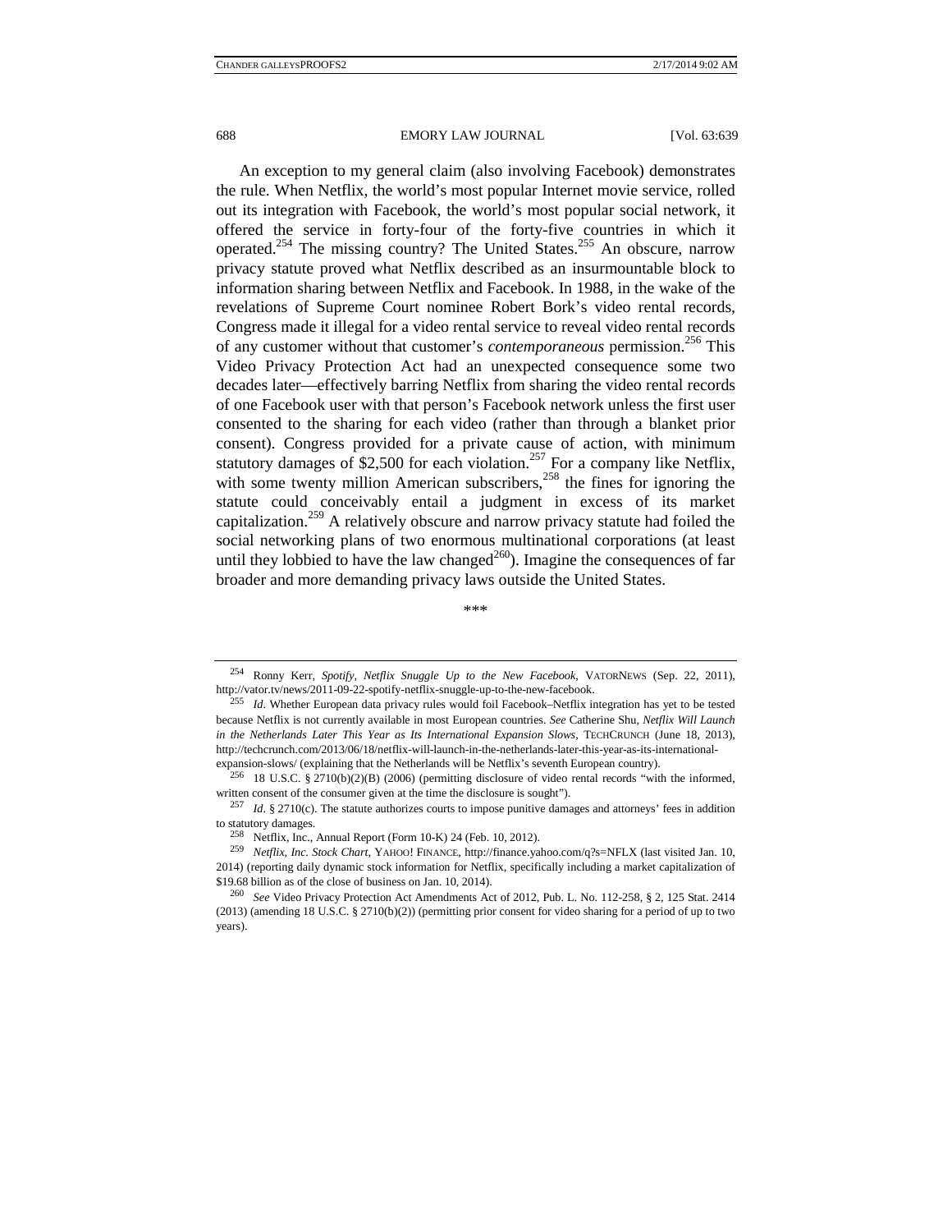An exception to my general claim (also involving Facebook) demonstrates the rule. When Netflix, the world's most popular Internet movie service, rolled out its integration with Facebook, the world's most popular social network, it offered the service in forty-four of the forty-five countries in which it operated.[254] The missing country? The United States.[255] An obscure, narrow privacy statute proved what Netflix described as an insurmountable block to information sharing between Netflix and Facebook. In 1988, in the wake of the revelations of Supreme Court nominee Robert Bork's video rental records, Congress made it illegal for a video rental service to reveal video rental records of any customer without that customer's *contemporaneous* permission.[256] This Video Privacy Protection Act had an unexpected consequence some two decades later—effectively barring Netflix from sharing the video rental records of one Facebook user with that person's Facebook network unless the first user consented to the sharing for each video (rather than through a blanket prior consent). Congress provided for a private cause of action, with minimum statutory damages of $2,500 for each violation.[257] For a company like Netflix, with some twenty million American subscribers,[258] the fines for ignoring the statute could conceivably entail a judgment in excess of its market capitalization.[259] A relatively obscure and narrow privacy statute had foiled the social networking plans of two enormous multinational corporations (at least until they lobbied to have the law changed[260]). Imagine the consequences of far broader and more demanding privacy laws outside the United States.

\*\*\*

---

[254] Ronny Kerr, *Spotify, Netflix Snuggle Up to the New Facebook*, VATORNEWS (Sep. 22, 2011), http://vator.tv/news/2011-09-22-spotify-netflix-snuggle-up-to-the-new-facebook.

[255] *Id*. Whether European data privacy rules would foil Facebook–Netflix integration has yet to be tested because Netflix is not currently available in most European countries. *See* Catherine Shu, *Netflix Will Launch in the Netherlands Later This Year as Its International Expansion Slows*, TECHCRUNCH (June 18, 2013), http://techcrunch.com/2013/06/18/netflix-will-launch-in-the-netherlands-later-this-year-as-its-international-expansion-slows/ (explaining that the Netherlands will be Netflix's seventh European country).

[256] 18 U.S.C. § 2710(b)(2)(B) (2006) (permitting disclosure of video rental records "with the informed, written consent of the consumer given at the time the disclosure is sought").

[257] *Id*. § 2710(c). The statute authorizes courts to impose punitive damages and attorneys' fees in addition to statutory damages.

[258] Netflix, Inc., Annual Report (Form 10-K) 24 (Feb. 10, 2012).

[259] *Netflix, Inc. Stock Chart*, YAHOO! FINANCE, http://finance.yahoo.com/q?s=NFLX (last visited Jan. 10, 2014) (reporting daily dynamic stock information for Netflix, specifically including a market capitalization of $19.68 billion as of the close of business on Jan. 10, 2014).

[260] *See* Video Privacy Protection Act Amendments Act of 2012, Pub. L. No. 112-258, § 2, 125 Stat. 2414 (2013) (amending 18 U.S.C. § 2710(b)(2)) (permitting prior consent for video sharing for a period of up to two years).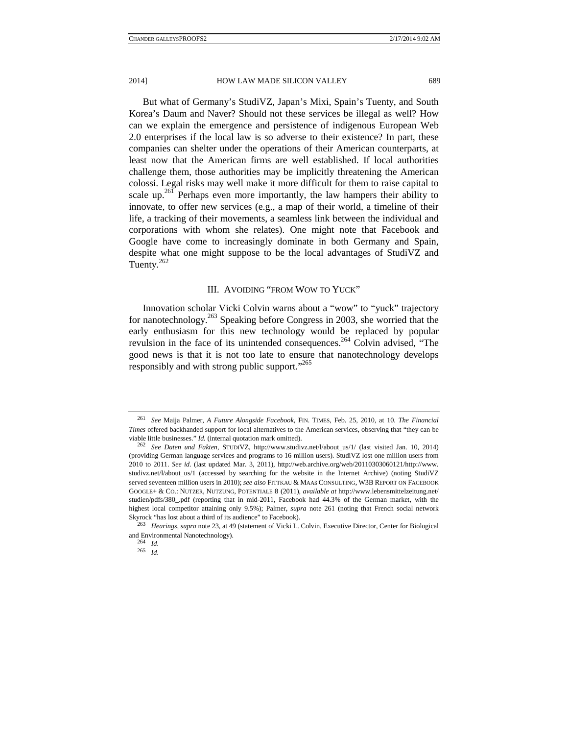But what of Germany's StudiVZ, Japan's Mixi, Spain's Tuenty, and South Korea's Daum and Naver? Should not these services be illegal as well? How can we explain the emergence and persistence of indigenous European Web 2.0 enterprises if the local law is so adverse to their existence? In part, these companies can shelter under the operations of their American counterparts, at least now that the American firms are well established. If local authorities challenge them, those authorities may be implicitly threatening the American colossi. Legal risks may well make it more difficult for them to raise capital to scale up.[261] Perhaps even more importantly, the law hampers their ability to innovate, to offer new services (e.g., a map of their world, a timeline of their life, a tracking of their movements, a seamless link between the individual and corporations with whom she relates). One might note that Facebook and Google have come to increasingly dominate in both Germany and Spain, despite what one might suppose to be the local advantages of StudiVZ and Tuenty.[262]

## III. AVOIDING "FROM WOW TO YUCK"

Innovation scholar Vicki Colvin warns about a "wow" to "yuck" trajectory for nanotechnology.[263] Speaking before Congress in 2003, she worried that the early enthusiasm for this new technology would be replaced by popular revulsion in the face of its unintended consequences.[264] Colvin advised, "The good news is that it is not too late to ensure that nanotechnology develops responsibly and with strong public support."[265]

---

[261] *See* Maija Palmer, *A Future Alongside Facebook*, FIN. TIMES, Feb. 25, 2010, at 10. *The Financial Times* offered backhanded support for local alternatives to the American services, observing that "they can be viable little businesses." *Id.* (internal quotation mark omitted).

[262] *See Daten und Fakten*, STUDIVZ, http://www.studivz.net/l/about_us/1/ (last visited Jan. 10, 2014) (providing German language services and programs to 16 million users). StudiVZ lost one million users from 2010 to 2011. *See id.* (last updated Mar. 3, 2011), http://web.archive.org/web/20110303060121/http://www.studivz.net/l/about_us/1 (accessed by searching for the website in the Internet Archive) (noting StudiVZ served seventeen million users in 2010); *see also* FITTKAU & MAAß CONSULTING, W3B REPORT ON FACEBOOK GOOGLE+ & CO.: NUTZER, NUTZUNG, POTENTIALE 8 (2011), *available at* http://www.lebensmittelzeitung.net/studien/pdfs/380_.pdf (reporting that in mid-2011, Facebook had 44.3% of the German market, with the highest local competitor attaining only 9.5%); Palmer, *supra* note 261 (noting that French social network Skyrock "has lost about a third of its audience" to Facebook).

[263] *Hearings*, *supra* note 23, at 49 (statement of Vicki L. Colvin, Executive Director, Center for Biological and Environmental Nanotechnology).

[264] *Id.*

[265] *Id.*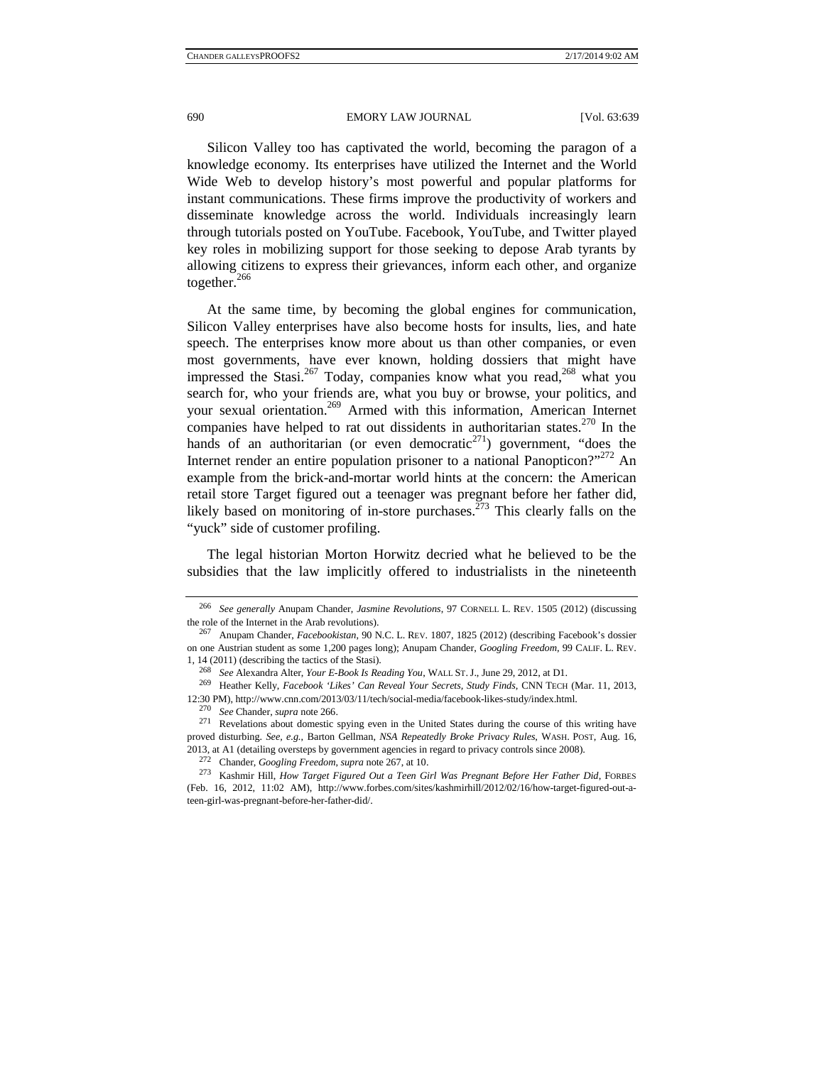Silicon Valley too has captivated the world, becoming the paragon of a knowledge economy. Its enterprises have utilized the Internet and the World Wide Web to develop history's most powerful and popular platforms for instant communications. These firms improve the productivity of workers and disseminate knowledge across the world. Individuals increasingly learn through tutorials posted on YouTube. Facebook, YouTube, and Twitter played key roles in mobilizing support for those seeking to depose Arab tyrants by allowing citizens to express their grievances, inform each other, and organize together.[266]

At the same time, by becoming the global engines for communication, Silicon Valley enterprises have also become hosts for insults, lies, and hate speech. The enterprises know more about us than other companies, or even most governments, have ever known, holding dossiers that might have impressed the Stasi.[267] Today, companies know what you read,[268] what you search for, who your friends are, what you buy or browse, your politics, and your sexual orientation.[269] Armed with this information, American Internet companies have helped to rat out dissidents in authoritarian states.[270] In the hands of an authoritarian (or even democratic[271]) government, "does the Internet render an entire population prisoner to a national Panopticon?"[272] An example from the brick-and-mortar world hints at the concern: the American retail store Target figured out a teenager was pregnant before her father did, likely based on monitoring of in-store purchases.[273] This clearly falls on the "yuck" side of customer profiling.

The legal historian Morton Horwitz decried what he believed to be the subsidies that the law implicitly offered to industrialists in the nineteenth

---

[266] *See generally* Anupam Chander, *Jasmine Revolutions*, 97 CORNELL L. REV. 1505 (2012) (discussing the role of the Internet in the Arab revolutions).

[267] Anupam Chander, *Facebookistan*, 90 N.C. L. REV. 1807, 1825 (2012) (describing Facebook's dossier on one Austrian student as some 1,200 pages long); Anupam Chander, *Googling Freedom*, 99 CALIF. L. REV. 1, 14 (2011) (describing the tactics of the Stasi).

[268] *See* Alexandra Alter, *Your E-Book Is Reading You*, WALL ST. J., June 29, 2012, at D1.

[269] Heather Kelly, *Facebook 'Likes' Can Reveal Your Secrets, Study Finds*, CNN TECH (Mar. 11, 2013, 12:30 PM), http://www.cnn.com/2013/03/11/tech/social-media/facebook-likes-study/index.html.

[270] *See* Chander, *supra* note 266.

[271] Revelations about domestic spying even in the United States during the course of this writing have proved disturbing. *See, e.g.*, Barton Gellman, *NSA Repeatedly Broke Privacy Rules*, WASH. POST, Aug. 16, 2013, at A1 (detailing oversteps by government agencies in regard to privacy controls since 2008).

[272] Chander, *Googling Freedom*, *supra* note 267, at 10.

[273] Kashmir Hill, *How Target Figured Out a Teen Girl Was Pregnant Before Her Father Did*, FORBES (Feb. 16, 2012, 11:02 AM), http://www.forbes.com/sites/kashmirhill/2012/02/16/how-target-figured-out-a-teen-girl-was-pregnant-before-her-father-did/.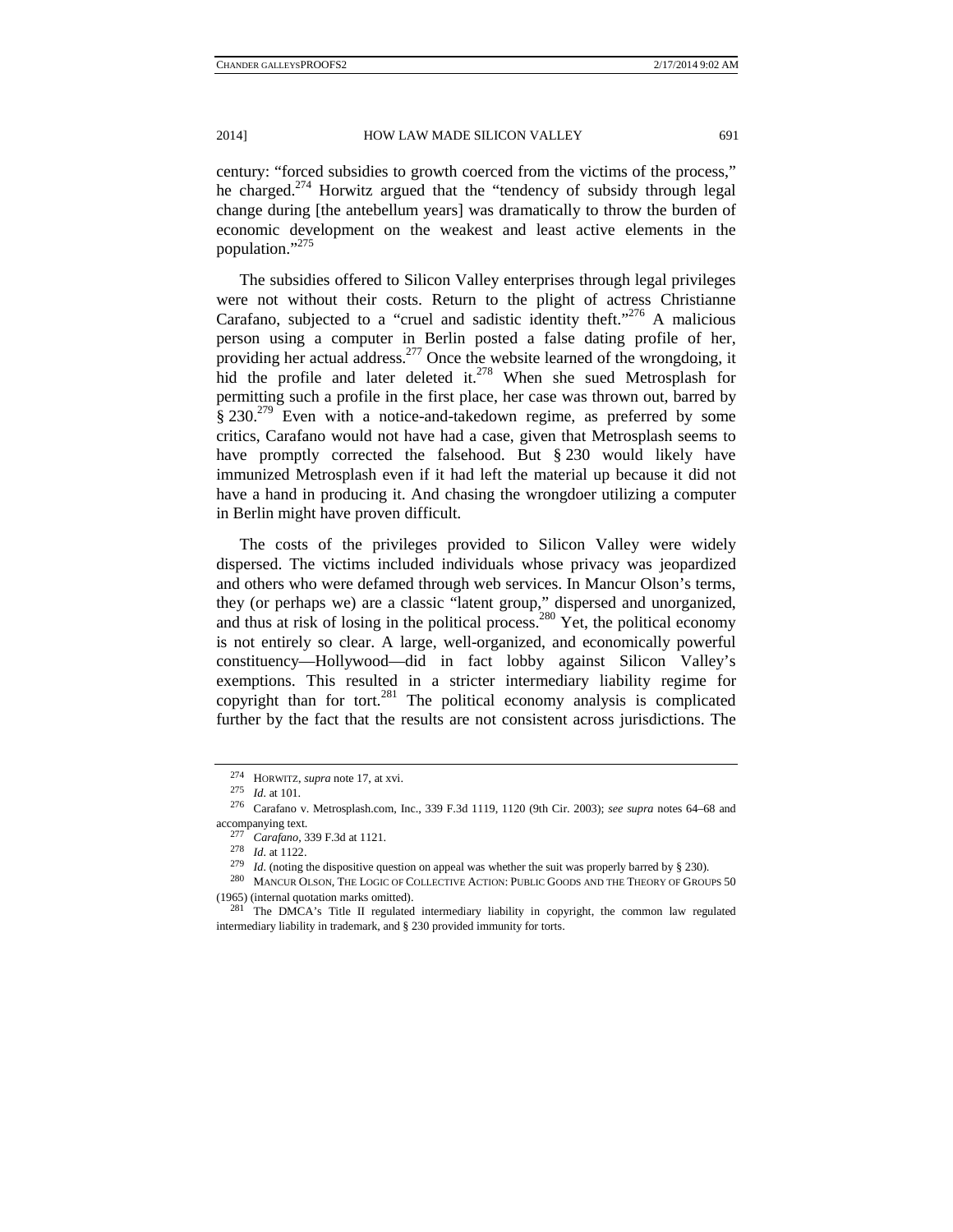century: "forced subsidies to growth coerced from the victims of the process," he charged.[274] Horwitz argued that the "tendency of subsidy through legal change during [the antebellum years] was dramatically to throw the burden of economic development on the weakest and least active elements in the population."[275]

The subsidies offered to Silicon Valley enterprises through legal privileges were not without their costs. Return to the plight of actress Christianne Carafano, subjected to a "cruel and sadistic identity theft."[276] A malicious person using a computer in Berlin posted a false dating profile of her, providing her actual address.[277] Once the website learned of the wrongdoing, it hid the profile and later deleted it.[278] When she sued Metrosplash for permitting such a profile in the first place, her case was thrown out, barred by § 230.[279] Even with a notice-and-takedown regime, as preferred by some critics, Carafano would not have had a case, given that Metrosplash seems to have promptly corrected the falsehood. But § 230 would likely have immunized Metrosplash even if it had left the material up because it did not have a hand in producing it. And chasing the wrongdoer utilizing a computer in Berlin might have proven difficult.

The costs of the privileges provided to Silicon Valley were widely dispersed. The victims included individuals whose privacy was jeopardized and others who were defamed through web services. In Mancur Olson's terms, they (or perhaps we) are a classic "latent group," dispersed and unorganized, and thus at risk of losing in the political process.[280] Yet, the political economy is not entirely so clear. A large, well-organized, and economically powerful constituency—Hollywood—did in fact lobby against Silicon Valley's exemptions. This resulted in a stricter intermediary liability regime for copyright than for tort.[281] The political economy analysis is complicated further by the fact that the results are not consistent across jurisdictions. The

---

[274] HORWITZ, *supra* note 17, at xvi.

[275] *Id.* at 101.

[276] Carafano v. Metrosplash.com, Inc., 339 F.3d 1119, 1120 (9th Cir. 2003); *see supra* notes 64–68 and accompanying text.

[277] *Carafano*, 339 F.3d at 1121.

[278] *Id.* at 1122.

[279] *Id.* (noting the dispositive question on appeal was whether the suit was properly barred by § 230).

[280] MANCUR OLSON, THE LOGIC OF COLLECTIVE ACTION: PUBLIC GOODS AND THE THEORY OF GROUPS 50 (1965) (internal quotation marks omitted).

[281] The DMCA's Title II regulated intermediary liability in copyright, the common law regulated intermediary liability in trademark, and § 230 provided immunity for torts.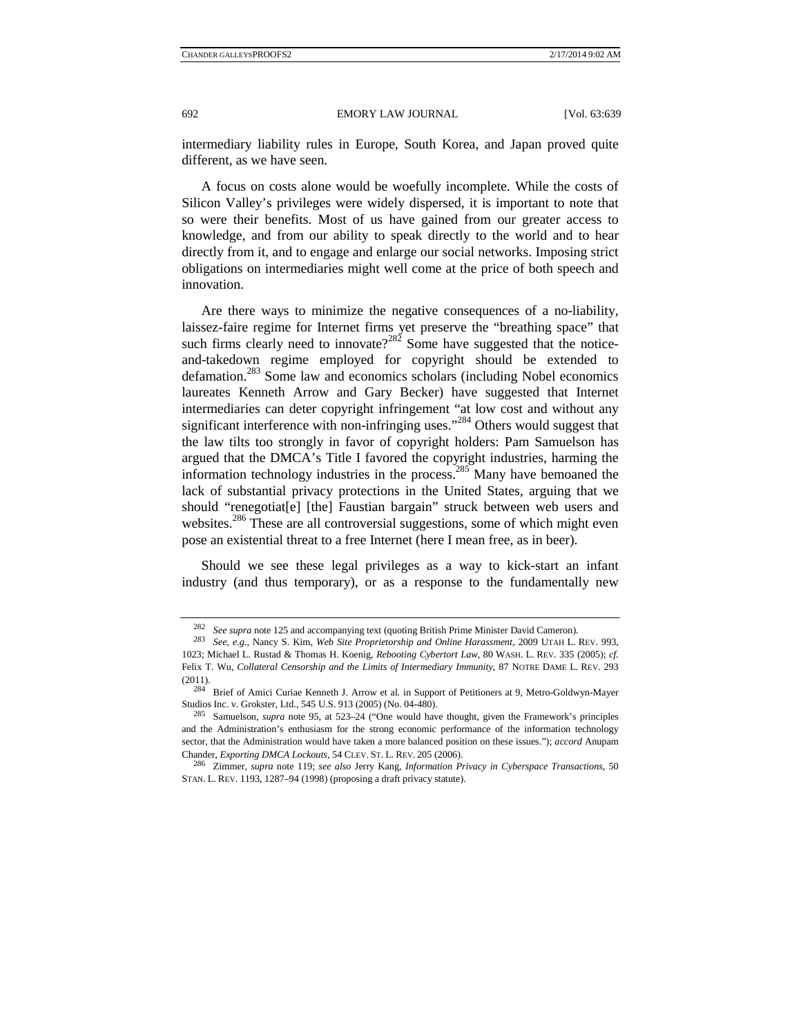intermediary liability rules in Europe, South Korea, and Japan proved quite different, as we have seen.

A focus on costs alone would be woefully incomplete. While the costs of Silicon Valley's privileges were widely dispersed, it is important to note that so were their benefits. Most of us have gained from our greater access to knowledge, and from our ability to speak directly to the world and to hear directly from it, and to engage and enlarge our social networks. Imposing strict obligations on intermediaries might well come at the price of both speech and innovation.

Are there ways to minimize the negative consequences of a no-liability, laissez-faire regime for Internet firms yet preserve the "breathing space" that such firms clearly need to innovate?[282] Some have suggested that the notice-and-takedown regime employed for copyright should be extended to defamation.[283] Some law and economics scholars (including Nobel economics laureates Kenneth Arrow and Gary Becker) have suggested that Internet intermediaries can deter copyright infringement "at low cost and without any significant interference with non-infringing uses."[284] Others would suggest that the law tilts too strongly in favor of copyright holders: Pam Samuelson has argued that the DMCA's Title I favored the copyright industries, harming the information technology industries in the process.[285] Many have bemoaned the lack of substantial privacy protections in the United States, arguing that we should "renegotiat[e] [the] Faustian bargain" struck between web users and websites.[286] These are all controversial suggestions, some of which might even pose an existential threat to a free Internet (here I mean free, as in beer).

Should we see these legal privileges as a way to kick-start an infant industry (and thus temporary), or as a response to the fundamentally new

---

[282] *See supra* note 125 and accompanying text (quoting British Prime Minister David Cameron).

[283] *See, e.g.*, Nancy S. Kim, *Web Site Proprietorship and Online Harassment*, 2009 UTAH L. REV. 993, 1023; Michael L. Rustad & Thomas H. Koenig, *Rebooting Cybertort Law*, 80 WASH. L. REV. 335 (2005); *cf.* Felix T. Wu, *Collateral Censorship and the Limits of Intermediary Immunity*, 87 NOTRE DAME L. REV. 293 (2011).

[284] Brief of Amici Curiae Kenneth J. Arrow et al. in Support of Petitioners at 9, Metro-Goldwyn-Mayer Studios Inc. v. Grokster, Ltd., 545 U.S. 913 (2005) (No. 04-480).

[285] Samuelson, *supra* note 95, at 523–24 ("One would have thought, given the Framework's principles and the Administration's enthusiasm for the strong economic performance of the information technology sector, that the Administration would have taken a more balanced position on these issues."); *accord* Anupam Chander, *Exporting DMCA Lockouts*, 54 CLEV. ST. L. REV. 205 (2006).

[286] Zimmer, *supra* note 119; *see also* Jerry Kang, *Information Privacy in Cyberspace Transactions*, 50 STAN. L. REV. 1193, 1287–94 (1998) (proposing a draft privacy statute).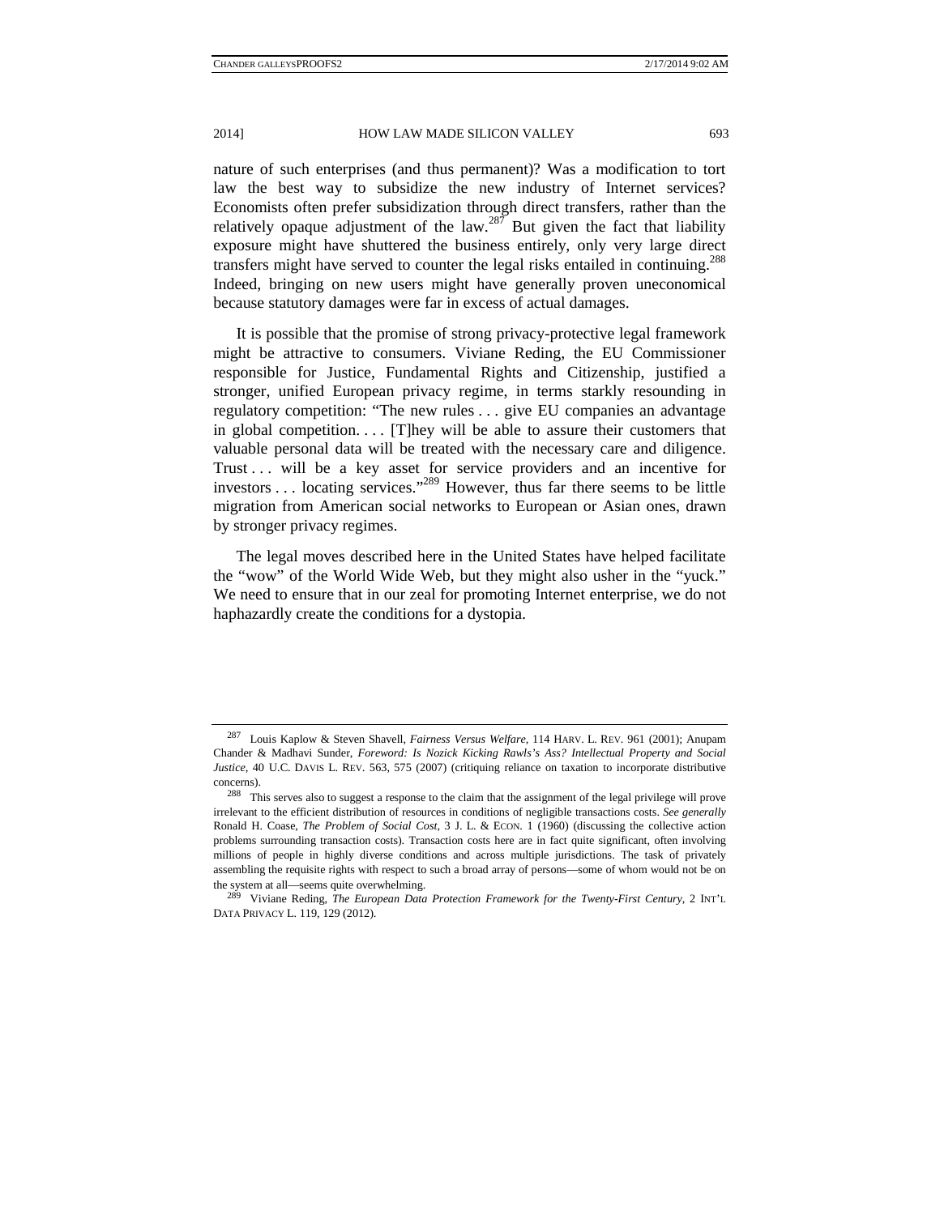nature of such enterprises (and thus permanent)? Was a modification to tort law the best way to subsidize the new industry of Internet services? Economists often prefer subsidization through direct transfers, rather than the relatively opaque adjustment of the law.[287] But given the fact that liability exposure might have shuttered the business entirely, only very large direct transfers might have served to counter the legal risks entailed in continuing.[288] Indeed, bringing on new users might have generally proven uneconomical because statutory damages were far in excess of actual damages.

It is possible that the promise of strong privacy-protective legal framework might be attractive to consumers. Viviane Reding, the EU Commissioner responsible for Justice, Fundamental Rights and Citizenship, justified a stronger, unified European privacy regime, in terms starkly resounding in regulatory competition: "The new rules . . . give EU companies an advantage in global competition. . . . [T]hey will be able to assure their customers that valuable personal data will be treated with the necessary care and diligence. Trust . . . will be a key asset for service providers and an incentive for investors . . . locating services."[289] However, thus far there seems to be little migration from American social networks to European or Asian ones, drawn by stronger privacy regimes.

The legal moves described here in the United States have helped facilitate the "wow" of the World Wide Web, but they might also usher in the "yuck." We need to ensure that in our zeal for promoting Internet enterprise, we do not haphazardly create the conditions for a dystopia.

---

[287] Louis Kaplow & Steven Shavell, *Fairness Versus Welfare*, 114 HARV. L. REV. 961 (2001); Anupam Chander & Madhavi Sunder, *Foreword: Is Nozick Kicking Rawls's Ass? Intellectual Property and Social Justice*, 40 U.C. DAVIS L. REV. 563, 575 (2007) (critiquing reliance on taxation to incorporate distributive concerns).

[288] This serves also to suggest a response to the claim that the assignment of the legal privilege will prove irrelevant to the efficient distribution of resources in conditions of negligible transactions costs. *See generally* Ronald H. Coase, *The Problem of Social Cost*, 3 J. L. & ECON. 1 (1960) (discussing the collective action problems surrounding transaction costs). Transaction costs here are in fact quite significant, often involving millions of people in highly diverse conditions and across multiple jurisdictions. The task of privately assembling the requisite rights with respect to such a broad array of persons—some of whom would not be on the system at all—seems quite overwhelming.

[289] Viviane Reding, *The European Data Protection Framework for the Twenty-First Century*, 2 INT'L DATA PRIVACY L. 119, 129 (2012).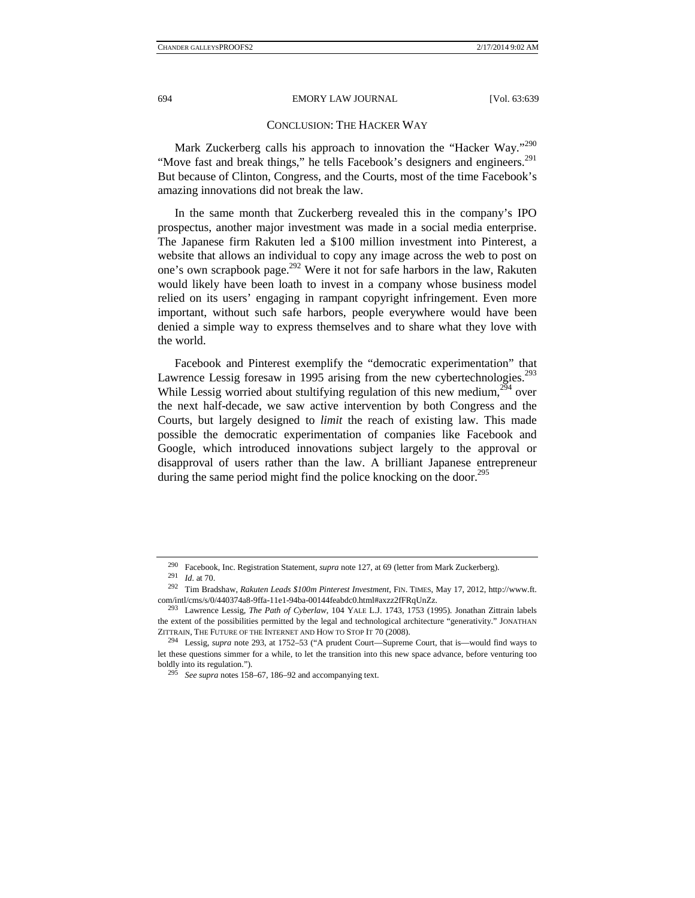## CONCLUSION: THE HACKER WAY

Mark Zuckerberg calls his approach to innovation the "Hacker Way."[290] "Move fast and break things," he tells Facebook's designers and engineers.[291] But because of Clinton, Congress, and the Courts, most of the time Facebook's amazing innovations did not break the law.

In the same month that Zuckerberg revealed this in the company's IPO prospectus, another major investment was made in a social media enterprise. The Japanese firm Rakuten led a $100 million investment into Pinterest, a website that allows an individual to copy any image across the web to post on one's own scrapbook page.[292] Were it not for safe harbors in the law, Rakuten would likely have been loath to invest in a company whose business model relied on its users' engaging in rampant copyright infringement. Even more important, without such safe harbors, people everywhere would have been denied a simple way to express themselves and to share what they love with the world.

Facebook and Pinterest exemplify the "democratic experimentation" that Lawrence Lessig foresaw in 1995 arising from the new cybertechnologies.[293] While Lessig worried about stultifying regulation of this new medium,[294] over the next half-decade, we saw active intervention by both Congress and the Courts, but largely designed to *limit* the reach of existing law. This made possible the democratic experimentation of companies like Facebook and Google, which introduced innovations subject largely to the approval or disapproval of users rather than the law. A brilliant Japanese entrepreneur during the same period might find the police knocking on the door.[295]

---

[290] Facebook, Inc. Registration Statement, *supra* note 127, at 69 (letter from Mark Zuckerberg).

[291] *Id*. at 70.

[292] Tim Bradshaw, *Rakuten Leads $100m Pinterest Investment*, FIN. TIMES, May 17, 2012, http://www.ft.com/intl/cms/s/0/440374a8-9ffa-11e1-94ba-00144feabdc0.html#axzz2fFRqUnZz.

[293] Lawrence Lessig, *The Path of Cyberlaw*, 104 YALE L.J. 1743, 1753 (1995). Jonathan Zittrain labels the extent of the possibilities permitted by the legal and technological architecture "generativity." JONATHAN ZITTRAIN, THE FUTURE OF THE INTERNET AND HOW TO STOP IT 70 (2008).

[294] Lessig, *supra* note 293, at 1752–53 ("A prudent Court—Supreme Court, that is—would find ways to let these questions simmer for a while, to let the transition into this new space advance, before venturing too boldly into its regulation.").

[295] *See supra* notes 158–67, 186–92 and accompanying text.